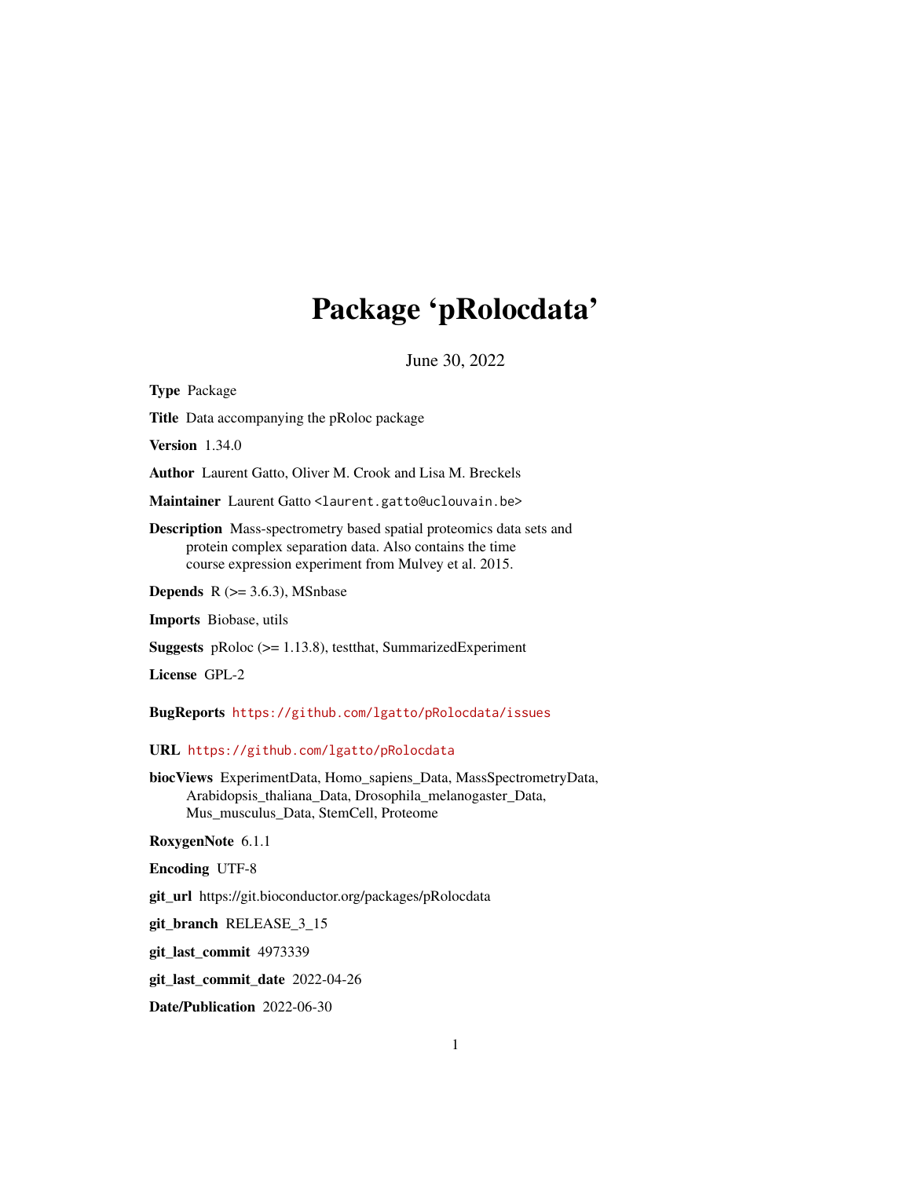# Package 'pRolocdata'

June 30, 2022

**Type** Package

**Title** Data accompanying the pRoloc package

**Version** 1.34.0

**Author** Laurent Gatto, Oliver M. Crook and Lisa M. Breckels

**Maintainer** Laurent Gatto <laurent.gatto@uclouvain.be>

**Description** Mass-spectrometry based spatial proteomics data sets and protein complex separation data. Also contains the time course expression experiment from Mulvey et al. 2015.

**Depends** R (>= 3.6.3), MSnbase

**Imports** Biobase, utils

**Suggests** pRoloc (>= 1.13.8), testthat, SummarizedExperiment

**License** GPL-2

**BugReports** https://github.com/lgatto/pRolocdata/issues

**URL** https://github.com/lgatto/pRolocdata

**biocViews** ExperimentData, Homo_sapiens_Data, MassSpectrometryData, Arabidopsis_thaliana_Data, Drosophila_melanogaster_Data, Mus_musculus_Data, StemCell, Proteome

**RoxygenNote** 6.1.1

**Encoding** UTF-8

**git_url** https://git.bioconductor.org/packages/pRolocdata

**git_branch** RELEASE_3_15

**git_last_commit** 4973339

**git_last_commit_date** 2022-04-26

**Date/Publication** 2022-06-30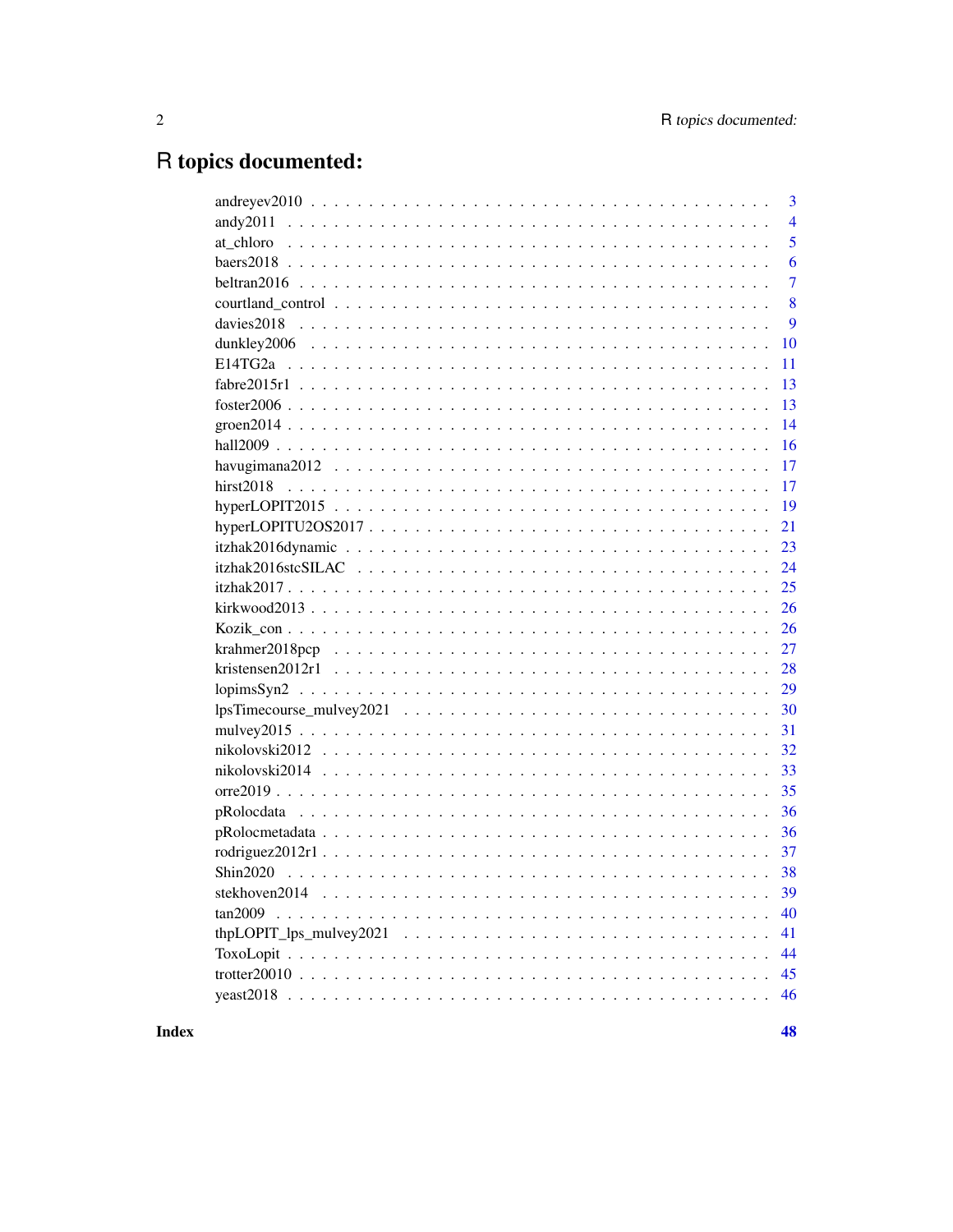# R topics documented:

| | |
|---|---|
| andreyev2010 | 3 |
| andy2011 | 4 |
| at_chloro | 5 |
| baers2018 | 6 |
| beltran2016 | 7 |
| courtland_control | 8 |
| davies2018 | 9 |
| dunkley2006 | 10 |
| E14TG2a | 11 |
| fabre2015r1 | 13 |
| foster2006 | 13 |
| groen2014 | 14 |
| hall2009 | 16 |
| havugimana2012 | 17 |
| hirst2018 | 17 |
| hyperLOPIT2015 | 19 |
| hyperLOPITU2OS2017 | 21 |
| itzhak2016dynamic | 23 |
| itzhak2016stcSILAC | 24 |
| itzhak2017 | 25 |
| kirkwood2013 | 26 |
| Kozik_con | 26 |
| krahmer2018pcp | 27 |
| kristensen2012r1 | 28 |
| lopimsSyn2 | 29 |
| lpsTimecourse_mulvey2021 | 30 |
| mulvey2015 | 31 |
| nikolovski2012 | 32 |
| nikolovski2014 | 33 |
| orre2019 | 35 |
| pRolocdata | 36 |
| pRolocmetadata | 36 |
| rodriguez2012r1 | 37 |
| Shin2020 | 38 |
| stekhoven2014 | 39 |
| tan2009 | 40 |
| thpLOPIT_lps_mulvey2021 | 41 |
| ToxoLopit | 44 |
| trotter20010 | 45 |
| yeast2018 | 46 |

**Index** **48**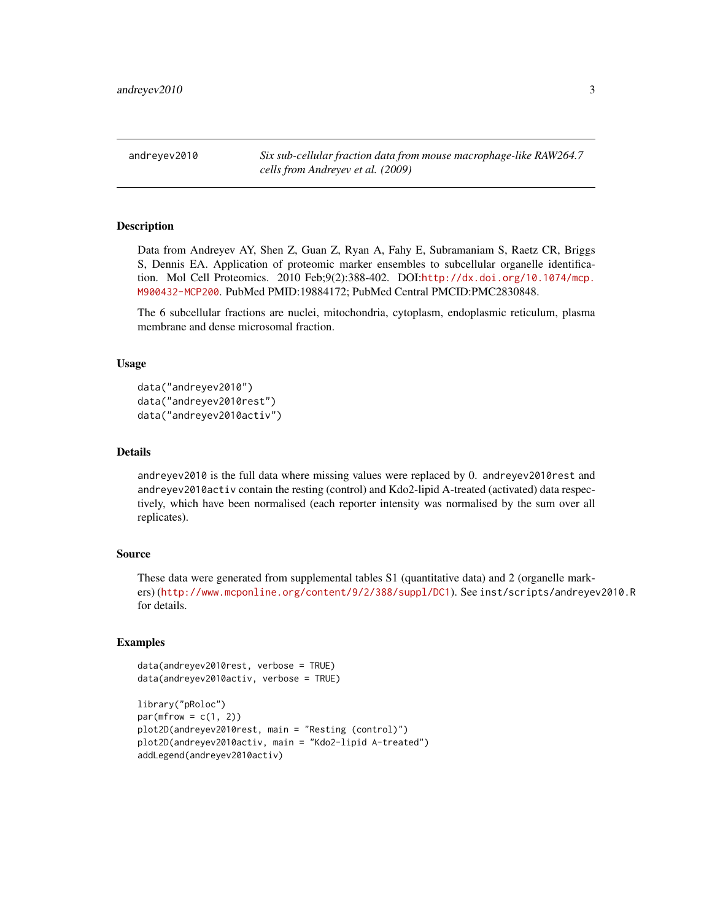# andreyev2010 — *Six sub-cellular fraction data from mouse macrophage-like RAW264.7 cells from Andreyev et al. (2009)*

## Description

Data from Andreyev AY, Shen Z, Guan Z, Ryan A, Fahy E, Subramaniam S, Raetz CR, Briggs S, Dennis EA. Application of proteomic marker ensembles to subcellular organelle identification. Mol Cell Proteomics. 2010 Feb;9(2):388-402. DOI:http://dx.doi.org/10.1074/mcp.M900432-MCP200. PubMed PMID:19884172; PubMed Central PMCID:PMC2830848.

The 6 subcellular fractions are nuclei, mitochondria, cytoplasm, endoplasmic reticulum, plasma membrane and dense microsomal fraction.

## Usage

```
data("andreyev2010")
data("andreyev2010rest")
data("andreyev2010activ")
```

## Details

`andreyev2010` is the full data where missing values were replaced by 0. `andreyev2010rest` and `andreyev2010activ` contain the resting (control) and Kdo2-lipid A-treated (activated) data respectively, which have been normalised (each reporter intensity was normalised by the sum over all replicates).

## Source

These data were generated from supplemental tables S1 (quantitative data) and 2 (organelle markers) (http://www.mcponline.org/content/9/2/388/suppl/DC1). See `inst/scripts/andreyev2010.R` for details.

## Examples

```
data(andreyev2010rest, verbose = TRUE)
data(andreyev2010activ, verbose = TRUE)

library("pRoloc")
par(mfrow = c(1, 2))
plot2D(andreyev2010rest, main = "Resting (control)")
plot2D(andreyev2010activ, main = "Kdo2-lipid A-treated")
addLegend(andreyev2010activ)
```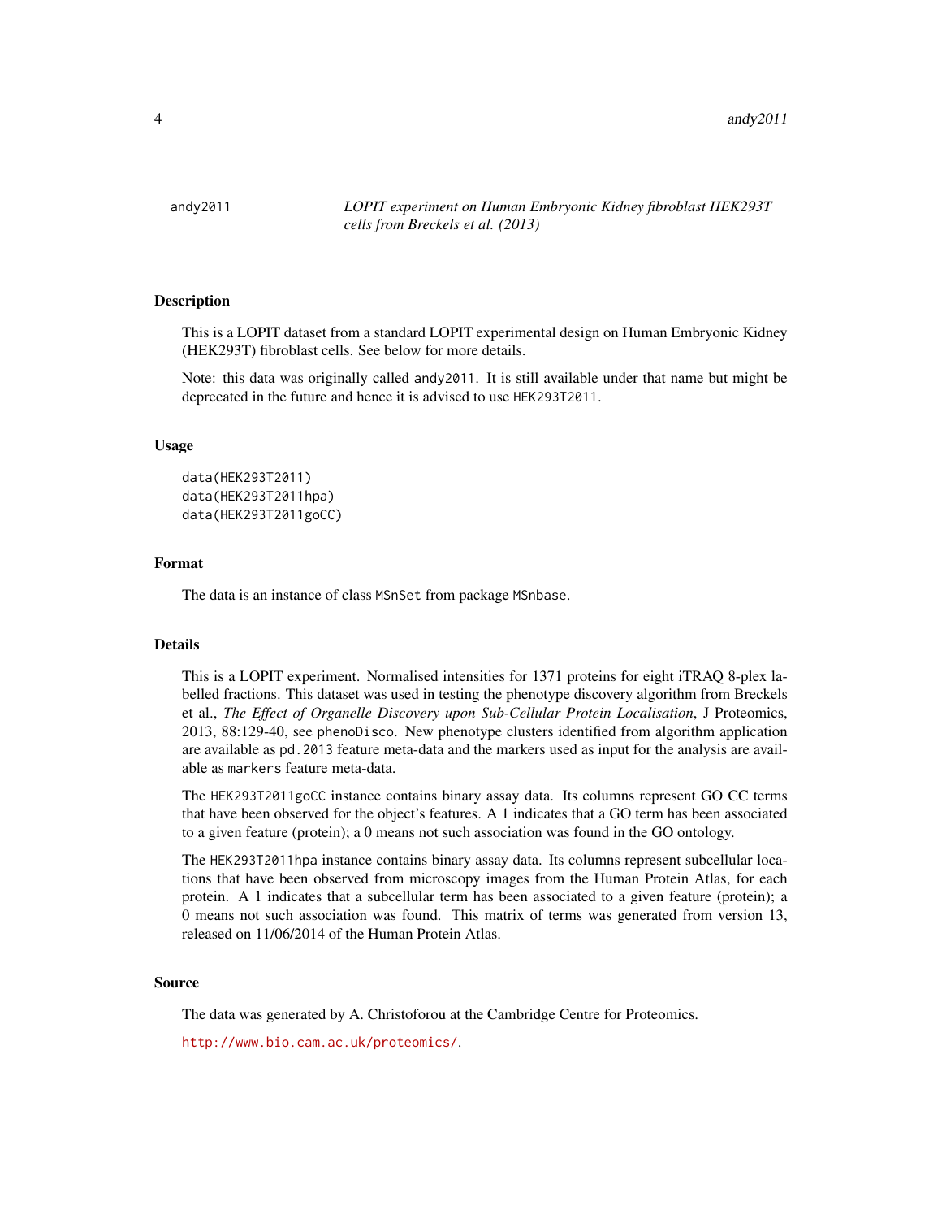## andy2011 — *LOPIT experiment on Human Embryonic Kidney fibroblast HEK293T cells from Breckels et al. (2013)*

### Description

This is a LOPIT dataset from a standard LOPIT experimental design on Human Embryonic Kidney (HEK293T) fibroblast cells. See below for more details.

Note: this data was originally called `andy2011`. It is still available under that name but might be deprecated in the future and hence it is advised to use `HEK293T2011`.

### Usage

```
data(HEK293T2011)
data(HEK293T2011hpa)
data(HEK293T2011goCC)
```

### Format

The data is an instance of class `MSnSet` from package `MSnbase`.

### Details

This is a LOPIT experiment. Normalised intensities for 1371 proteins for eight iTRAQ 8-plex labelled fractions. This dataset was used in testing the phenotype discovery algorithm from Breckels et al., *The Effect of Organelle Discovery upon Sub-Cellular Protein Localisation*, J Proteomics, 2013, 88:129-40, see `phenoDisco`. New phenotype clusters identified from algorithm application are available as `pd.2013` feature meta-data and the markers used as input for the analysis are available as `markers` feature meta-data.

The `HEK293T2011goCC` instance contains binary assay data. Its columns represent GO CC terms that have been observed for the object's features. A 1 indicates that a GO term has been associated to a given feature (protein); a 0 means not such association was found in the GO ontology.

The `HEK293T2011hpa` instance contains binary assay data. Its columns represent subcellular locations that have been observed from microscopy images from the Human Protein Atlas, for each protein. A 1 indicates that a subcellular term has been associated to a given feature (protein); a 0 means not such association was found. This matrix of terms was generated from version 13, released on 11/06/2014 of the Human Protein Atlas.

### Source

The data was generated by A. Christoforou at the Cambridge Centre for Proteomics.

http://www.bio.cam.ac.uk/proteomics/.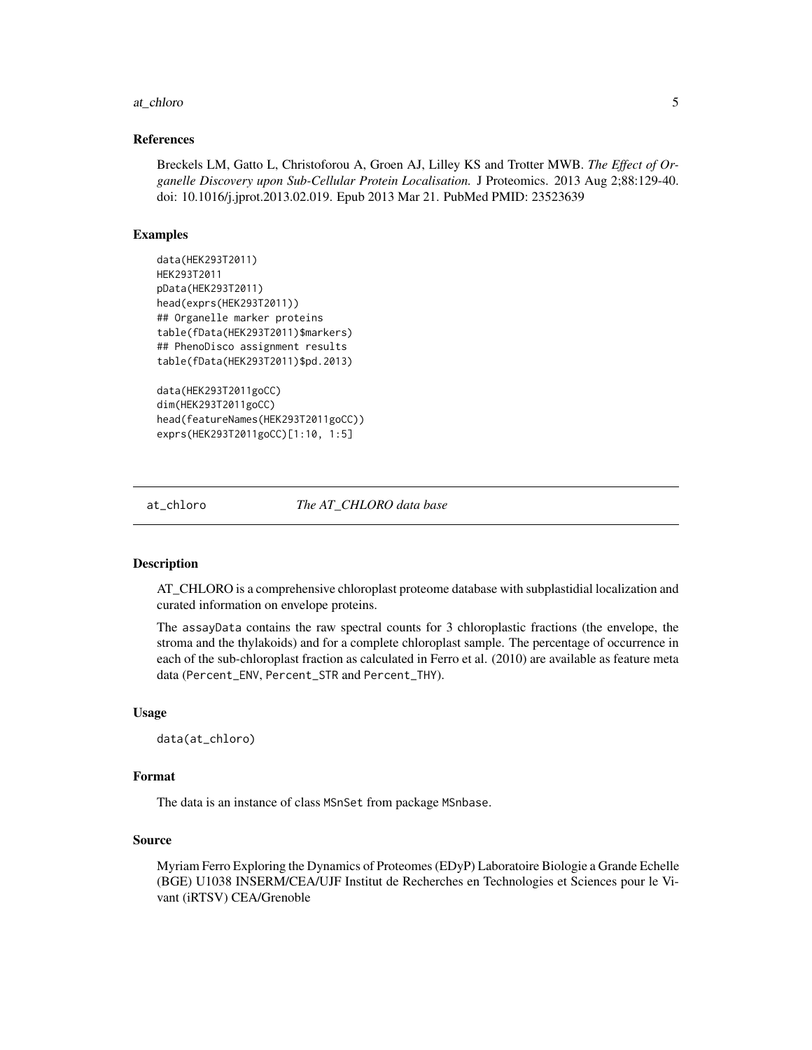### References

Breckels LM, Gatto L, Christoforou A, Groen AJ, Lilley KS and Trotter MWB. *The Effect of Organelle Discovery upon Sub-Cellular Protein Localisation.* J Proteomics. 2013 Aug 2;88:129-40. doi: 10.1016/j.jprot.2013.02.019. Epub 2013 Mar 21. PubMed PMID: 23523639

### Examples

```
data(HEK293T2011)
HEK293T2011
pData(HEK293T2011)
head(exprs(HEK293T2011))
## Organelle marker proteins
table(fData(HEK293T2011)$markers)
## PhenoDisco assignment results
table(fData(HEK293T2011)$pd.2013)

data(HEK293T2011goCC)
dim(HEK293T2011goCC)
head(featureNames(HEK293T2011goCC))
exprs(HEK293T2011goCC)[1:10, 1:5]
```

---

## at_chloro *The AT_CHLORO data base*

### Description

AT_CHLORO is a comprehensive chloroplast proteome database with subplastidial localization and curated information on envelope proteins.

The assayData contains the raw spectral counts for 3 chloroplastic fractions (the envelope, the stroma and the thylakoids) and for a complete chloroplast sample. The percentage of occurrence in each of the sub-chloroplast fraction as calculated in Ferro et al. (2010) are available as feature meta data (Percent_ENV, Percent_STR and Percent_THY).

### Usage

```
data(at_chloro)
```

### Format

The data is an instance of class MSnSet from package MSnbase.

### Source

Myriam Ferro Exploring the Dynamics of Proteomes (EDyP) Laboratoire Biologie a Grande Echelle (BGE) U1038 INSERM/CEA/UJF Institut de Recherches en Technologies et Sciences pour le Vivant (iRTSV) CEA/Grenoble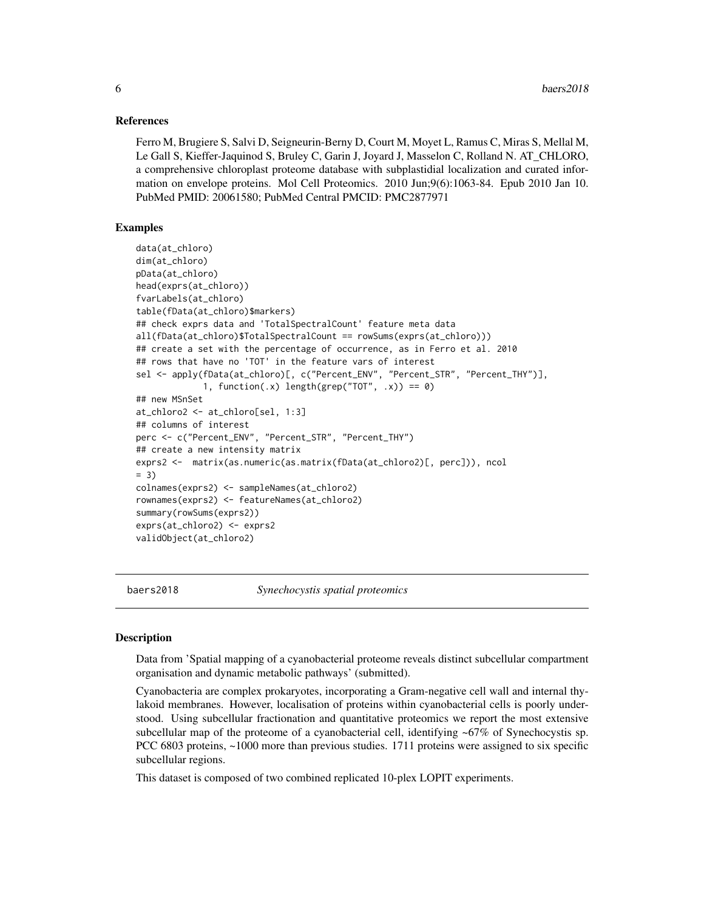### References

Ferro M, Brugiere S, Salvi D, Seigneurin-Berny D, Court M, Moyet L, Ramus C, Miras S, Mellal M, Le Gall S, Kieffer-Jaquinod S, Bruley C, Garin J, Joyard J, Masselon C, Rolland N. AT_CHLORO, a comprehensive chloroplast proteome database with subplastidial localization and curated information on envelope proteins. Mol Cell Proteomics. 2010 Jun;9(6):1063-84. Epub 2010 Jan 10. PubMed PMID: 20061580; PubMed Central PMCID: PMC2877971

### Examples

```
data(at_chloro)
dim(at_chloro)
pData(at_chloro)
head(exprs(at_chloro))
fvarLabels(at_chloro)
table(fData(at_chloro)$markers)
## check exprs data and 'TotalSpectralCount' feature meta data
all(fData(at_chloro)$TotalSpectralCount == rowSums(exprs(at_chloro)))
## create a set with the percentage of occurrence, as in Ferro et al. 2010
## rows that have no 'TOT' in the feature vars of interest
sel <- apply(fData(at_chloro)[, c("Percent_ENV", "Percent_STR", "Percent_THY")],
             1, function(.x) length(grep("TOT", .x)) == 0)
## new MSnSet
at_chloro2 <- at_chloro[sel, 1:3]
## columns of interest
perc <- c("Percent_ENV", "Percent_STR", "Percent_THY")
## create a new intensity matrix
exprs2 <-  matrix(as.numeric(as.matrix(fData(at_chloro2)[, perc])), ncol
= 3)
colnames(exprs2) <- sampleNames(at_chloro2)
rownames(exprs2) <- featureNames(at_chloro2)
summary(rowSums(exprs2))
exprs(at_chloro2) <- exprs2
validObject(at_chloro2)
```

---

## baers2018 — *Synechocystis spatial proteomics*

### Description

Data from 'Spatial mapping of a cyanobacterial proteome reveals distinct subcellular compartment organisation and dynamic metabolic pathways' (submitted).

Cyanobacteria are complex prokaryotes, incorporating a Gram-negative cell wall and internal thylakoid membranes. However, localisation of proteins within cyanobacterial cells is poorly understood. Using subcellular fractionation and quantitative proteomics we report the most extensive subcellular map of the proteome of a cyanobacterial cell, identifying ~67% of Synechocystis sp. PCC 6803 proteins, ~1000 more than previous studies. 1711 proteins were assigned to six specific subcellular regions.

This dataset is composed of two combined replicated 10-plex LOPIT experiments.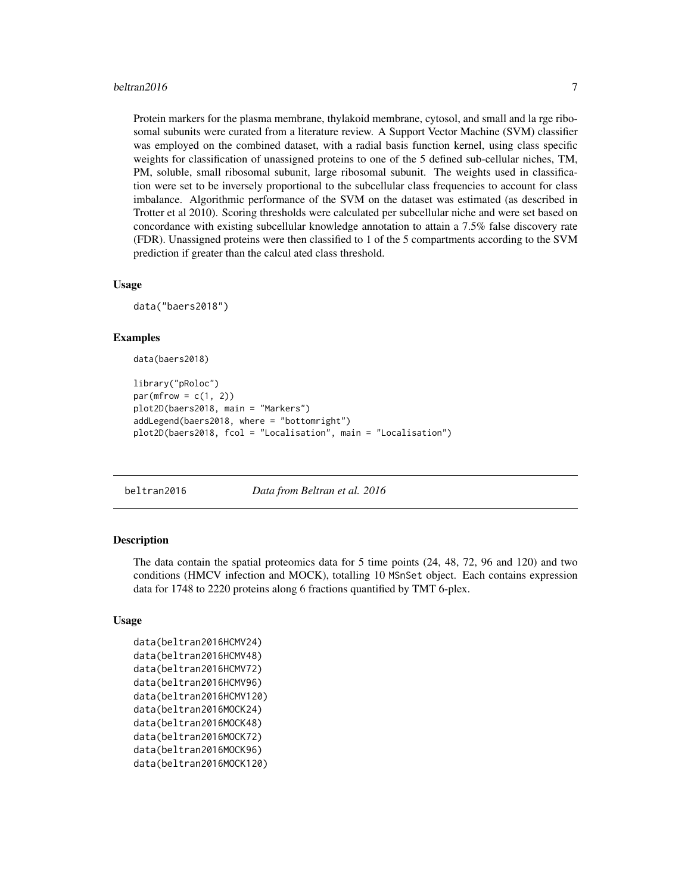Protein markers for the plasma membrane, thylakoid membrane, cytosol, and small and la rge ribosomal subunits were curated from a literature review. A Support Vector Machine (SVM) classifier was employed on the combined dataset, with a radial basis function kernel, using class specific weights for classification of unassigned proteins to one of the 5 defined sub-cellular niches, TM, PM, soluble, small ribosomal subunit, large ribosomal subunit. The weights used in classification were set to be inversely proportional to the subcellular class frequencies to account for class imbalance. Algorithmic performance of the SVM on the dataset was estimated (as described in Trotter et al 2010). Scoring thresholds were calculated per subcellular niche and were set based on concordance with existing subcellular knowledge annotation to attain a 7.5% false discovery rate (FDR). Unassigned proteins were then classified to 1 of the 5 compartments according to the SVM prediction if greater than the calcul ated class threshold.

### Usage

```
data("baers2018")
```

### Examples

```
data(baers2018)

library("pRoloc")
par(mfrow = c(1, 2))
plot2D(baers2018, main = "Markers")
addLegend(baers2018, where = "bottomright")
plot2D(baers2018, fcol = "Localisation", main = "Localisation")
```

---

## beltran2016 *Data from Beltran et al. 2016*

---

### Description

The data contain the spatial proteomics data for 5 time points (24, 48, 72, 96 and 120) and two conditions (HMCV infection and MOCK), totalling 10 MSnSet object. Each contains expression data for 1748 to 2220 proteins along 6 fractions quantified by TMT 6-plex.

### Usage

```
data(beltran2016HCMV24)
data(beltran2016HCMV48)
data(beltran2016HCMV72)
data(beltran2016HCMV96)
data(beltran2016HCMV120)
data(beltran2016MOCK24)
data(beltran2016MOCK48)
data(beltran2016MOCK72)
data(beltran2016MOCK96)
data(beltran2016MOCK120)
```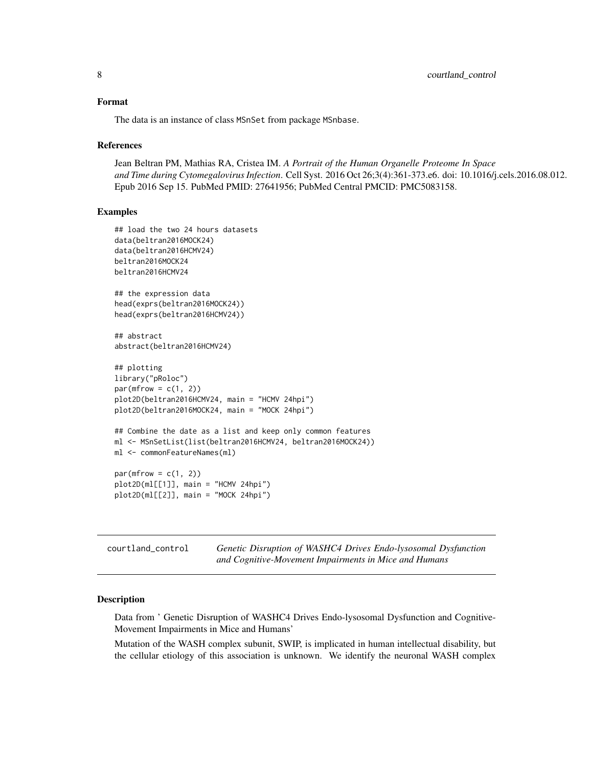## Format

The data is an instance of class `MSnSet` from package `MSnbase`.

## References

Jean Beltran PM, Mathias RA, Cristea IM. *A Portrait of the Human Organelle Proteome In Space and Time during Cytomegalovirus Infection*. Cell Syst. 2016 Oct 26;3(4):361-373.e6. doi: 10.1016/j.cels.2016.08.012. Epub 2016 Sep 15. PubMed PMID: 27641956; PubMed Central PMCID: PMC5083158.

## Examples

```
## load the two 24 hours datasets
data(beltran2016MOCK24)
data(beltran2016HCMV24)
beltran2016MOCK24
beltran2016HCMV24

## the expression data
head(exprs(beltran2016MOCK24))
head(exprs(beltran2016HCMV24))

## abstract
abstract(beltran2016HCMV24)

## plotting
library("pRoloc")
par(mfrow = c(1, 2))
plot2D(beltran2016HCMV24, main = "HCMV 24hpi")
plot2D(beltran2016MOCK24, main = "MOCK 24hpi")

## Combine the date as a list and keep only common features
ml <- MSnSetList(list(beltran2016HCMV24, beltran2016MOCK24))
ml <- commonFeatureNames(ml)

par(mfrow = c(1, 2))
plot2D(ml[[1]], main = "HCMV 24hpi")
plot2D(ml[[2]], main = "MOCK 24hpi")
```

# courtland_control — *Genetic Disruption of WASHC4 Drives Endo-lysosomal Dysfunction and Cognitive-Movement Impairments in Mice and Humans*

## Description

Data from ' Genetic Disruption of WASHC4 Drives Endo-lysosomal Dysfunction and Cognitive-Movement Impairments in Mice and Humans'

Mutation of the WASH complex subunit, SWIP, is implicated in human intellectual disability, but the cellular etiology of this association is unknown. We identify the neuronal WASH complex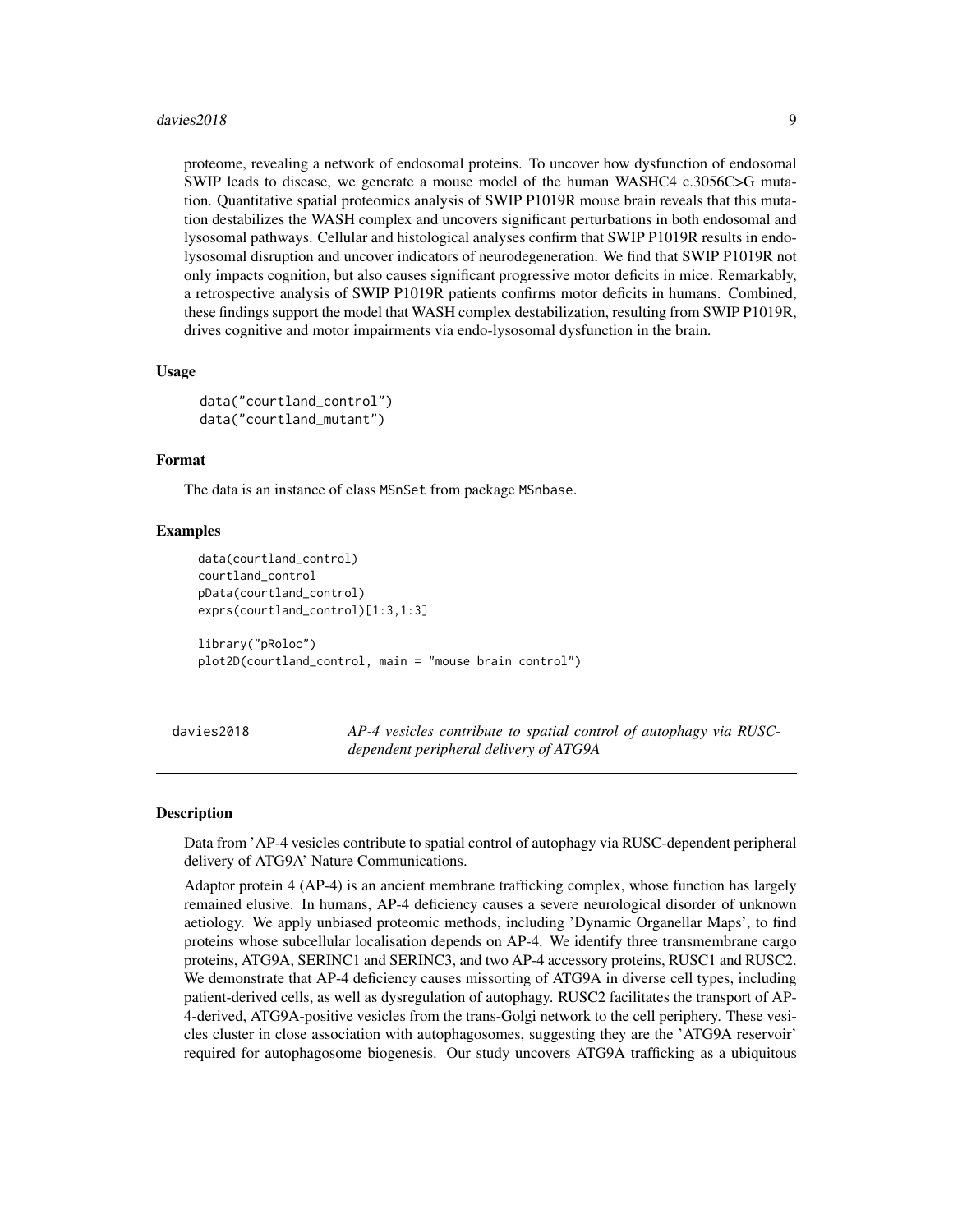proteome, revealing a network of endosomal proteins. To uncover how dysfunction of endosomal SWIP leads to disease, we generate a mouse model of the human WASHC4 c.3056C>G mutation. Quantitative spatial proteomics analysis of SWIP P1019R mouse brain reveals that this mutation destabilizes the WASH complex and uncovers significant perturbations in both endosomal and lysosomal pathways. Cellular and histological analyses confirm that SWIP P1019R results in endo-lysosomal disruption and uncover indicators of neurodegeneration. We find that SWIP P1019R not only impacts cognition, but also causes significant progressive motor deficits in mice. Remarkably, a retrospective analysis of SWIP P1019R patients confirms motor deficits in humans. Combined, these findings support the model that WASH complex destabilization, resulting from SWIP P1019R, drives cognitive and motor impairments via endo-lysosomal dysfunction in the brain.

### Usage

```
data("courtland_control")
data("courtland_mutant")
```

### Format

The data is an instance of class MSnSet from package MSnbase.

### Examples

```
data(courtland_control)
courtland_control
pData(courtland_control)
exprs(courtland_control)[1:3,1:3]

library("pRoloc")
plot2D(courtland_control, main = "mouse brain control")
```

---

## davies2018 — *AP-4 vesicles contribute to spatial control of autophagy via RUSC-dependent peripheral delivery of ATG9A*

### Description

Data from 'AP-4 vesicles contribute to spatial control of autophagy via RUSC-dependent peripheral delivery of ATG9A' Nature Communications.

Adaptor protein 4 (AP-4) is an ancient membrane trafficking complex, whose function has largely remained elusive. In humans, AP-4 deficiency causes a severe neurological disorder of unknown aetiology. We apply unbiased proteomic methods, including 'Dynamic Organellar Maps', to find proteins whose subcellular localisation depends on AP-4. We identify three transmembrane cargo proteins, ATG9A, SERINC1 and SERINC3, and two AP-4 accessory proteins, RUSC1 and RUSC2. We demonstrate that AP-4 deficiency causes missorting of ATG9A in diverse cell types, including patient-derived cells, as well as dysregulation of autophagy. RUSC2 facilitates the transport of AP-4-derived, ATG9A-positive vesicles from the trans-Golgi network to the cell periphery. These vesicles cluster in close association with autophagosomes, suggesting they are the 'ATG9A reservoir' required for autophagosome biogenesis. Our study uncovers ATG9A trafficking as a ubiquitous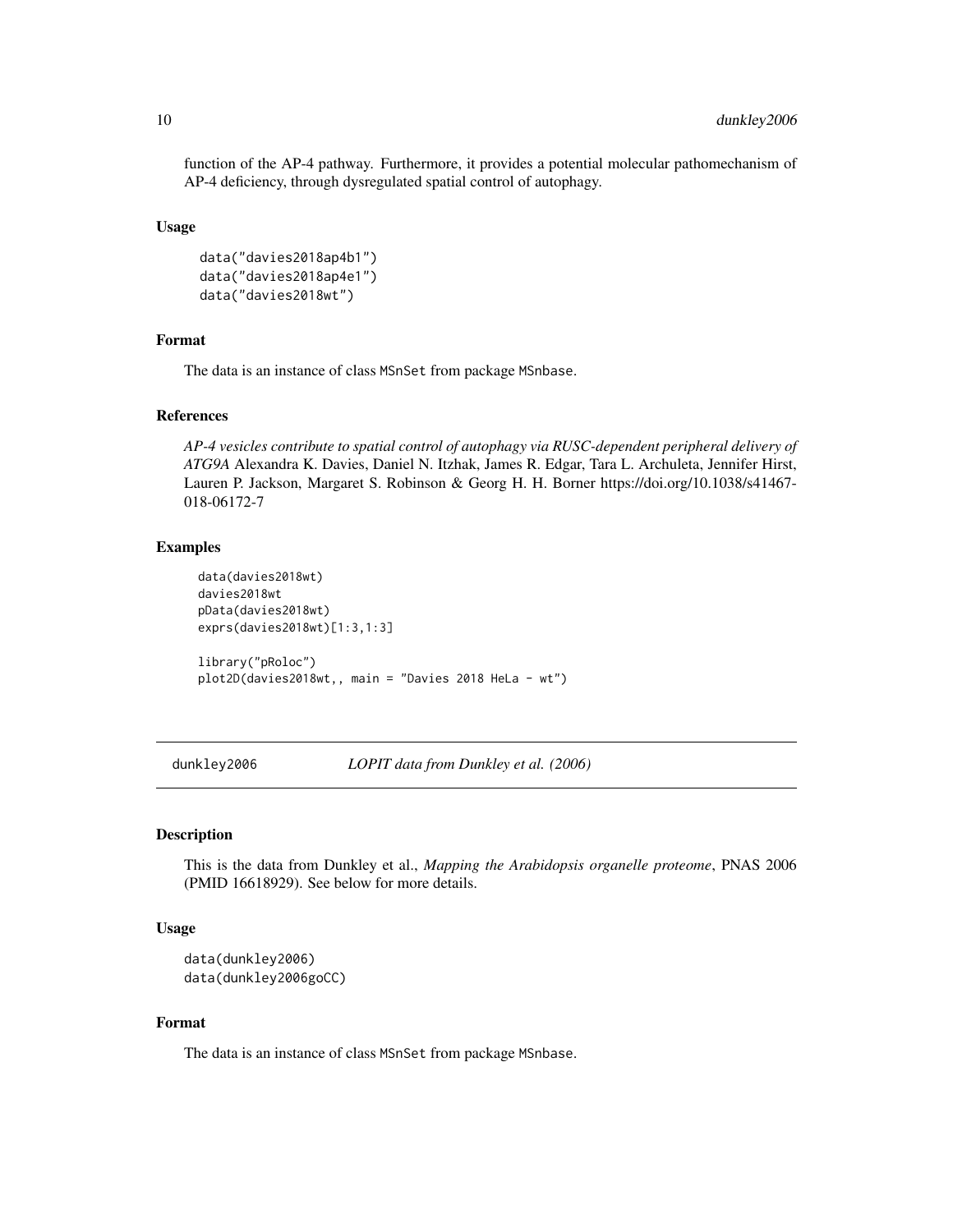function of the AP-4 pathway. Furthermore, it provides a potential molecular pathomechanism of AP-4 deficiency, through dysregulated spatial control of autophagy.

### Usage

```
data("davies2018ap4b1")
data("davies2018ap4e1")
data("davies2018wt")
```

### Format

The data is an instance of class MSnSet from package MSnbase.

### References

*AP-4 vesicles contribute to spatial control of autophagy via RUSC-dependent peripheral delivery of ATG9A* Alexandra K. Davies, Daniel N. Itzhak, James R. Edgar, Tara L. Archuleta, Jennifer Hirst, Lauren P. Jackson, Margaret S. Robinson & Georg H. H. Borner https://doi.org/10.1038/s41467-018-06172-7

### Examples

```
data(davies2018wt)
davies2018wt
pData(davies2018wt)
exprs(davies2018wt)[1:3,1:3]

library("pRoloc")
plot2D(davies2018wt,, main = "Davies 2018 HeLa - wt")
```

---

## dunkley2006 — *LOPIT data from Dunkley et al. (2006)*

### Description

This is the data from Dunkley et al., *Mapping the Arabidopsis organelle proteome*, PNAS 2006 (PMID 16618929). See below for more details.

### Usage

```
data(dunkley2006)
data(dunkley2006goCC)
```

### Format

The data is an instance of class MSnSet from package MSnbase.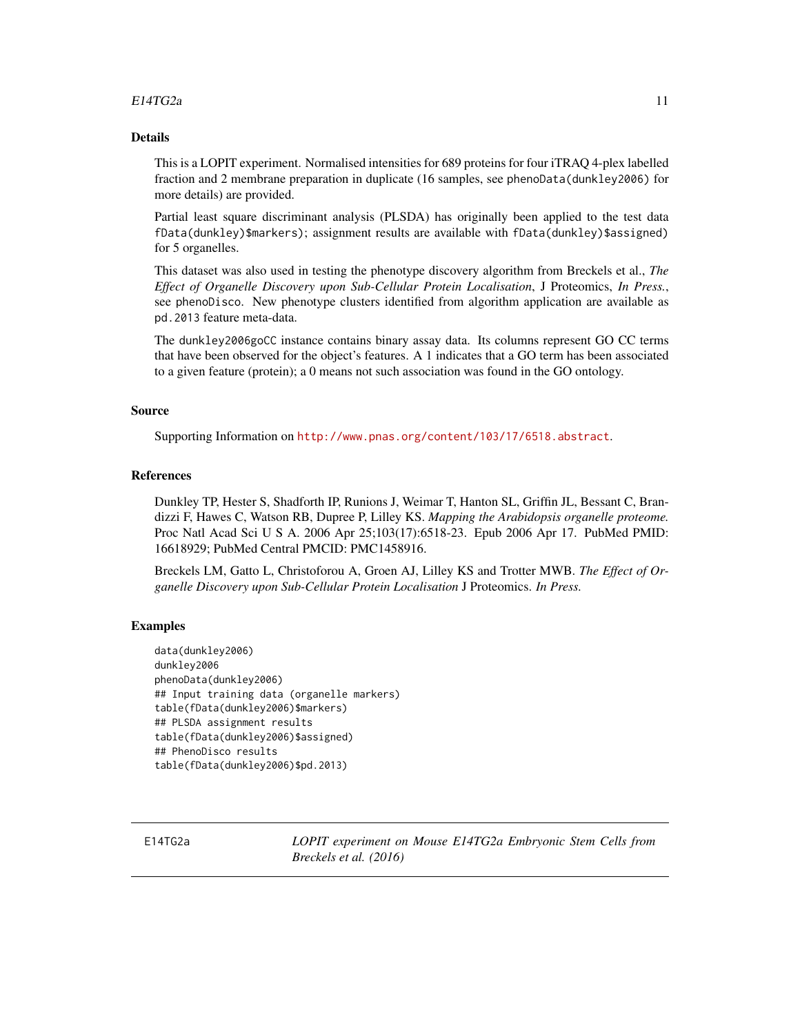## Details

This is a LOPIT experiment. Normalised intensities for 689 proteins for four iTRAQ 4-plex labelled fraction and 2 membrane preparation in duplicate (16 samples, see `phenoData(dunkley2006)` for more details) are provided.

Partial least square discriminant analysis (PLSDA) has originally been applied to the test data `fData(dunkley)$markers`; assignment results are available with `fData(dunkley)$assigned` for 5 organelles.

This dataset was also used in testing the phenotype discovery algorithm from Breckels et al., *The Effect of Organelle Discovery upon Sub-Cellular Protein Localisation*, J Proteomics, *In Press.*, see `phenoDisco`. New phenotype clusters identified from algorithm application are available as `pd.2013` feature meta-data.

The `dunkley2006goCC` instance contains binary assay data. Its columns represent GO CC terms that have been observed for the object's features. A 1 indicates that a GO term has been associated to a given feature (protein); a 0 means not such association was found in the GO ontology.

## Source

Supporting Information on http://www.pnas.org/content/103/17/6518.abstract.

## References

Dunkley TP, Hester S, Shadforth IP, Runions J, Weimar T, Hanton SL, Griffin JL, Bessant C, Brandizzi F, Hawes C, Watson RB, Dupree P, Lilley KS. *Mapping the Arabidopsis organelle proteome.* Proc Natl Acad Sci U S A. 2006 Apr 25;103(17):6518-23. Epub 2006 Apr 17. PubMed PMID: 16618929; PubMed Central PMCID: PMC1458916.

Breckels LM, Gatto L, Christoforou A, Groen AJ, Lilley KS and Trotter MWB. *The Effect of Organelle Discovery upon Sub-Cellular Protein Localisation* J Proteomics. *In Press.*

## Examples

```
data(dunkley2006)
dunkley2006
phenoData(dunkley2006)
## Input training data (organelle markers)
table(fData(dunkley2006)$markers)
## PLSDA assignment results
table(fData(dunkley2006)$assigned)
## PhenoDisco results
table(fData(dunkley2006)$pd.2013)
```

---

# E14TG2a — *LOPIT experiment on Mouse E14TG2a Embryonic Stem Cells from Breckels et al. (2016)*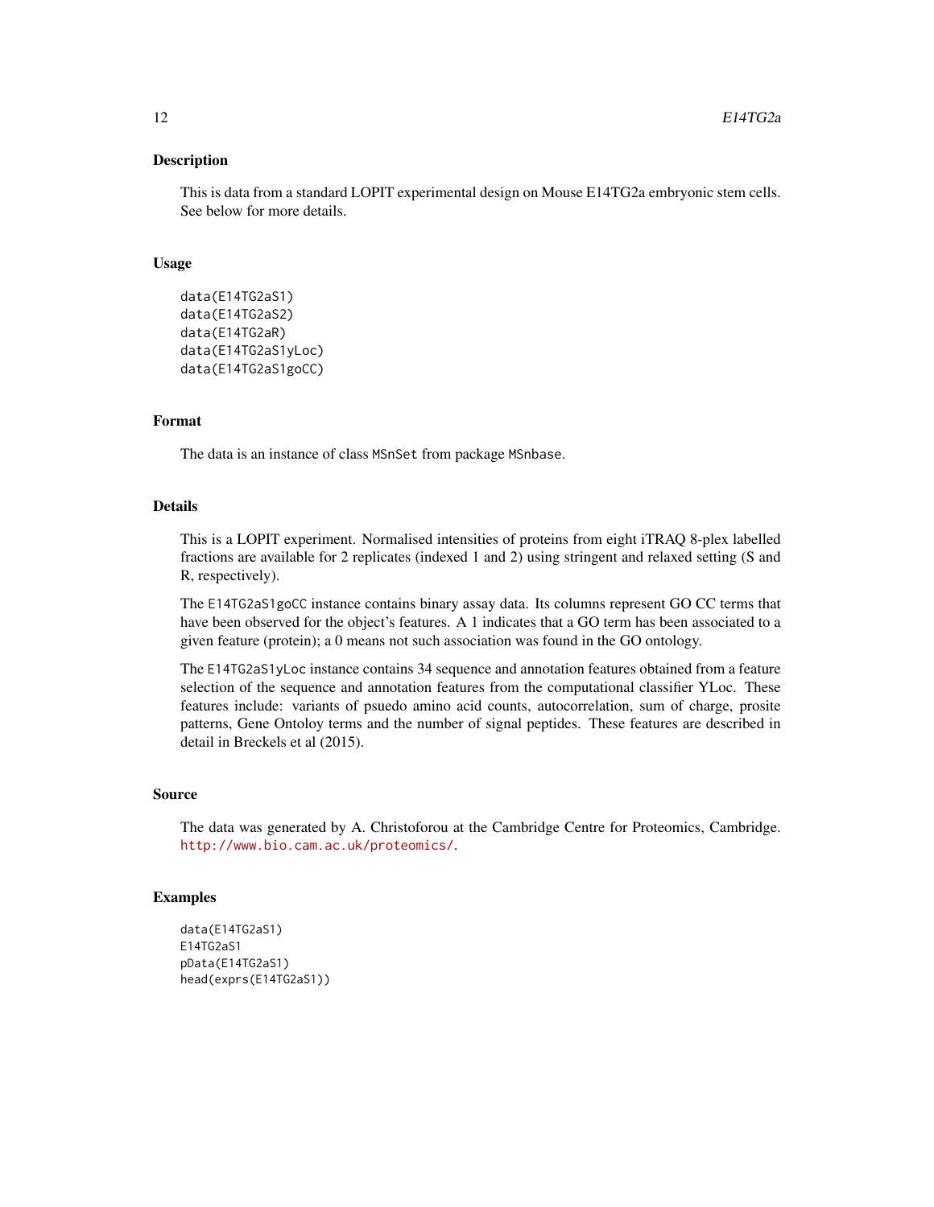### Description

This is data from a standard LOPIT experimental design on Mouse E14TG2a embryonic stem cells. See below for more details.

### Usage

```
data(E14TG2aS1)
data(E14TG2aS2)
data(E14TG2aR)
data(E14TG2aS1yLoc)
data(E14TG2aS1goCC)
```

### Format

The data is an instance of class `MSnSet` from package `MSnbase`.

### Details

This is a LOPIT experiment. Normalised intensities of proteins from eight iTRAQ 8-plex labelled fractions are available for 2 replicates (indexed 1 and 2) using stringent and relaxed setting (S and R, respectively).

The `E14TG2aS1goCC` instance contains binary assay data. Its columns represent GO CC terms that have been observed for the object's features. A 1 indicates that a GO term has been associated to a given feature (protein); a 0 means not such association was found in the GO ontology.

The `E14TG2aS1yLoc` instance contains 34 sequence and annotation features obtained from a feature selection of the sequence and annotation features from the computational classifier YLoc. These features include: variants of psuedo amino acid counts, autocorrelation, sum of charge, prosite patterns, Gene Ontoloy terms and the number of signal peptides. These features are described in detail in Breckels et al (2015).

### Source

The data was generated by A. Christoforou at the Cambridge Centre for Proteomics, Cambridge. http://www.bio.cam.ac.uk/proteomics/.

### Examples

```
data(E14TG2aS1)
E14TG2aS1
pData(E14TG2aS1)
head(exprs(E14TG2aS1))
```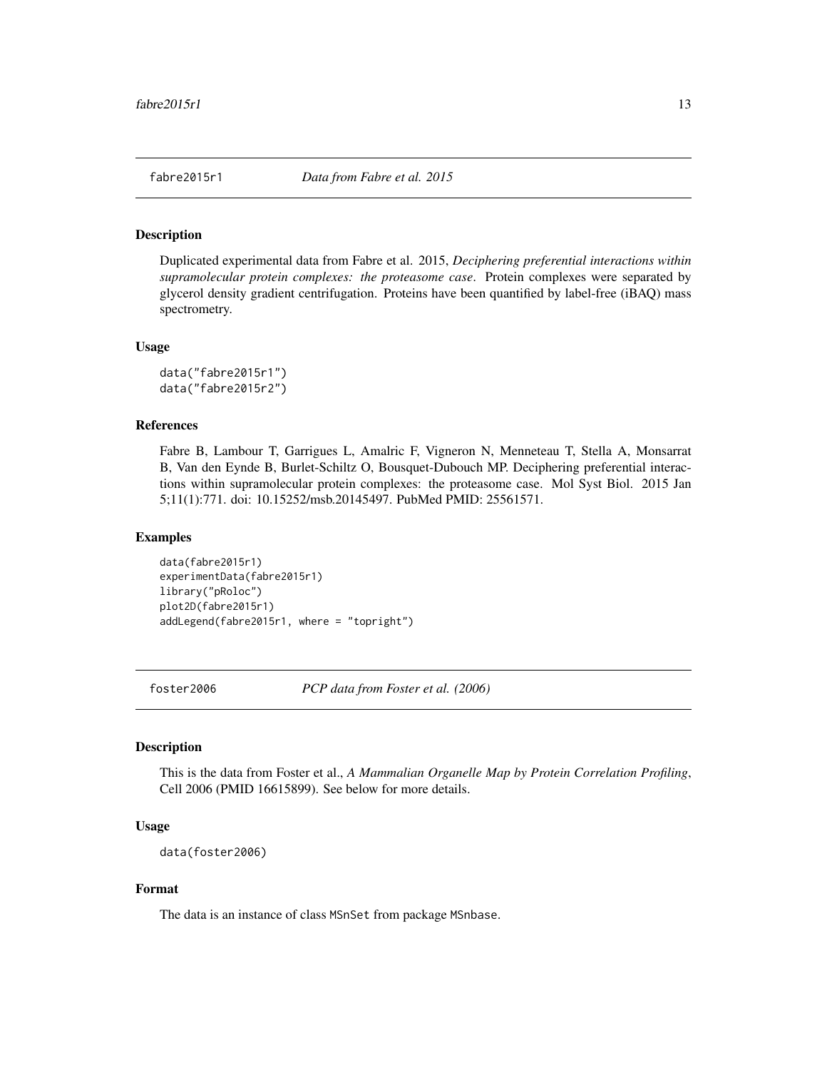## fabre2015r1 — *Data from Fabre et al. 2015*

### Description

Duplicated experimental data from Fabre et al. 2015, *Deciphering preferential interactions within supramolecular protein complexes: the proteasome case*. Protein complexes were separated by glycerol density gradient centrifugation. Proteins have been quantified by label-free (iBAQ) mass spectrometry.

### Usage

```
data("fabre2015r1")
data("fabre2015r2")
```

### References

Fabre B, Lambour T, Garrigues L, Amalric F, Vigneron N, Menneteau T, Stella A, Monsarrat B, Van den Eynde B, Burlet-Schiltz O, Bousquet-Dubouch MP. Deciphering preferential interactions within supramolecular protein complexes: the proteasome case. Mol Syst Biol. 2015 Jan 5;11(1):771. doi: 10.15252/msb.20145497. PubMed PMID: 25561571.

### Examples

```
data(fabre2015r1)
experimentData(fabre2015r1)
library("pRoloc")
plot2D(fabre2015r1)
addLegend(fabre2015r1, where = "topright")
```

## foster2006 — *PCP data from Foster et al. (2006)*

### Description

This is the data from Foster et al., *A Mammalian Organelle Map by Protein Correlation Profiling*, Cell 2006 (PMID 16615899). See below for more details.

### Usage

```
data(foster2006)
```

### Format

The data is an instance of class MSnSet from package MSnbase.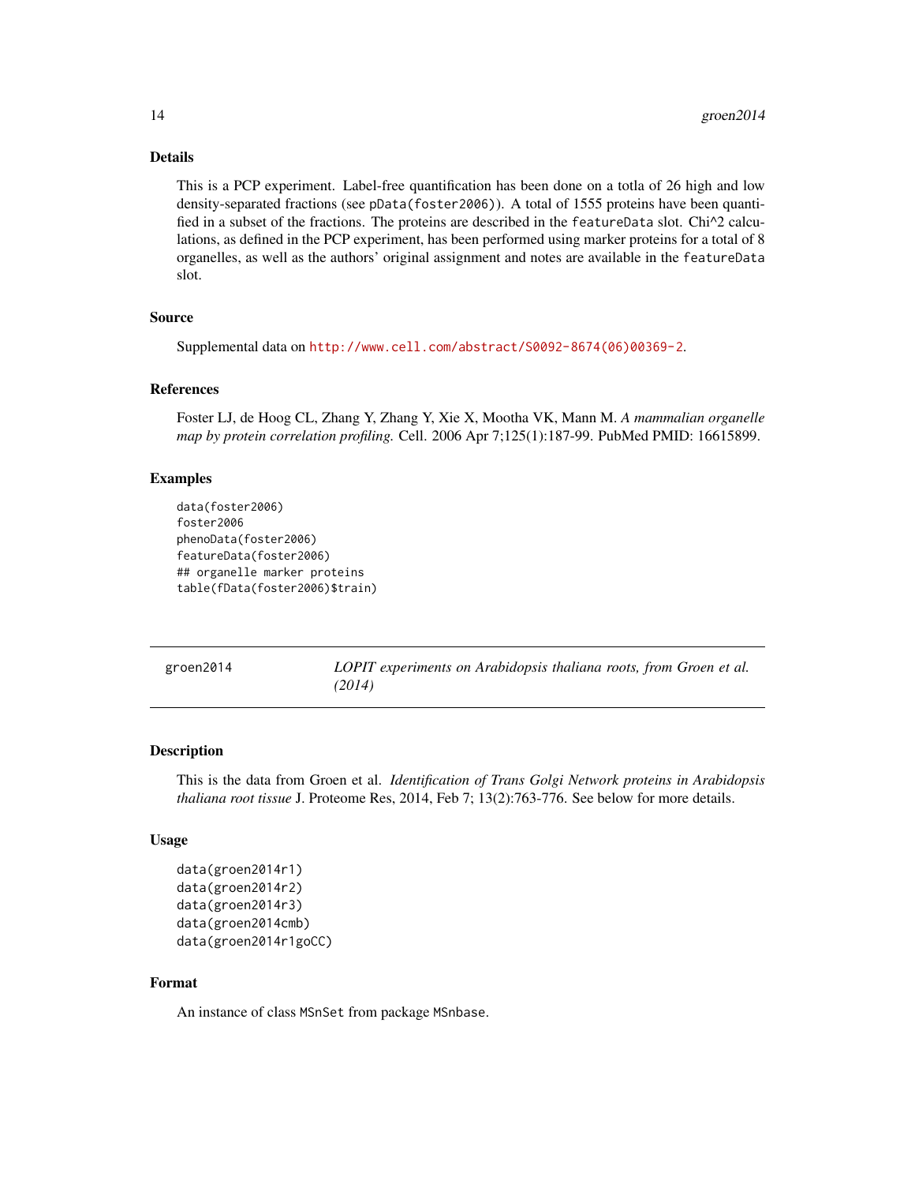### Details

This is a PCP experiment. Label-free quantification has been done on a totla of 26 high and low density-separated fractions (see `pData(foster2006)`). A total of 1555 proteins have been quantified in a subset of the fractions. The proteins are described in the `featureData` slot. Chi^2 calculations, as defined in the PCP experiment, has been performed using marker proteins for a total of 8 organelles, as well as the authors' original assignment and notes are available in the `featureData` slot.

### Source

Supplemental data on http://www.cell.com/abstract/S0092-8674(06)00369-2.

### References

Foster LJ, de Hoog CL, Zhang Y, Zhang Y, Xie X, Mootha VK, Mann M. *A mammalian organelle map by protein correlation profiling.* Cell. 2006 Apr 7;125(1):187-99. PubMed PMID: 16615899.

### Examples

```
data(foster2006)
foster2006
phenoData(foster2006)
featureData(foster2006)
## organelle marker proteins
table(fData(foster2006)$train)
```

---

## groen2014 — *LOPIT experiments on Arabidopsis thaliana roots, from Groen et al. (2014)*

---

### Description

This is the data from Groen et al. *Identification of Trans Golgi Network proteins in Arabidopsis thaliana root tissue* J. Proteome Res, 2014, Feb 7; 13(2):763-776. See below for more details.

### Usage

```
data(groen2014r1)
data(groen2014r2)
data(groen2014r3)
data(groen2014cmb)
data(groen2014r1goCC)
```

### Format

An instance of class `MSnSet` from package `MSnbase`.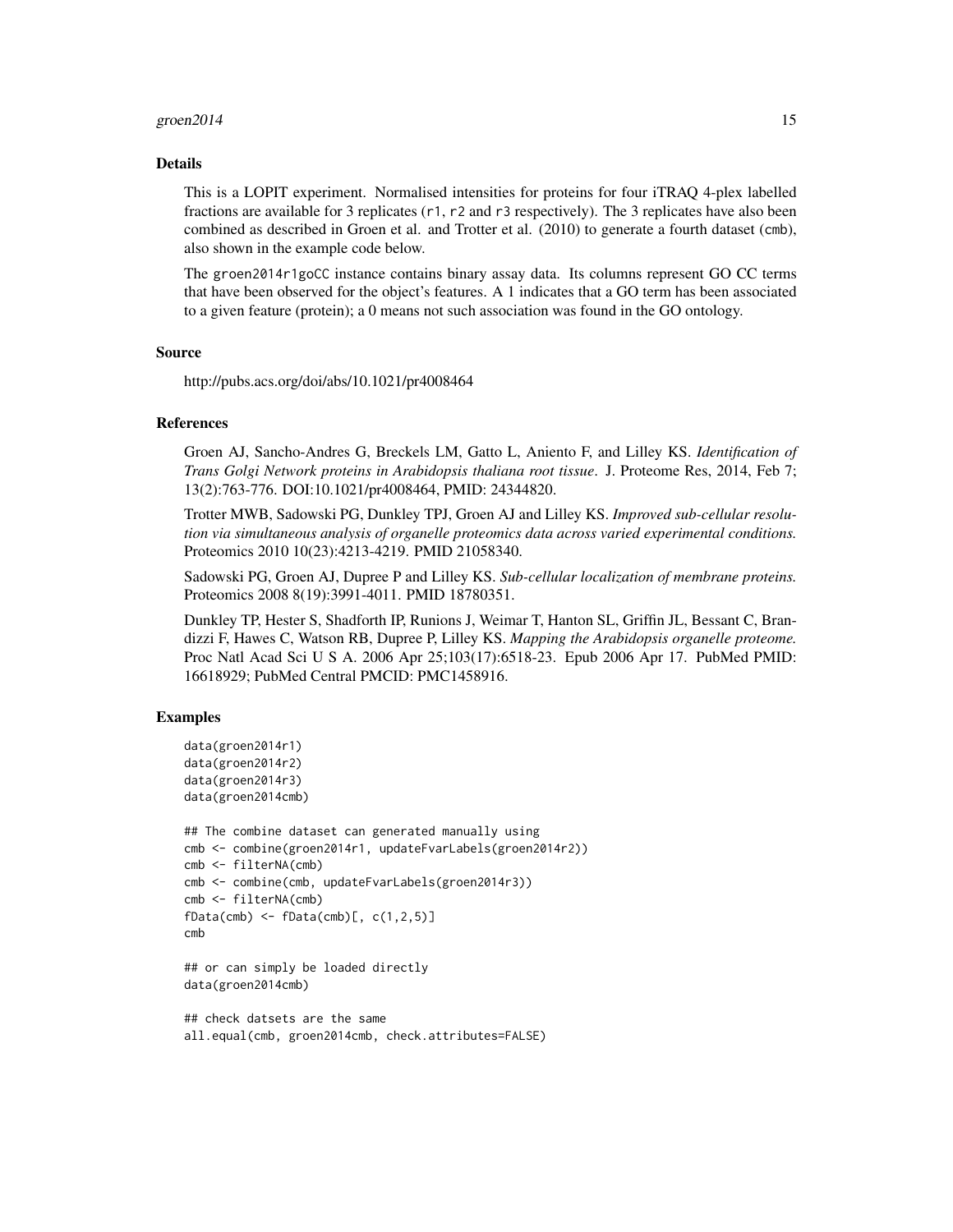## Details

This is a LOPIT experiment. Normalised intensities for proteins for four iTRAQ 4-plex labelled fractions are available for 3 replicates (r1, r2 and r3 respectively). The 3 replicates have also been combined as described in Groen et al. and Trotter et al. (2010) to generate a fourth dataset (cmb), also shown in the example code below.

The groen2014r1goCC instance contains binary assay data. Its columns represent GO CC terms that have been observed for the object's features. A 1 indicates that a GO term has been associated to a given feature (protein); a 0 means not such association was found in the GO ontology.

## Source

http://pubs.acs.org/doi/abs/10.1021/pr4008464

## References

Groen AJ, Sancho-Andres G, Breckels LM, Gatto L, Aniento F, and Lilley KS. *Identification of Trans Golgi Network proteins in Arabidopsis thaliana root tissue*. J. Proteome Res, 2014, Feb 7; 13(2):763-776. DOI:10.1021/pr4008464, PMID: 24344820.

Trotter MWB, Sadowski PG, Dunkley TPJ, Groen AJ and Lilley KS. *Improved sub-cellular resolution via simultaneous analysis of organelle proteomics data across varied experimental conditions.* Proteomics 2010 10(23):4213-4219. PMID 21058340.

Sadowski PG, Groen AJ, Dupree P and Lilley KS. *Sub-cellular localization of membrane proteins.* Proteomics 2008 8(19):3991-4011. PMID 18780351.

Dunkley TP, Hester S, Shadforth IP, Runions J, Weimar T, Hanton SL, Griffin JL, Bessant C, Brandizzi F, Hawes C, Watson RB, Dupree P, Lilley KS. *Mapping the Arabidopsis organelle proteome.* Proc Natl Acad Sci U S A. 2006 Apr 25;103(17):6518-23. Epub 2006 Apr 17. PubMed PMID: 16618929; PubMed Central PMCID: PMC1458916.

## Examples

```
data(groen2014r1)
data(groen2014r2)
data(groen2014r3)
data(groen2014cmb)

## The combine dataset can generated manually using
cmb <- combine(groen2014r1, updateFvarLabels(groen2014r2))
cmb <- filterNA(cmb)
cmb <- combine(cmb, updateFvarLabels(groen2014r3))
cmb <- filterNA(cmb)
fData(cmb) <- fData(cmb)[, c(1,2,5)]
cmb

## or can simply be loaded directly
data(groen2014cmb)

## check datsets are the same
all.equal(cmb, groen2014cmb, check.attributes=FALSE)
```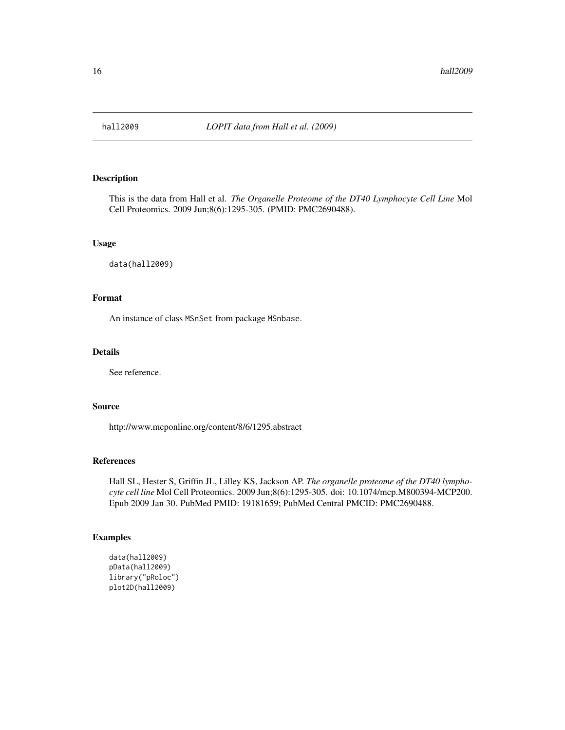hall2009 *LOPIT data from Hall et al. (2009)*

## Description

This is the data from Hall et al. *The Organelle Proteome of the DT40 Lymphocyte Cell Line* Mol Cell Proteomics. 2009 Jun;8(6):1295-305. (PMID: PMC2690488).

## Usage

```
data(hall2009)
```

## Format

An instance of class MSnSet from package MSnbase.

## Details

See reference.

## Source

http://www.mcponline.org/content/8/6/1295.abstract

## References

Hall SL, Hester S, Griffin JL, Lilley KS, Jackson AP. *The organelle proteome of the DT40 lymphocyte cell line* Mol Cell Proteomics. 2009 Jun;8(6):1295-305. doi: 10.1074/mcp.M800394-MCP200. Epub 2009 Jan 30. PubMed PMID: 19181659; PubMed Central PMCID: PMC2690488.

## Examples

```
data(hall2009)
pData(hall2009)
library("pRoloc")
plot2D(hall2009)
```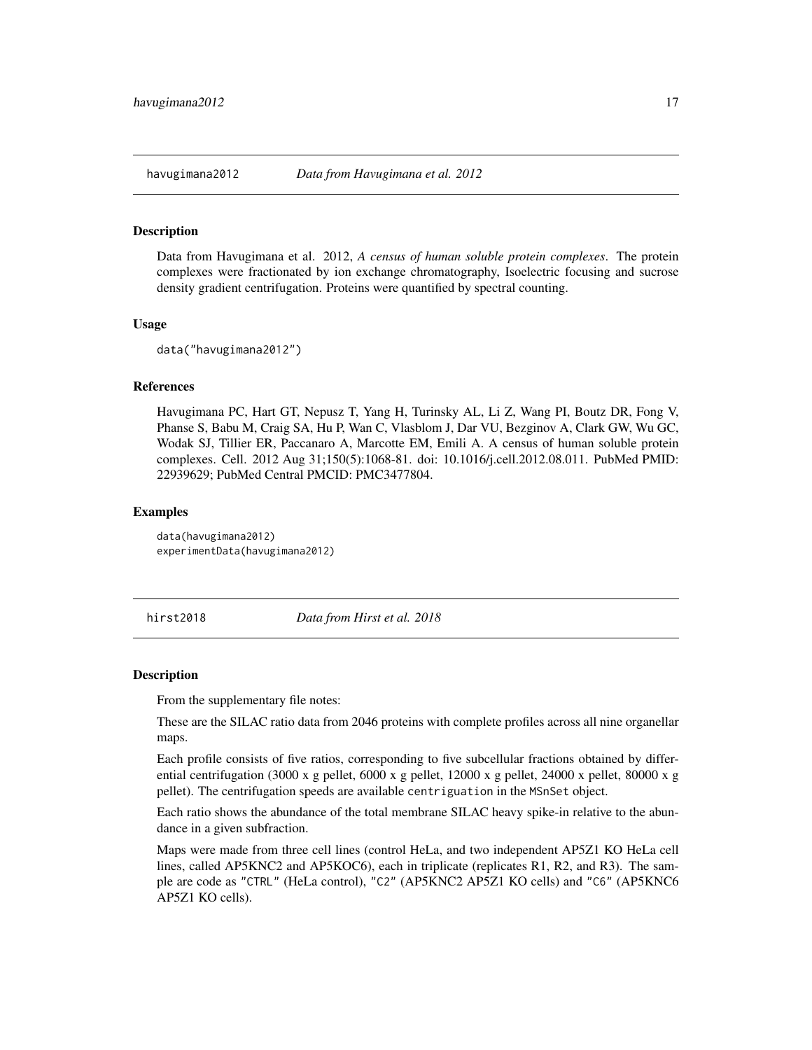## havugimana2012 — *Data from Havugimana et al. 2012*

### Description

Data from Havugimana et al. 2012, *A census of human soluble protein complexes*. The protein complexes were fractionated by ion exchange chromatography, Isoelectric focusing and sucrose density gradient centrifugation. Proteins were quantified by spectral counting.

### Usage

```
data("havugimana2012")
```

### References

Havugimana PC, Hart GT, Nepusz T, Yang H, Turinsky AL, Li Z, Wang PI, Boutz DR, Fong V, Phanse S, Babu M, Craig SA, Hu P, Wan C, Vlasblom J, Dar VU, Bezginov A, Clark GW, Wu GC, Wodak SJ, Tillier ER, Paccanaro A, Marcotte EM, Emili A. A census of human soluble protein complexes. Cell. 2012 Aug 31;150(5):1068-81. doi: 10.1016/j.cell.2012.08.011. PubMed PMID: 22939629; PubMed Central PMCID: PMC3477804.

### Examples

```
data(havugimana2012)
experimentData(havugimana2012)
```

## hirst2018 — *Data from Hirst et al. 2018*

### Description

From the supplementary file notes:

These are the SILAC ratio data from 2046 proteins with complete profiles across all nine organellar maps.

Each profile consists of five ratios, corresponding to five subcellular fractions obtained by differential centrifugation (3000 x g pellet, 6000 x g pellet, 12000 x g pellet, 24000 x pellet, 80000 x g pellet). The centrifugation speeds are available `centriguation` in the `MSnSet` object.

Each ratio shows the abundance of the total membrane SILAC heavy spike-in relative to the abundance in a given subfraction.

Maps were made from three cell lines (control HeLa, and two independent AP5Z1 KO HeLa cell lines, called AP5KNC2 and AP5KOC6), each in triplicate (replicates R1, R2, and R3). The sample are code as `"CTRL"` (HeLa control), `"C2"` (AP5KNC2 AP5Z1 KO cells) and `"C6"` (AP5KNC6 AP5Z1 KO cells).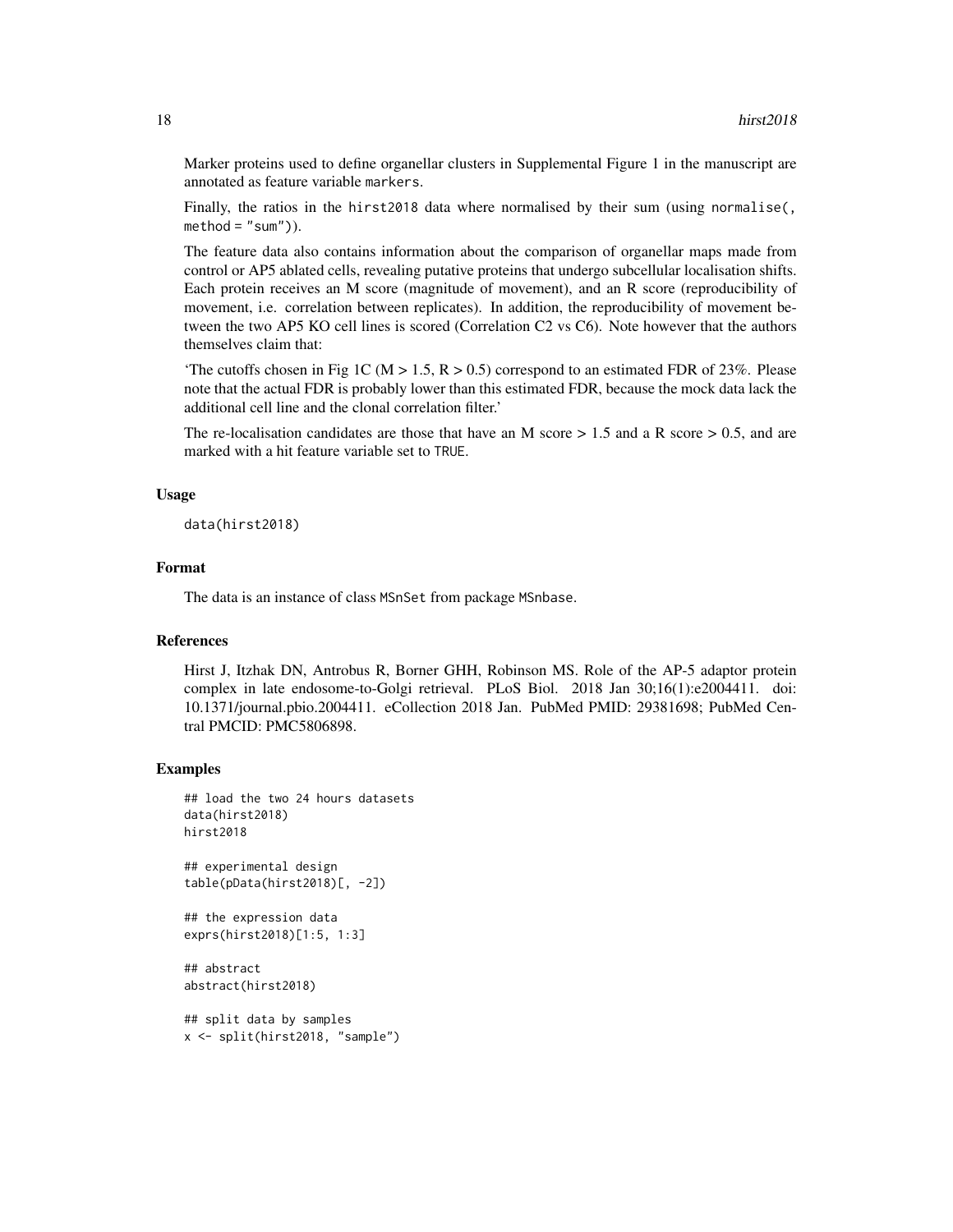Marker proteins used to define organellar clusters in Supplemental Figure 1 in the manuscript are annotated as feature variable `markers`.

Finally, the ratios in the `hirst2018` data where normalised by their sum (using `normalise(, method = "sum")`).

The feature data also contains information about the comparison of organellar maps made from control or AP5 ablated cells, revealing putative proteins that undergo subcellular localisation shifts. Each protein receives an M score (magnitude of movement), and an R score (reproducibility of movement, i.e. correlation between replicates). In addition, the reproducibility of movement between the two AP5 KO cell lines is scored (Correlation C2 vs C6). Note however that the authors themselves claim that:

'The cutoffs chosen in Fig 1C ($M > 1.5$, $R > 0.5$) correspond to an estimated FDR of 23%. Please note that the actual FDR is probably lower than this estimated FDR, because the mock data lack the additional cell line and the clonal correlation filter.'

The re-localisation candidates are those that have an M score > 1.5 and a R score > 0.5, and are marked with a hit feature variable set to `TRUE`.

### Usage

```
data(hirst2018)
```

### Format

The data is an instance of class `MSnSet` from package `MSnbase`.

### References

Hirst J, Itzhak DN, Antrobus R, Borner GHH, Robinson MS. Role of the AP-5 adaptor protein complex in late endosome-to-Golgi retrieval. PLoS Biol. 2018 Jan 30;16(1):e2004411. doi: 10.1371/journal.pbio.2004411. eCollection 2018 Jan. PubMed PMID: 29381698; PubMed Central PMCID: PMC5806898.

### Examples

```
## load the two 24 hours datasets
data(hirst2018)
hirst2018

## experimental design
table(pData(hirst2018)[, -2])

## the expression data
exprs(hirst2018)[1:5, 1:3]

## abstract
abstract(hirst2018)

## split data by samples
x <- split(hirst2018, "sample")
```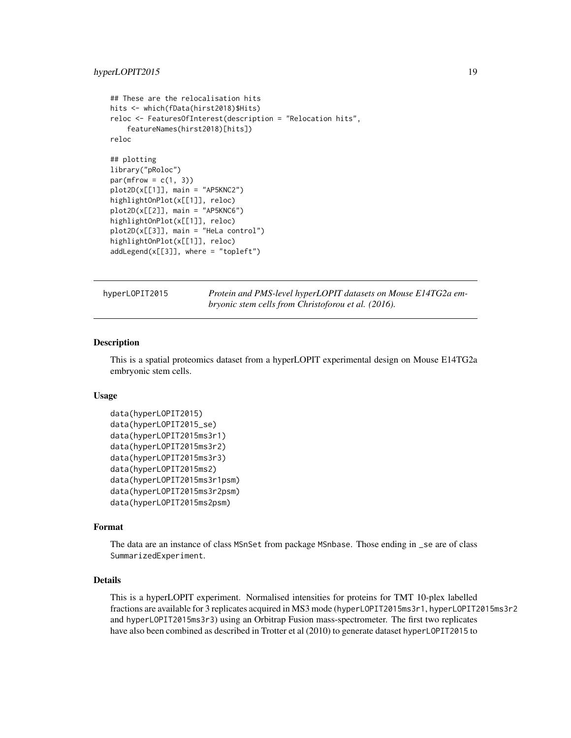```
## These are the relocalisation hits
hits <- which(fData(hirst2018)$Hits)
reloc <- FeaturesOfInterest(description = "Relocation hits",
    featureNames(hirst2018)[hits])
reloc

## plotting
library("pRoloc")
par(mfrow = c(1, 3))
plot2D(x[[1]], main = "AP5KNC2")
highlightOnPlot(x[[1]], reloc)
plot2D(x[[2]], main = "AP5KNC6")
highlightOnPlot(x[[1]], reloc)
plot2D(x[[3]], main = "HeLa control")
highlightOnPlot(x[[1]], reloc)
addLegend(x[[3]], where = "topleft")
```

---

hyperLOPIT2015 — *Protein and PMS-level hyperLOPIT datasets on Mouse E14TG2a embryonic stem cells from Christoforou et al. (2016).*

---

## Description

This is a spatial proteomics dataset from a hyperLOPIT experimental design on Mouse E14TG2a embryonic stem cells.

## Usage

```
data(hyperLOPIT2015)
data(hyperLOPIT2015_se)
data(hyperLOPIT2015ms3r1)
data(hyperLOPIT2015ms3r2)
data(hyperLOPIT2015ms3r3)
data(hyperLOPIT2015ms2)
data(hyperLOPIT2015ms3r1psm)
data(hyperLOPIT2015ms3r2psm)
data(hyperLOPIT2015ms2psm)
```

## Format

The data are an instance of class `MSnSet` from package `MSnbase`. Those ending in `_se` are of class `SummarizedExperiment`.

## Details

This is a hyperLOPIT experiment. Normalised intensities for proteins for TMT 10-plex labelled fractions are available for 3 replicates acquired in MS3 mode (`hyperLOPIT2015ms3r1`, `hyperLOPIT2015ms3r2` and `hyperLOPIT2015ms3r3`) using an Orbitrap Fusion mass-spectrometer. The first two replicates have also been combined as described in Trotter et al (2010) to generate dataset `hyperLOPIT2015` to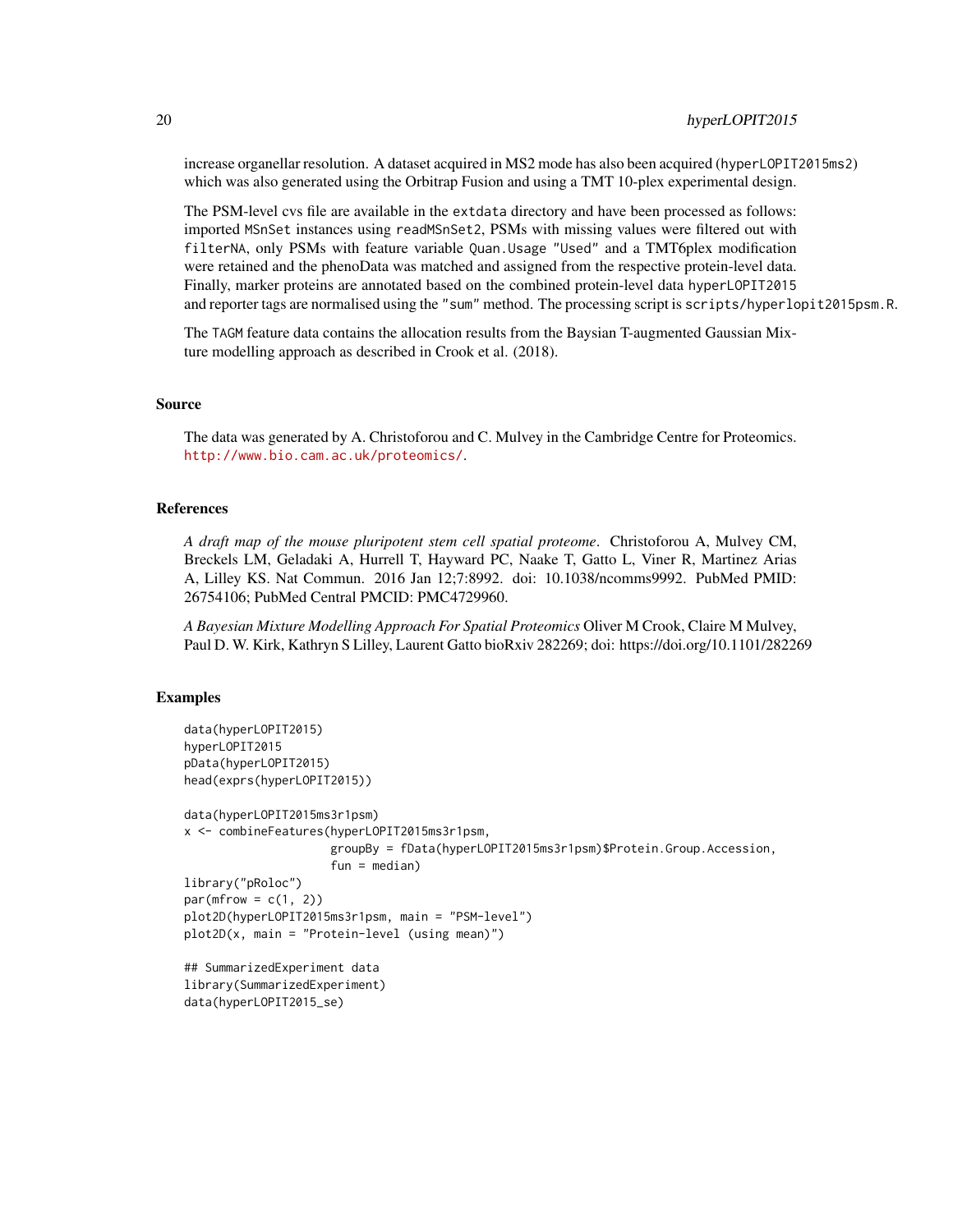increase organellar resolution. A dataset acquired in MS2 mode has also been acquired (`hyperLOPIT2015ms2`) which was also generated using the Orbitrap Fusion and using a TMT 10-plex experimental design.

The PSM-level cvs file are available in the `extdata` directory and have been processed as follows: imported `MSnSet` instances using `readMSnSet2`, PSMs with missing values were filtered out with `filterNA`, only PSMs with feature variable `Quan.Usage "Used"` and a TMT6plex modification were retained and the phenoData was matched and assigned from the respective protein-level data. Finally, marker proteins are annotated based on the combined protein-level data `hyperLOPIT2015` and reporter tags are normalised using the `"sum"` method. The processing script is `scripts/hyperlopit2015psm.R`.

The `TAGM` feature data contains the allocation results from the Baysian T-augmented Gaussian Mixture modelling approach as described in Crook et al. (2018).

## Source

The data was generated by A. Christoforou and C. Mulvey in the Cambridge Centre for Proteomics. http://www.bio.cam.ac.uk/proteomics/.

## References

*A draft map of the mouse pluripotent stem cell spatial proteome*. Christoforou A, Mulvey CM, Breckels LM, Geladaki A, Hurrell T, Hayward PC, Naake T, Gatto L, Viner R, Martinez Arias A, Lilley KS. Nat Commun. 2016 Jan 12;7:8992. doi: 10.1038/ncomms9992. PubMed PMID: 26754106; PubMed Central PMCID: PMC4729960.

*A Bayesian Mixture Modelling Approach For Spatial Proteomics* Oliver M Crook, Claire M Mulvey, Paul D. W. Kirk, Kathryn S Lilley, Laurent Gatto bioRxiv 282269; doi: https://doi.org/10.1101/282269

## Examples

```
data(hyperLOPIT2015)
hyperLOPIT2015
pData(hyperLOPIT2015)
head(exprs(hyperLOPIT2015))

data(hyperLOPIT2015ms3r1psm)
x <- combineFeatures(hyperLOPIT2015ms3r1psm,
                     groupBy = fData(hyperLOPIT2015ms3r1psm)$Protein.Group.Accession,
                     fun = median)
library("pRoloc")
par(mfrow = c(1, 2))
plot2D(hyperLOPIT2015ms3r1psm, main = "PSM-level")
plot2D(x, main = "Protein-level (using mean)")

## SummarizedExperiment data
library(SummarizedExperiment)
data(hyperLOPIT2015_se)
```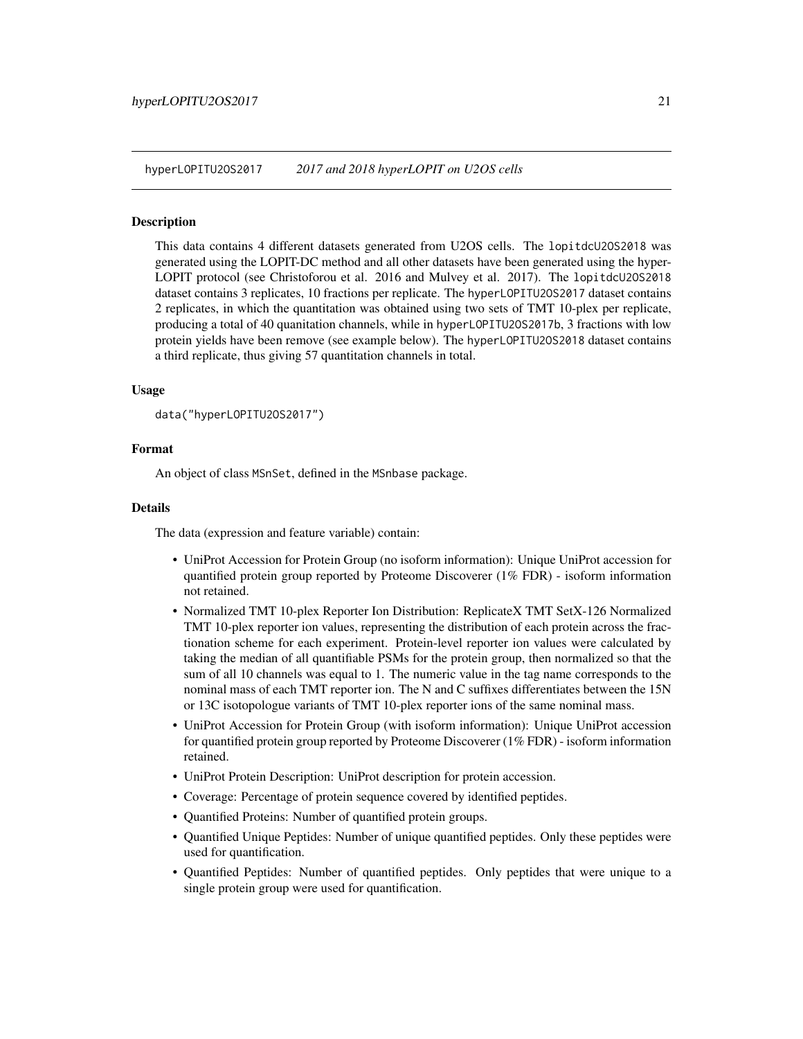hyperLOPITU2OS2017 *2017 and 2018 hyperLOPIT on U2OS cells*

## Description

This data contains 4 different datasets generated from U2OS cells. The `lopitdcU2OS2018` was generated using the LOPIT-DC method and all other datasets have been generated using the hyper-LOPIT protocol (see Christoforou et al. 2016 and Mulvey et al. 2017). The `lopitdcU2OS2018` dataset contains 3 replicates, 10 fractions per replicate. The `hyperLOPITU2OS2017` dataset contains 2 replicates, in which the quantitation was obtained using two sets of TMT 10-plex per replicate, producing a total of 40 quanitation channels, while in `hyperLOPITU2OS2017b`, 3 fractions with low protein yields have been remove (see example below). The `hyperLOPITU2OS2018` dataset contains a third replicate, thus giving 57 quantitation channels in total.

## Usage

```
data("hyperLOPITU2OS2017")
```

## Format

An object of class `MSnSet`, defined in the `MSnbase` package.

## Details

The data (expression and feature variable) contain:

- UniProt Accession for Protein Group (no isoform information): Unique UniProt accession for quantified protein group reported by Proteome Discoverer (1% FDR) - isoform information not retained.
- Normalized TMT 10-plex Reporter Ion Distribution: ReplicateX TMT SetX-126 Normalized TMT 10-plex reporter ion values, representing the distribution of each protein across the fractionation scheme for each experiment. Protein-level reporter ion values were calculated by taking the median of all quantifiable PSMs for the protein group, then normalized so that the sum of all 10 channels was equal to 1. The numeric value in the tag name corresponds to the nominal mass of each TMT reporter ion. The N and C suffixes differentiates between the 15N or 13C isotopologue variants of TMT 10-plex reporter ions of the same nominal mass.
- UniProt Accession for Protein Group (with isoform information): Unique UniProt accession for quantified protein group reported by Proteome Discoverer (1% FDR) - isoform information retained.
- UniProt Protein Description: UniProt description for protein accession.
- Coverage: Percentage of protein sequence covered by identified peptides.
- Quantified Proteins: Number of quantified protein groups.
- Quantified Unique Peptides: Number of unique quantified peptides. Only these peptides were used for quantification.
- Quantified Peptides: Number of quantified peptides. Only peptides that were unique to a single protein group were used for quantification.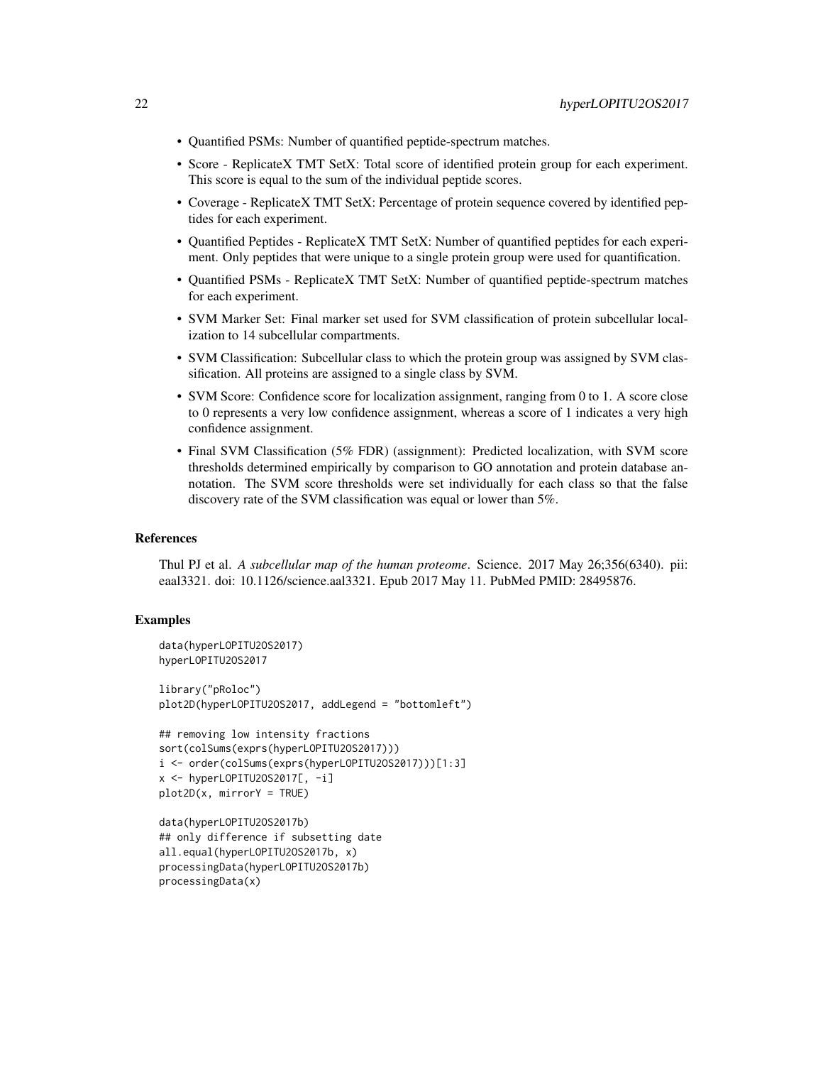- Quantified PSMs: Number of quantified peptide-spectrum matches.
- Score - ReplicateX TMT SetX: Total score of identified protein group for each experiment. This score is equal to the sum of the individual peptide scores.
- Coverage - ReplicateX TMT SetX: Percentage of protein sequence covered by identified peptides for each experiment.
- Quantified Peptides - ReplicateX TMT SetX: Number of quantified peptides for each experiment. Only peptides that were unique to a single protein group were used for quantification.
- Quantified PSMs - ReplicateX TMT SetX: Number of quantified peptide-spectrum matches for each experiment.
- SVM Marker Set: Final marker set used for SVM classification of protein subcellular localization to 14 subcellular compartments.
- SVM Classification: Subcellular class to which the protein group was assigned by SVM classification. All proteins are assigned to a single class by SVM.
- SVM Score: Confidence score for localization assignment, ranging from 0 to 1. A score close to 0 represents a very low confidence assignment, whereas a score of 1 indicates a very high confidence assignment.
- Final SVM Classification (5% FDR) (assignment): Predicted localization, with SVM score thresholds determined empirically by comparison to GO annotation and protein database annotation. The SVM score thresholds were set individually for each class so that the false discovery rate of the SVM classification was equal or lower than 5%.

## References

Thul PJ et al. *A subcellular map of the human proteome*. Science. 2017 May 26;356(6340). pii: eaal3321. doi: 10.1126/science.aal3321. Epub 2017 May 11. PubMed PMID: 28495876.

## Examples

```
data(hyperLOPITU2OS2017)
hyperLOPITU2OS2017

library("pRoloc")
plot2D(hyperLOPITU2OS2017, addLegend = "bottomleft")

## removing low intensity fractions
sort(colSums(exprs(hyperLOPITU2OS2017)))
i <- order(colSums(exprs(hyperLOPITU2OS2017)))[1:3]
x <- hyperLOPITU2OS2017[, -i]
plot2D(x, mirrorY = TRUE)

data(hyperLOPITU2OS2017b)
## only difference if subsetting date
all.equal(hyperLOPITU2OS2017b, x)
processingData(hyperLOPITU2OS2017b)
processingData(x)
```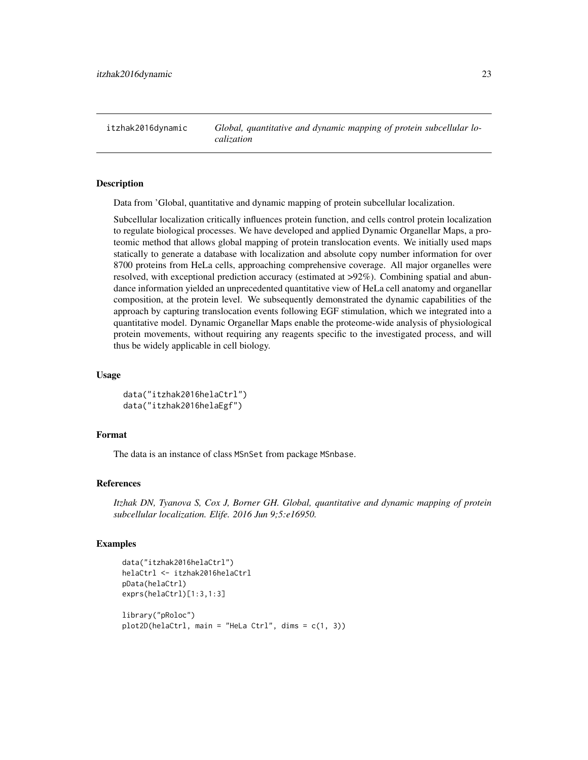# itzhak2016dynamic — *Global, quantitative and dynamic mapping of protein subcellular localization*

## Description

Data from 'Global, quantitative and dynamic mapping of protein subcellular localization.

Subcellular localization critically influences protein function, and cells control protein localization to regulate biological processes. We have developed and applied Dynamic Organellar Maps, a proteomic method that allows global mapping of protein translocation events. We initially used maps statically to generate a database with localization and absolute copy number information for over 8700 proteins from HeLa cells, approaching comprehensive coverage. All major organelles were resolved, with exceptional prediction accuracy (estimated at >92%). Combining spatial and abundance information yielded an unprecedented quantitative view of HeLa cell anatomy and organellar composition, at the protein level. We subsequently demonstrated the dynamic capabilities of the approach by capturing translocation events following EGF stimulation, which we integrated into a quantitative model. Dynamic Organellar Maps enable the proteome-wide analysis of physiological protein movements, without requiring any reagents specific to the investigated process, and will thus be widely applicable in cell biology.

## Usage

```
data("itzhak2016helaCtrl")
data("itzhak2016helaEgf")
```

## Format

The data is an instance of class `MSnSet` from package `MSnbase`.

## References

*Itzhak DN, Tyanova S, Cox J, Borner GH. Global, quantitative and dynamic mapping of protein subcellular localization. Elife. 2016 Jun 9;5:e16950.*

## Examples

```
data("itzhak2016helaCtrl")
helaCtrl <- itzhak2016helaCtrl
pData(helaCtrl)
exprs(helaCtrl)[1:3,1:3]

library("pRoloc")
plot2D(helaCtrl, main = "HeLa Ctrl", dims = c(1, 3))
```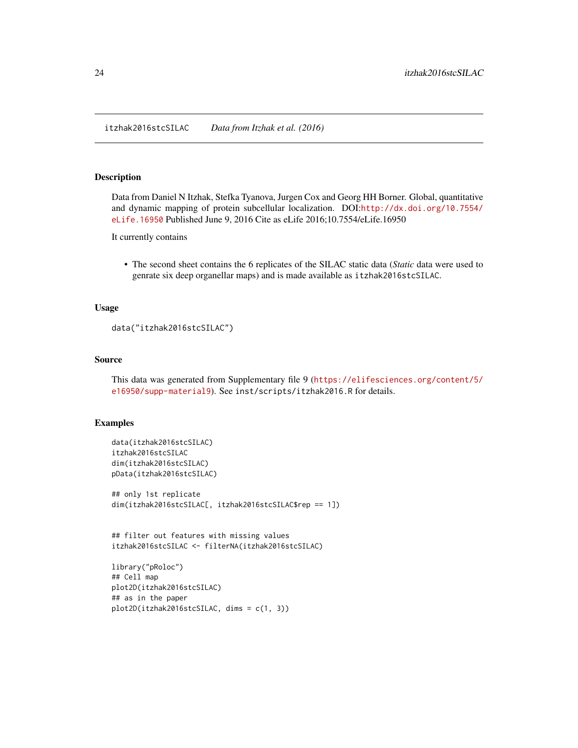# itzhak2016stcSILAC *Data from Itzhak et al. (2016)*

## Description

Data from Daniel N Itzhak, Stefka Tyanova, Jurgen Cox and Georg HH Borner. Global, quantitative and dynamic mapping of protein subcellular localization. DOI:http://dx.doi.org/10.7554/eLife.16950 Published June 9, 2016 Cite as eLife 2016;10.7554/eLife.16950

It currently contains

- The second sheet contains the 6 replicates of the SILAC static data (*Static* data were used to genrate six deep organellar maps) and is made available as `itzhak2016stcSILAC`.

## Usage

```
data("itzhak2016stcSILAC")
```

## Source

This data was generated from Supplementary file 9 (https://elifesciences.org/content/5/e16950/supp-material9). See `inst/scripts/itzhak2016.R` for details.

## Examples

```
data(itzhak2016stcSILAC)
itzhak2016stcSILAC
dim(itzhak2016stcSILAC)
pData(itzhak2016stcSILAC)

## only 1st replicate
dim(itzhak2016stcSILAC[, itzhak2016stcSILAC$rep == 1])


## filter out features with missing values
itzhak2016stcSILAC <- filterNA(itzhak2016stcSILAC)

library("pRoloc")
## Cell map
plot2D(itzhak2016stcSILAC)
## as in the paper
plot2D(itzhak2016stcSILAC, dims = c(1, 3))
```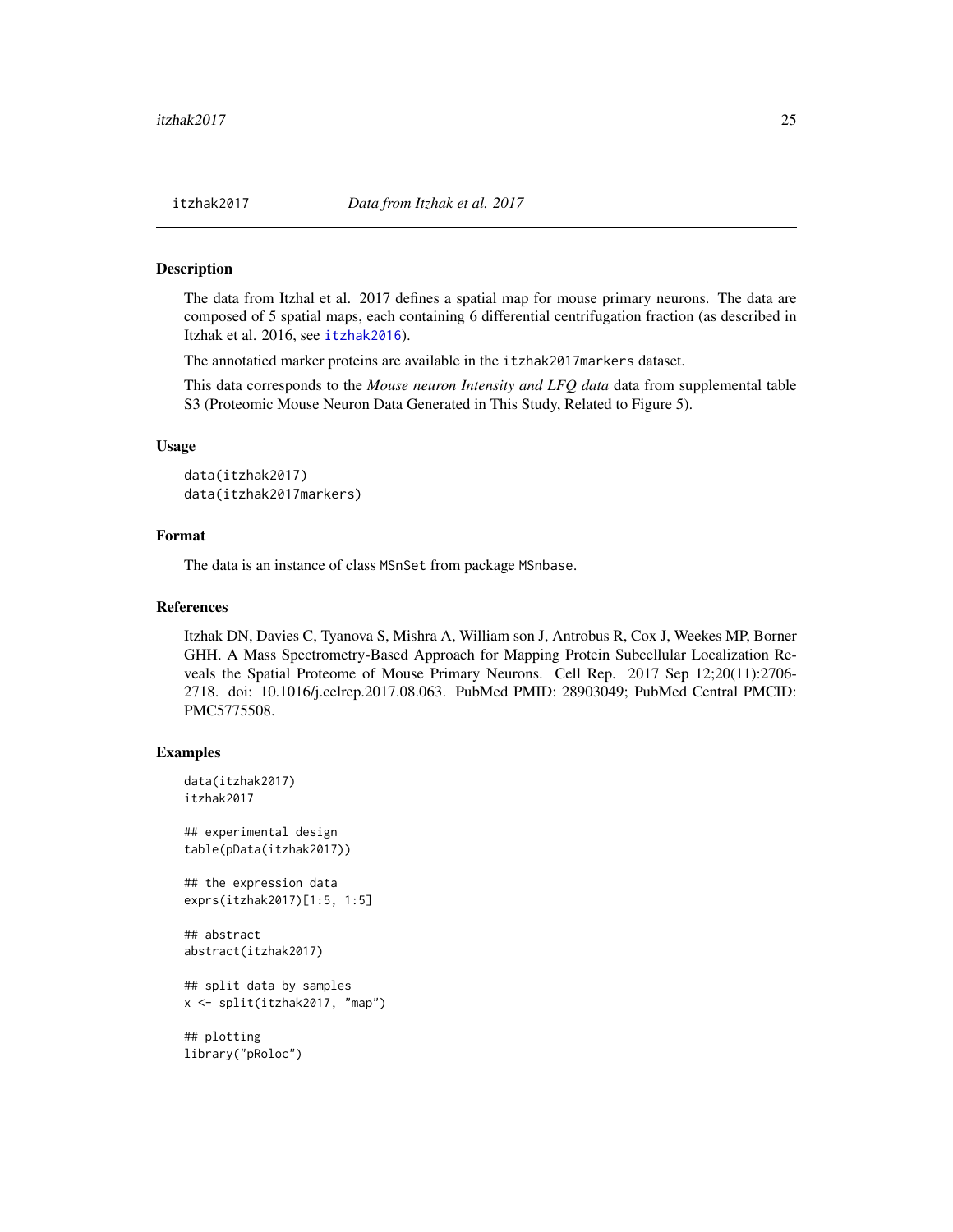## itzhak2017 *Data from Itzhak et al. 2017*

### Description

The data from Itzhal et al. 2017 defines a spatial map for mouse primary neurons. The data are composed of 5 spatial maps, each containing 6 differential centrifugation fraction (as described in Itzhak et al. 2016, see itzhak2016).

The annotatied marker proteins are available in the itzhak2017markers dataset.

This data corresponds to the *Mouse neuron Intensity and LFQ data* data from supplemental table S3 (Proteomic Mouse Neuron Data Generated in This Study, Related to Figure 5).

### Usage

```
data(itzhak2017)
data(itzhak2017markers)
```

### Format

The data is an instance of class MSnSet from package MSnbase.

### References

Itzhak DN, Davies C, Tyanova S, Mishra A, William son J, Antrobus R, Cox J, Weekes MP, Borner GHH. A Mass Spectrometry-Based Approach for Mapping Protein Subcellular Localization Reveals the Spatial Proteome of Mouse Primary Neurons. Cell Rep. 2017 Sep 12;20(11):2706-2718. doi: 10.1016/j.celrep.2017.08.063. PubMed PMID: 28903049; PubMed Central PMCID: PMC5775508.

### Examples

```
data(itzhak2017)
itzhak2017

## experimental design
table(pData(itzhak2017))

## the expression data
exprs(itzhak2017)[1:5, 1:5]

## abstract
abstract(itzhak2017)

## split data by samples
x <- split(itzhak2017, "map")

## plotting
library("pRoloc")
```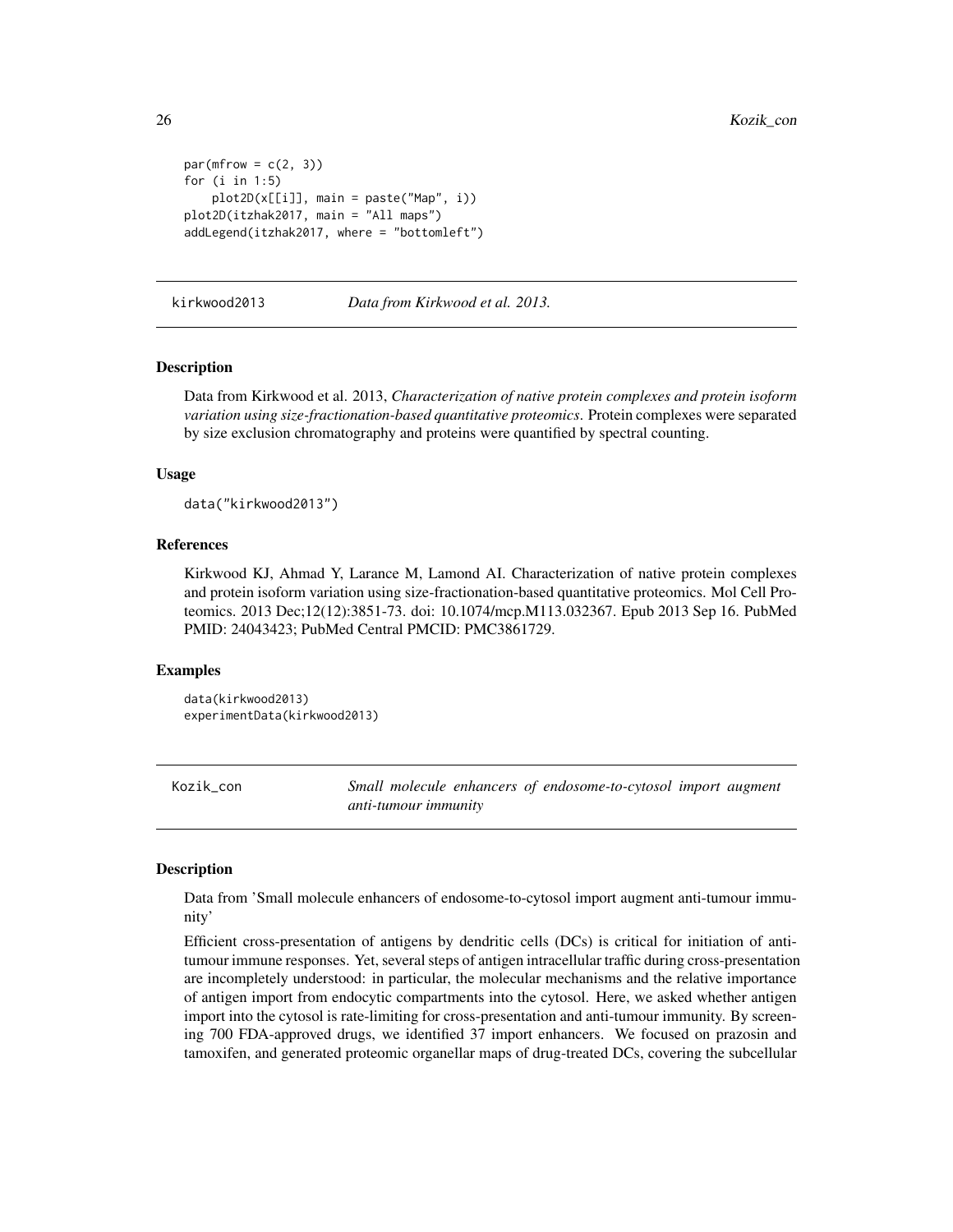```
par(mfrow = c(2, 3))
for (i in 1:5)
    plot2D(x[[i]], main = paste("Map", i))
plot2D(itzhak2017, main = "All maps")
addLegend(itzhak2017, where = "bottomleft")
```

## kirkwood2013 — *Data from Kirkwood et al. 2013.*

### Description

Data from Kirkwood et al. 2013, *Characterization of native protein complexes and protein isoform variation using size-fractionation-based quantitative proteomics*. Protein complexes were separated by size exclusion chromatography and proteins were quantified by spectral counting.

### Usage

```
data("kirkwood2013")
```

### References

Kirkwood KJ, Ahmad Y, Larance M, Lamond AI. Characterization of native protein complexes and protein isoform variation using size-fractionation-based quantitative proteomics. Mol Cell Proteomics. 2013 Dec;12(12):3851-73. doi: 10.1074/mcp.M113.032367. Epub 2013 Sep 16. PubMed PMID: 24043423; PubMed Central PMCID: PMC3861729.

### Examples

```
data(kirkwood2013)
experimentData(kirkwood2013)
```

## Kozik_con — *Small molecule enhancers of endosome-to-cytosol import augment anti-tumour immunity*

### Description

Data from 'Small molecule enhancers of endosome-to-cytosol import augment anti-tumour immunity'

Efficient cross-presentation of antigens by dendritic cells (DCs) is critical for initiation of anti-tumour immune responses. Yet, several steps of antigen intracellular traffic during cross-presentation are incompletely understood: in particular, the molecular mechanisms and the relative importance of antigen import from endocytic compartments into the cytosol. Here, we asked whether antigen import into the cytosol is rate-limiting for cross-presentation and anti-tumour immunity. By screening 700 FDA-approved drugs, we identified 37 import enhancers. We focused on prazosin and tamoxifen, and generated proteomic organellar maps of drug-treated DCs, covering the subcellular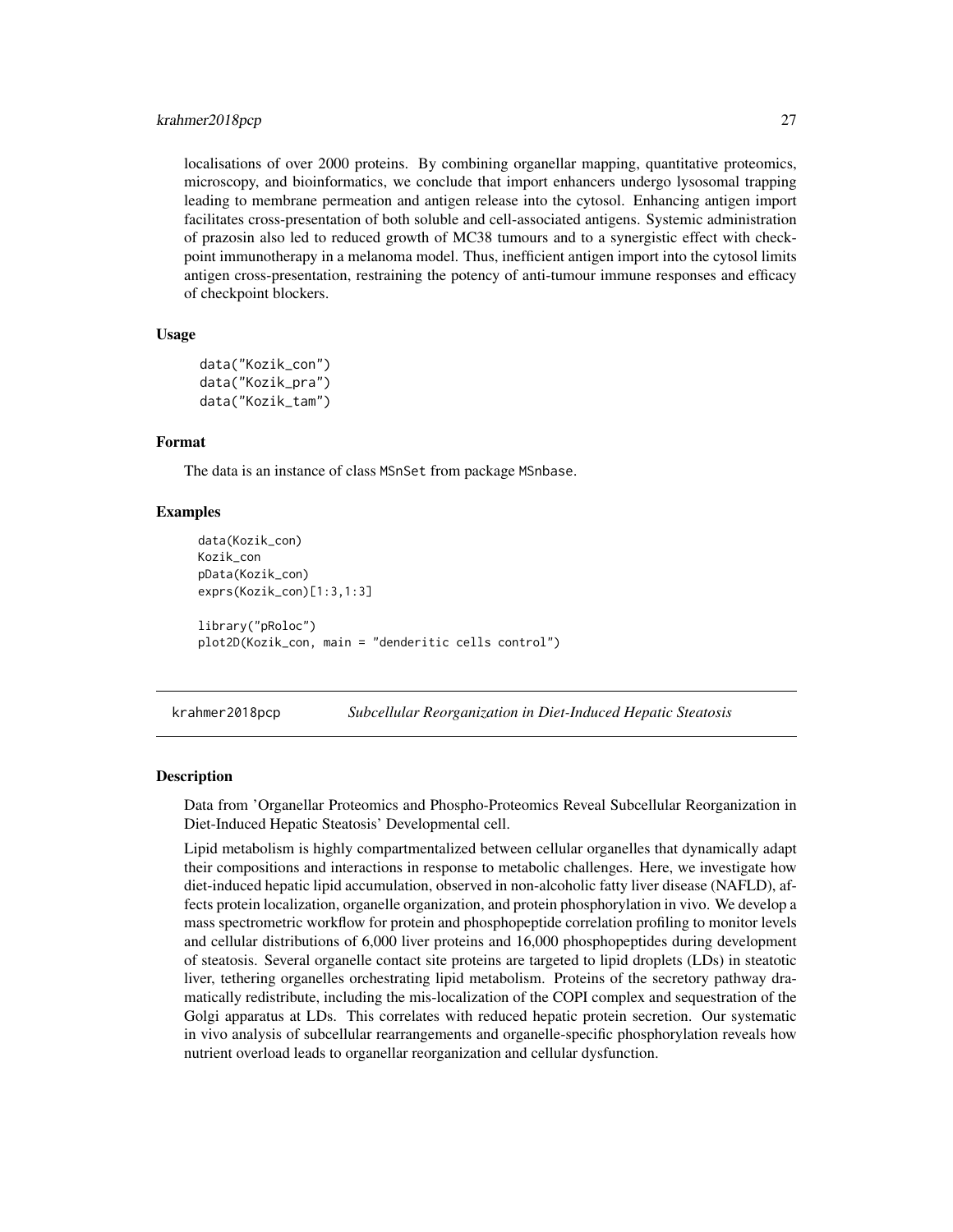localisations of over 2000 proteins. By combining organellar mapping, quantitative proteomics, microscopy, and bioinformatics, we conclude that import enhancers undergo lysosomal trapping leading to membrane permeation and antigen release into the cytosol. Enhancing antigen import facilitates cross-presentation of both soluble and cell-associated antigens. Systemic administration of prazosin also led to reduced growth of MC38 tumours and to a synergistic effect with checkpoint immunotherapy in a melanoma model. Thus, inefficient antigen import into the cytosol limits antigen cross-presentation, restraining the potency of anti-tumour immune responses and efficacy of checkpoint blockers.

### Usage

```
data("Kozik_con")
data("Kozik_pra")
data("Kozik_tam")
```

### Format

The data is an instance of class MSnSet from package MSnbase.

### Examples

```
data(Kozik_con)
Kozik_con
pData(Kozik_con)
exprs(Kozik_con)[1:3,1:3]

library("pRoloc")
plot2D(Kozik_con, main = "denderitic cells control")
```

---

## krahmer2018pcp — *Subcellular Reorganization in Diet-Induced Hepatic Steatosis*

### Description

Data from 'Organellar Proteomics and Phospho-Proteomics Reveal Subcellular Reorganization in Diet-Induced Hepatic Steatosis' Developmental cell.

Lipid metabolism is highly compartmentalized between cellular organelles that dynamically adapt their compositions and interactions in response to metabolic challenges. Here, we investigate how diet-induced hepatic lipid accumulation, observed in non-alcoholic fatty liver disease (NAFLD), affects protein localization, organelle organization, and protein phosphorylation in vivo. We develop a mass spectrometric workflow for protein and phosphopeptide correlation profiling to monitor levels and cellular distributions of 6,000 liver proteins and 16,000 phosphopeptides during development of steatosis. Several organelle contact site proteins are targeted to lipid droplets (LDs) in steatotic liver, tethering organelles orchestrating lipid metabolism. Proteins of the secretory pathway dramatically redistribute, including the mis-localization of the COPI complex and sequestration of the Golgi apparatus at LDs. This correlates with reduced hepatic protein secretion. Our systematic in vivo analysis of subcellular rearrangements and organelle-specific phosphorylation reveals how nutrient overload leads to organellar reorganization and cellular dysfunction.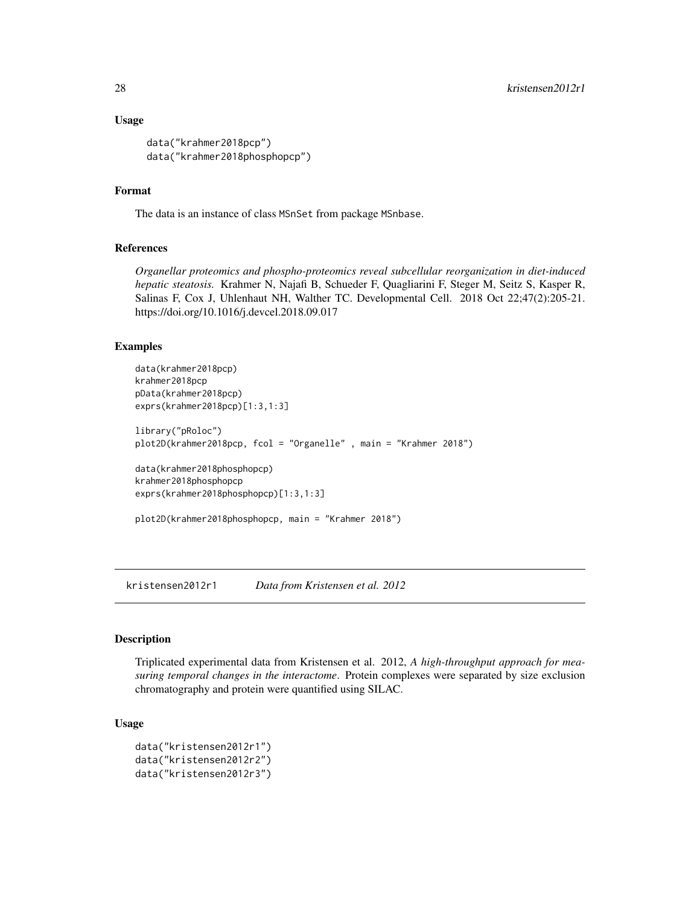### Usage

```
data("krahmer2018pcp")
data("krahmer2018phosphopcp")
```

### Format

The data is an instance of class MSnSet from package MSnbase.

### References

*Organellar proteomics and phospho-proteomics reveal subcellular reorganization in diet-induced hepatic steatosis.* Krahmer N, Najafi B, Schueder F, Quagliarini F, Steger M, Seitz S, Kasper R, Salinas F, Cox J, Uhlenhaut NH, Walther TC. Developmental Cell. 2018 Oct 22;47(2):205-21. https://doi.org/10.1016/j.devcel.2018.09.017

### Examples

```
data(krahmer2018pcp)
krahmer2018pcp
pData(krahmer2018pcp)
exprs(krahmer2018pcp)[1:3,1:3]

library("pRoloc")
plot2D(krahmer2018pcp, fcol = "Organelle" , main = "Krahmer 2018")

data(krahmer2018phosphopcp)
krahmer2018phosphopcp
exprs(krahmer2018phosphopcp)[1:3,1:3]

plot2D(krahmer2018phosphopcp, main = "Krahmer 2018")
```

---

## kristensen2012r1 *Data from Kristensen et al. 2012*

### Description

Triplicated experimental data from Kristensen et al. 2012, *A high-throughput approach for measuring temporal changes in the interactome*. Protein complexes were separated by size exclusion chromatography and protein were quantified using SILAC.

### Usage

```
data("kristensen2012r1")
data("kristensen2012r2")
data("kristensen2012r3")
```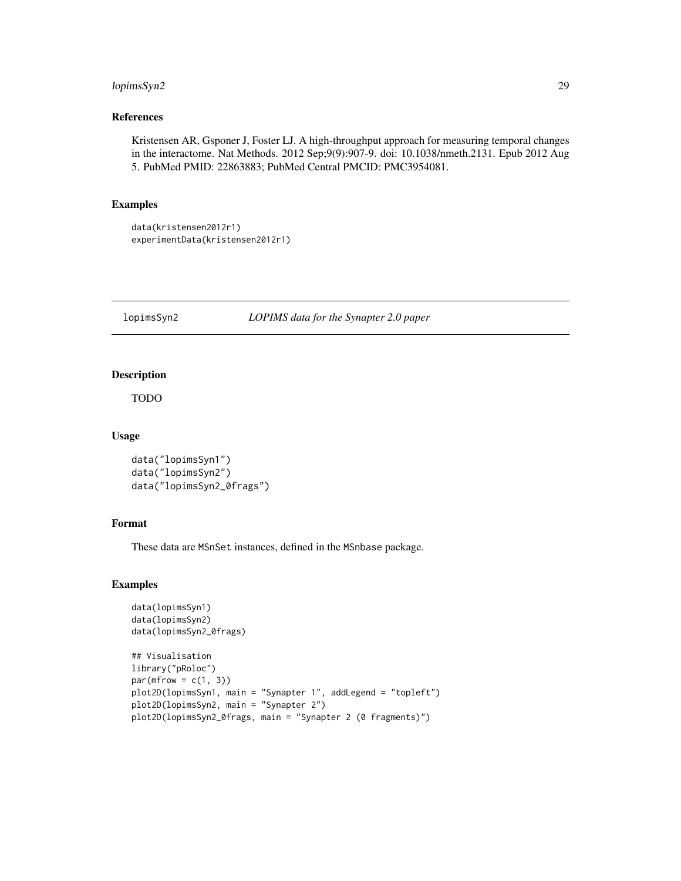### References

Kristensen AR, Gsponer J, Foster LJ. A high-throughput approach for measuring temporal changes in the interactome. Nat Methods. 2012 Sep;9(9):907-9. doi: 10.1038/nmeth.2131. Epub 2012 Aug 5. PubMed PMID: 22863883; PubMed Central PMCID: PMC3954081.

### Examples

```
data(kristensen2012r1)
experimentData(kristensen2012r1)
```

---

## lopimsSyn2 — *LOPIMS data for the Synapter 2.0 paper*

---

### Description

TODO

### Usage

```
data("lopimsSyn1")
data("lopimsSyn2")
data("lopimsSyn2_0frags")
```

### Format

These data are MSnSet instances, defined in the MSnbase package.

### Examples

```
data(lopimsSyn1)
data(lopimsSyn2)
data(lopimsSyn2_0frags)

## Visualisation
library("pRoloc")
par(mfrow = c(1, 3))
plot2D(lopimsSyn1, main = "Synapter 1", addLegend = "topleft")
plot2D(lopimsSyn2, main = "Synapter 2")
plot2D(lopimsSyn2_0frags, main = "Synapter 2 (0 fragments)")
```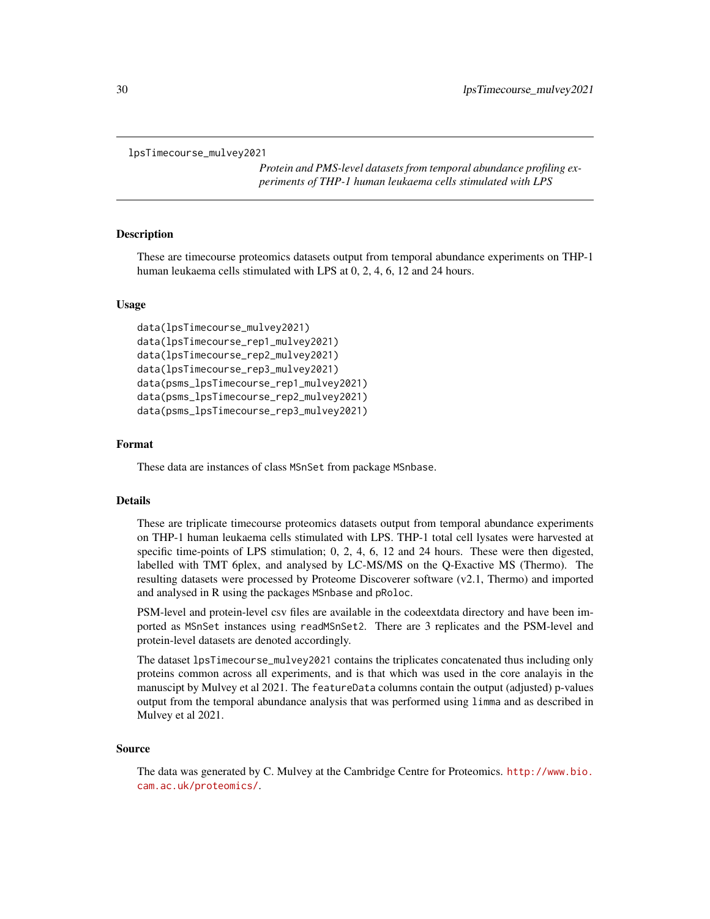`lpsTimecourse_mulvey2021`

*Protein and PMS-level datasets from temporal abundance profiling experiments of THP-1 human leukaema cells stimulated with LPS*

## Description

These are timecourse proteomics datasets output from temporal abundance experiments on THP-1 human leukaema cells stimulated with LPS at 0, 2, 4, 6, 12 and 24 hours.

## Usage

```
data(lpsTimecourse_mulvey2021)
data(lpsTimecourse_rep1_mulvey2021)
data(lpsTimecourse_rep2_mulvey2021)
data(lpsTimecourse_rep3_mulvey2021)
data(psms_lpsTimecourse_rep1_mulvey2021)
data(psms_lpsTimecourse_rep2_mulvey2021)
data(psms_lpsTimecourse_rep3_mulvey2021)
```

## Format

These data are instances of class `MSnSet` from package `MSnbase`.

## Details

These are triplicate timecourse proteomics datasets output from temporal abundance experiments on THP-1 human leukaema cells stimulated with LPS. THP-1 total cell lysates were harvested at specific time-points of LPS stimulation; 0, 2, 4, 6, 12 and 24 hours. These were then digested, labelled with TMT 6plex, and analysed by LC-MS/MS on the Q-Exactive MS (Thermo). The resulting datasets were processed by Proteome Discoverer software (v2.1, Thermo) and imported and analysed in R using the packages `MSnbase` and `pRoloc`.

PSM-level and protein-level csv files are available in the codeextdata directory and have been imported as `MSnSet` instances using `readMSnSet2`. There are 3 replicates and the PSM-level and protein-level datasets are denoted accordingly.

The dataset `lpsTimecourse_mulvey2021` contains the triplicates concatenated thus including only proteins common across all experiments, and is that which was used in the core analayis in the manuscipt by Mulvey et al 2021. The `featureData` columns contain the output (adjusted) p-values output from the temporal abundance analysis that was performed using `limma` and as described in Mulvey et al 2021.

## Source

The data was generated by C. Mulvey at the Cambridge Centre for Proteomics. http://www.bio.cam.ac.uk/proteomics/.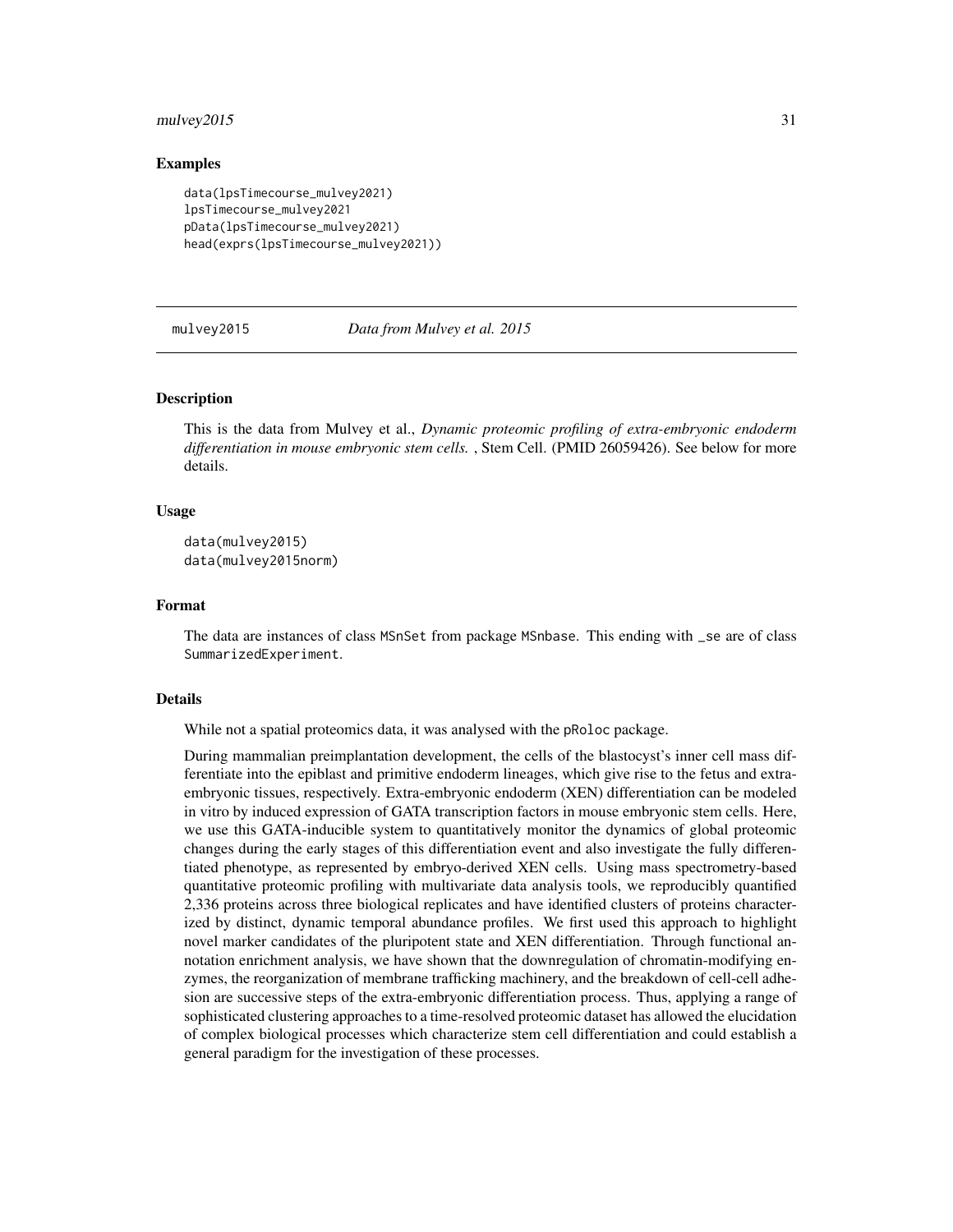### Examples

```
data(lpsTimecourse_mulvey2021)
lpsTimecourse_mulvey2021
pData(lpsTimecourse_mulvey2021)
head(exprs(lpsTimecourse_mulvey2021))
```

## mulvey2015 *Data from Mulvey et al. 2015*

### Description

This is the data from Mulvey et al., *Dynamic proteomic profiling of extra-embryonic endoderm differentiation in mouse embryonic stem cells.* , Stem Cell. (PMID 26059426). See below for more details.

### Usage

```
data(mulvey2015)
data(mulvey2015norm)
```

### Format

The data are instances of class MSnSet from package MSnbase. This ending with _se are of class SummarizedExperiment.

### Details

While not a spatial proteomics data, it was analysed with the pRoloc package.

During mammalian preimplantation development, the cells of the blastocyst's inner cell mass differentiate into the epiblast and primitive endoderm lineages, which give rise to the fetus and extra-embryonic tissues, respectively. Extra-embryonic endoderm (XEN) differentiation can be modeled in vitro by induced expression of GATA transcription factors in mouse embryonic stem cells. Here, we use this GATA-inducible system to quantitatively monitor the dynamics of global proteomic changes during the early stages of this differentiation event and also investigate the fully differentiated phenotype, as represented by embryo-derived XEN cells. Using mass spectrometry-based quantitative proteomic profiling with multivariate data analysis tools, we reproducibly quantified 2,336 proteins across three biological replicates and have identified clusters of proteins characterized by distinct, dynamic temporal abundance profiles. We first used this approach to highlight novel marker candidates of the pluripotent state and XEN differentiation. Through functional annotation enrichment analysis, we have shown that the downregulation of chromatin-modifying enzymes, the reorganization of membrane trafficking machinery, and the breakdown of cell-cell adhesion are successive steps of the extra-embryonic differentiation process. Thus, applying a range of sophisticated clustering approaches to a time-resolved proteomic dataset has allowed the elucidation of complex biological processes which characterize stem cell differentiation and could establish a general paradigm for the investigation of these processes.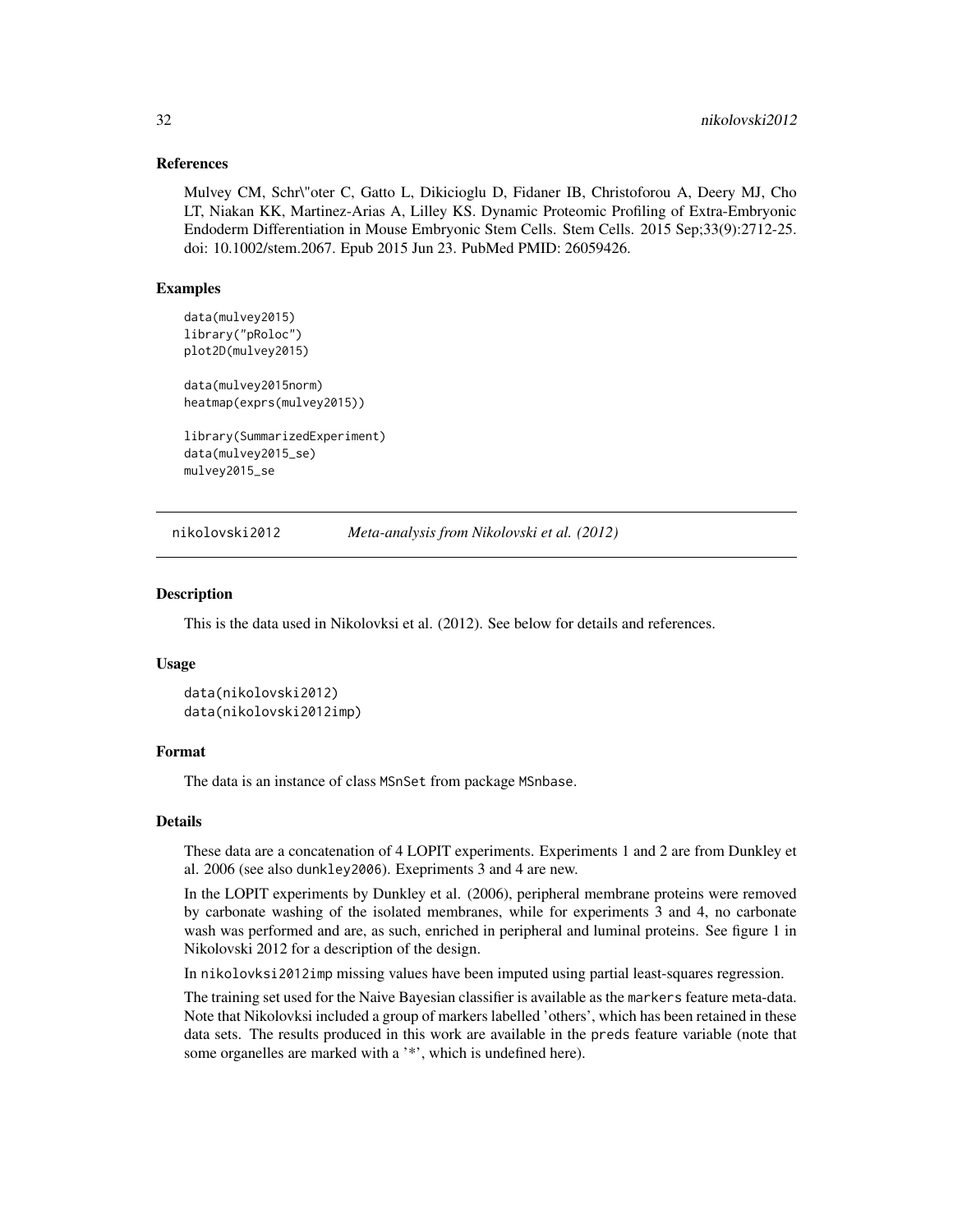## References

Mulvey CM, Schr\"oter C, Gatto L, Dikicioglu D, Fidaner IB, Christoforou A, Deery MJ, Cho LT, Niakan KK, Martinez-Arias A, Lilley KS. Dynamic Proteomic Profiling of Extra-Embryonic Endoderm Differentiation in Mouse Embryonic Stem Cells. Stem Cells. 2015 Sep;33(9):2712-25. doi: 10.1002/stem.2067. Epub 2015 Jun 23. PubMed PMID: 26059426.

## Examples

```
data(mulvey2015)
library("pRoloc")
plot2D(mulvey2015)

data(mulvey2015norm)
heatmap(exprs(mulvey2015))

library(SummarizedExperiment)
data(mulvey2015_se)
mulvey2015_se
```

---

# nikolovski2012 — *Meta-analysis from Nikolovski et al. (2012)*

---

## Description

This is the data used in Nikolovksi et al. (2012). See below for details and references.

## Usage

```
data(nikolovski2012)
data(nikolovski2012imp)
```

## Format

The data is an instance of class `MSnSet` from package `MSnbase`.

## Details

These data are a concatenation of 4 LOPIT experiments. Experiments 1 and 2 are from Dunkley et al. 2006 (see also `dunkley2006`). Exepriments 3 and 4 are new.

In the LOPIT experiments by Dunkley et al. (2006), peripheral membrane proteins were removed by carbonate washing of the isolated membranes, while for experiments 3 and 4, no carbonate wash was performed and are, as such, enriched in peripheral and luminal proteins. See figure 1 in Nikolovski 2012 for a description of the design.

In `nikolovksi2012imp` missing values have been imputed using partial least-squares regression.

The training set used for the Naive Bayesian classifier is available as the `markers` feature meta-data. Note that Nikolovksi included a group of markers labelled 'others', which has been retained in these data sets. The results produced in this work are available in the `preds` feature variable (note that some organelles are marked with a '*', which is undefined here).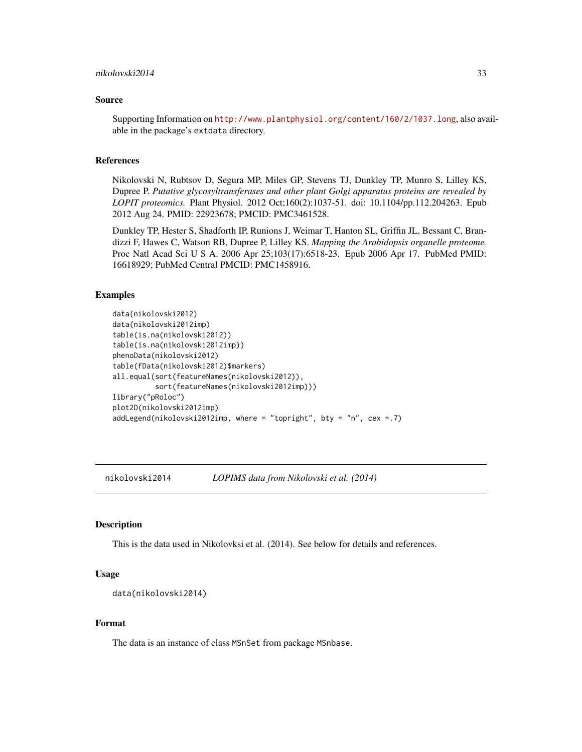### Source

Supporting Information on http://www.plantphysiol.org/content/160/2/1037.long, also available in the package's `extdata` directory.

### References

Nikolovski N, Rubtsov D, Segura MP, Miles GP, Stevens TJ, Dunkley TP, Munro S, Lilley KS, Dupree P. *Putative glycosyltransferases and other plant Golgi apparatus proteins are revealed by LOPIT proteomics.* Plant Physiol. 2012 Oct;160(2):1037-51. doi: 10.1104/pp.112.204263. Epub 2012 Aug 24. PMID: 22923678; PMCID: PMC3461528.

Dunkley TP, Hester S, Shadforth IP, Runions J, Weimar T, Hanton SL, Griffin JL, Bessant C, Brandizzi F, Hawes C, Watson RB, Dupree P, Lilley KS. *Mapping the Arabidopsis organelle proteome.* Proc Natl Acad Sci U S A. 2006 Apr 25;103(17):6518-23. Epub 2006 Apr 17. PubMed PMID: 16618929; PubMed Central PMCID: PMC1458916.

### Examples

```
data(nikolovski2012)
data(nikolovski2012imp)
table(is.na(nikolovski2012))
table(is.na(nikolovski2012imp))
phenoData(nikolovski2012)
table(fData(nikolovski2012)$markers)
all.equal(sort(featureNames(nikolovski2012)),
          sort(featureNames(nikolovski2012imp)))
library("pRoloc")
plot2D(nikolovski2012imp)
addLegend(nikolovski2012imp, where = "topright", bty = "n", cex =.7)
```

---

## nikolovski2014 *LOPIMS data from Nikolovski et al. (2014)*

---

### Description

This is the data used in Nikolovksi et al. (2014). See below for details and references.

### Usage

```
data(nikolovski2014)
```

### Format

The data is an instance of class `MSnSet` from package `MSnbase`.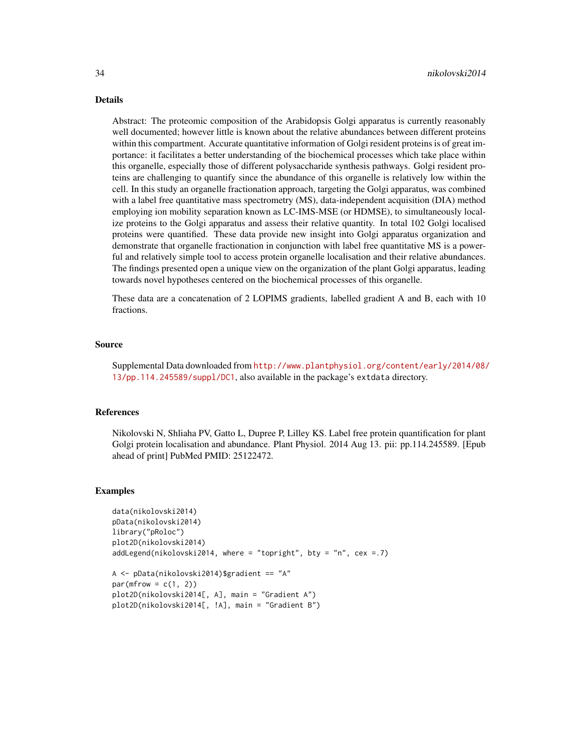### Details

Abstract: The proteomic composition of the Arabidopsis Golgi apparatus is currently reasonably well documented; however little is known about the relative abundances between different proteins within this compartment. Accurate quantitative information of Golgi resident proteins is of great importance: it facilitates a better understanding of the biochemical processes which take place within this organelle, especially those of different polysaccharide synthesis pathways. Golgi resident proteins are challenging to quantify since the abundance of this organelle is relatively low within the cell. In this study an organelle fractionation approach, targeting the Golgi apparatus, was combined with a label free quantitative mass spectrometry (MS), data-independent acquisition (DIA) method employing ion mobility separation known as LC-IMS-MSE (or HDMSE), to simultaneously localize proteins to the Golgi apparatus and assess their relative quantity. In total 102 Golgi localised proteins were quantified. These data provide new insight into Golgi apparatus organization and demonstrate that organelle fractionation in conjunction with label free quantitative MS is a powerful and relatively simple tool to access protein organelle localisation and their relative abundances. The findings presented open a unique view on the organization of the plant Golgi apparatus, leading towards novel hypotheses centered on the biochemical processes of this organelle.

These data are a concatenation of 2 LOPIMS gradients, labelled gradient A and B, each with 10 fractions.

### Source

Supplemental Data downloaded from http://www.plantphysiol.org/content/early/2014/08/13/pp.114.245589/suppl/DC1, also available in the package's `extdata` directory.

### References

Nikolovski N, Shliaha PV, Gatto L, Dupree P, Lilley KS. Label free protein quantification for plant Golgi protein localisation and abundance. Plant Physiol. 2014 Aug 13. pii: pp.114.245589. [Epub ahead of print] PubMed PMID: 25122472.

### Examples

```
data(nikolovski2014)
pData(nikolovski2014)
library("pRoloc")
plot2D(nikolovski2014)
addLegend(nikolovski2014, where = "topright", bty = "n", cex =.7)

A <- pData(nikolovski2014)$gradient == "A"
par(mfrow = c(1, 2))
plot2D(nikolovski2014[, A], main = "Gradient A")
plot2D(nikolovski2014[, !A], main = "Gradient B")
```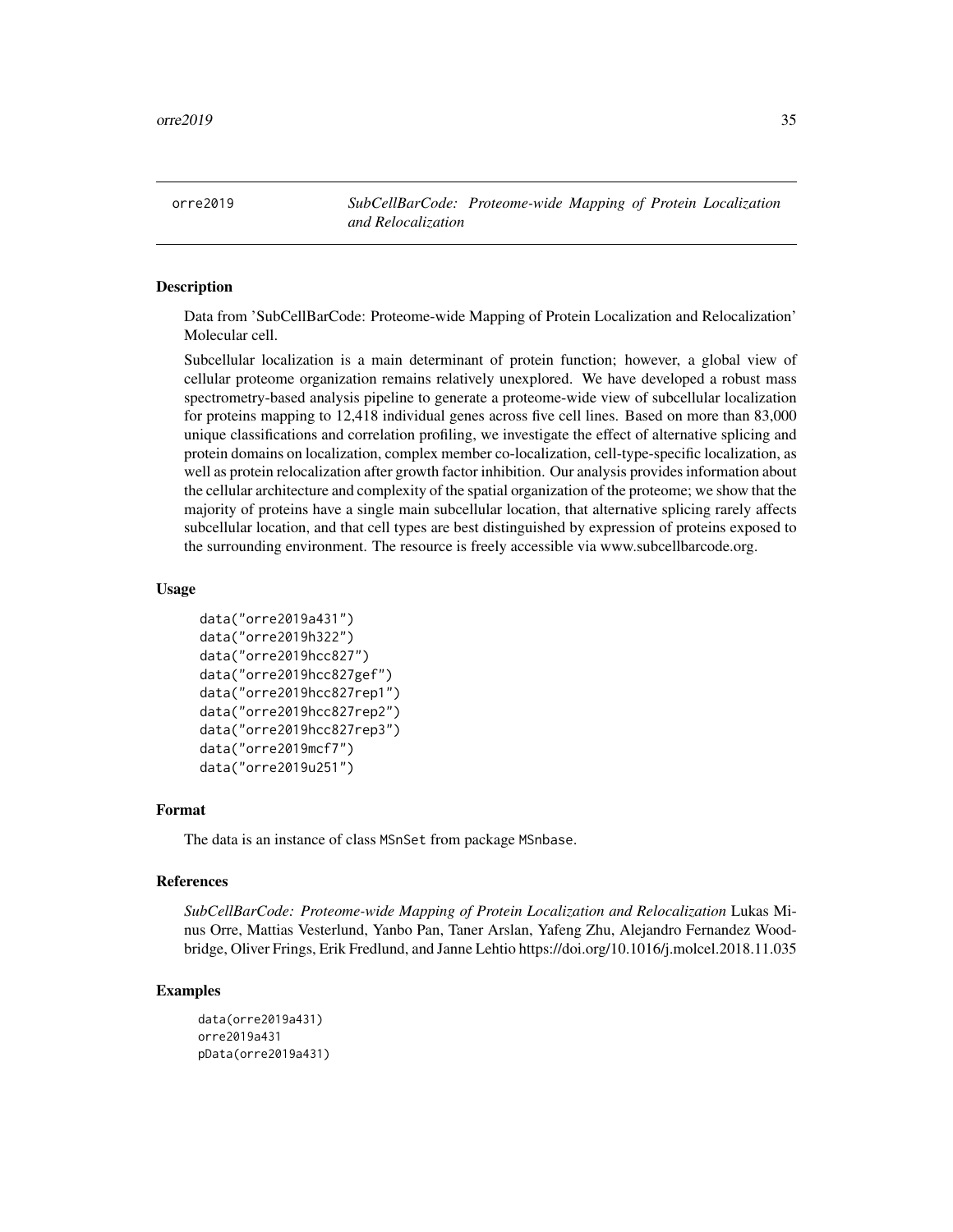# orre2019 — *SubCellBarCode: Proteome-wide Mapping of Protein Localization and Relocalization*

## Description

Data from 'SubCellBarCode: Proteome-wide Mapping of Protein Localization and Relocalization' Molecular cell.

Subcellular localization is a main determinant of protein function; however, a global view of cellular proteome organization remains relatively unexplored. We have developed a robust mass spectrometry-based analysis pipeline to generate a proteome-wide view of subcellular localization for proteins mapping to 12,418 individual genes across five cell lines. Based on more than 83,000 unique classifications and correlation profiling, we investigate the effect of alternative splicing and protein domains on localization, complex member co-localization, cell-type-specific localization, as well as protein relocalization after growth factor inhibition. Our analysis provides information about the cellular architecture and complexity of the spatial organization of the proteome; we show that the majority of proteins have a single main subcellular location, that alternative splicing rarely affects subcellular location, and that cell types are best distinguished by expression of proteins exposed to the surrounding environment. The resource is freely accessible via www.subcellbarcode.org.

## Usage

```
data("orre2019a431")
data("orre2019h322")
data("orre2019hcc827")
data("orre2019hcc827gef")
data("orre2019hcc827rep1")
data("orre2019hcc827rep2")
data("orre2019hcc827rep3")
data("orre2019mcf7")
data("orre2019u251")
```

## Format

The data is an instance of class MSnSet from package MSnbase.

## References

*SubCellBarCode: Proteome-wide Mapping of Protein Localization and Relocalization* Lukas Minus Orre, Mattias Vesterlund, Yanbo Pan, Taner Arslan, Yafeng Zhu, Alejandro Fernandez Woodbridge, Oliver Frings, Erik Fredlund, and Janne Lehtio https://doi.org/10.1016/j.molcel.2018.11.035

## Examples

```
data(orre2019a431)
orre2019a431
pData(orre2019a431)
```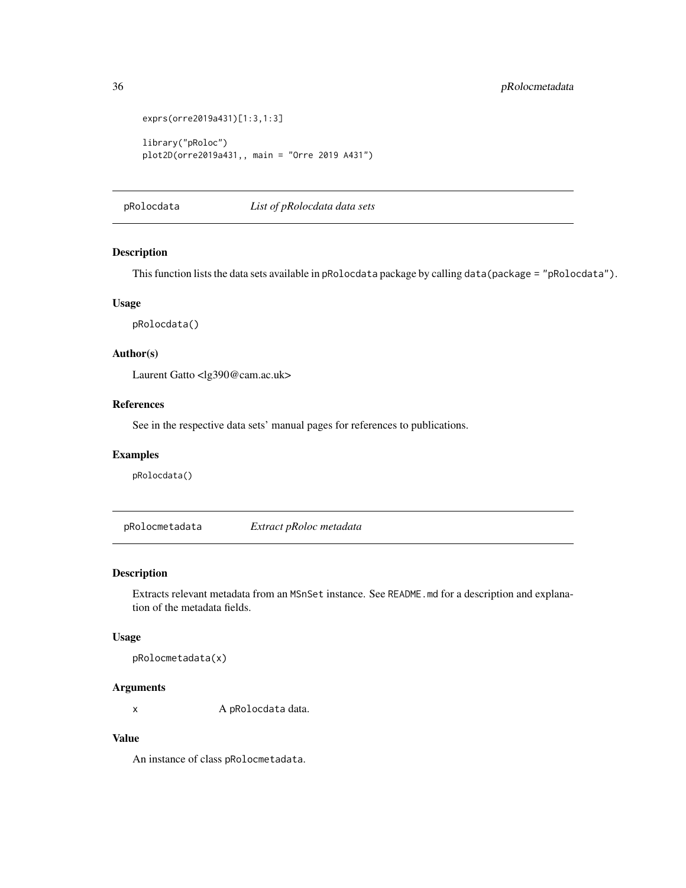```
exprs(orre2019a431)[1:3,1:3]

library("pRoloc")
plot2D(orre2019a431,, main = "Orre 2019 A431")
```

## pRolocdata — *List of pRolocdata data sets*

### Description

This function lists the data sets available in pRolocdata package by calling `data(package = "pRolocdata")`.

### Usage

```
pRolocdata()
```

### Author(s)

Laurent Gatto <lg390@cam.ac.uk>

### References

See in the respective data sets' manual pages for references to publications.

### Examples

```
pRolocdata()
```

## pRolocmetadata — *Extract pRoloc metadata*

### Description

Extracts relevant metadata from an MSnSet instance. See README.md for a description and explanation of the metadata fields.

### Usage

```
pRolocmetadata(x)
```

### Arguments

| | |
|---|---|
| x | A pRolocdata data. |

### Value

An instance of class pRolocmetadata.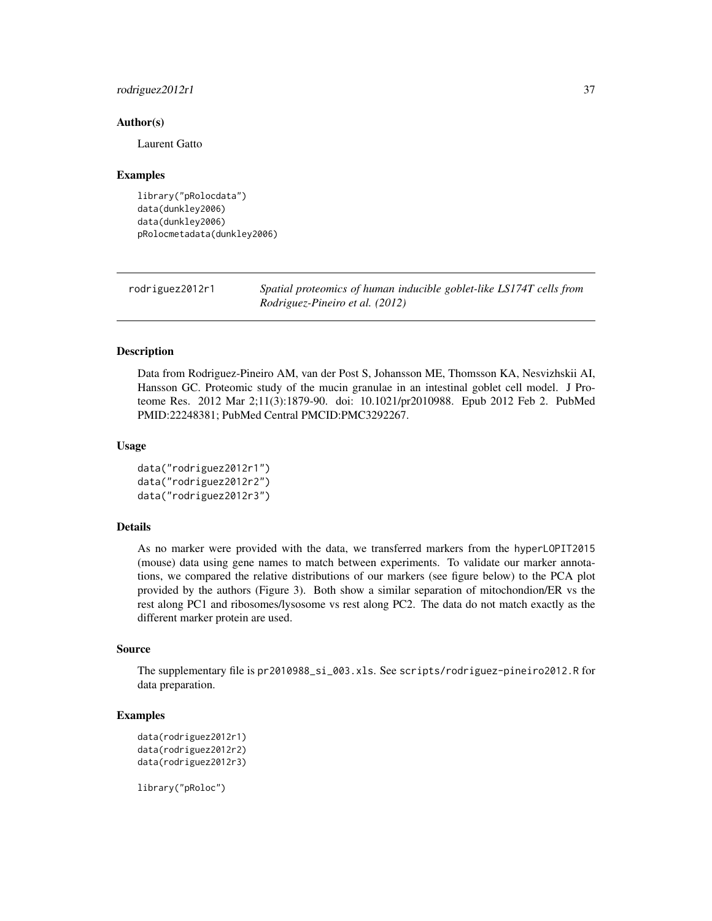### Author(s)

Laurent Gatto

### Examples

```
library("pRolocdata")
data(dunkley2006)
data(dunkley2006)
pRolocmetadata(dunkley2006)
```

---

## rodriguez2012r1 — *Spatial proteomics of human inducible goblet-like LS174T cells from Rodriguez-Pineiro et al. (2012)*

---

### Description

Data from Rodriguez-Pineiro AM, van der Post S, Johansson ME, Thomsson KA, Nesvizhskii AI, Hansson GC. Proteomic study of the mucin granulae in an intestinal goblet cell model. J Proteome Res. 2012 Mar 2;11(3):1879-90. doi: 10.1021/pr2010988. Epub 2012 Feb 2. PubMed PMID:22248381; PubMed Central PMCID:PMC3292267.

### Usage

```
data("rodriguez2012r1")
data("rodriguez2012r2")
data("rodriguez2012r3")
```

### Details

As no marker were provided with the data, we transferred markers from the hyperLOPIT2015 (mouse) data using gene names to match between experiments. To validate our marker annotations, we compared the relative distributions of our markers (see figure below) to the PCA plot provided by the authors (Figure 3). Both show a similar separation of mitochondion/ER vs the rest along PC1 and ribosomes/lysosome vs rest along PC2. The data do not match exactly as the different marker protein are used.

### Source

The supplementary file is pr2010988_si_003.xls. See scripts/rodriguez-pineiro2012.R for data preparation.

### Examples

```
data(rodriguez2012r1)
data(rodriguez2012r2)
data(rodriguez2012r3)

library("pRoloc")
```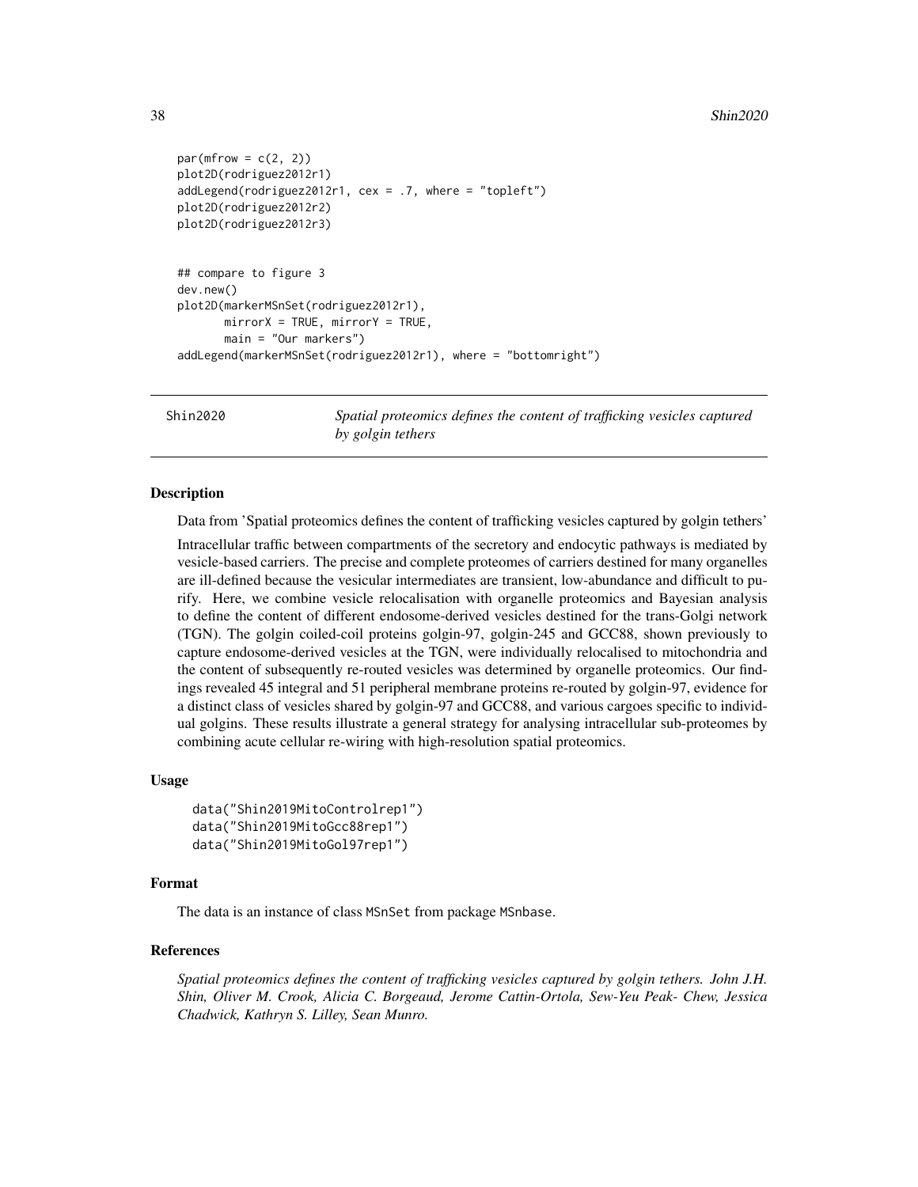```
par(mfrow = c(2, 2))
plot2D(rodriguez2012r1)
addLegend(rodriguez2012r1, cex = .7, where = "topleft")
plot2D(rodriguez2012r2)
plot2D(rodriguez2012r3)


## compare to figure 3
dev.new()
plot2D(markerMSnSet(rodriguez2012r1),
       mirrorX = TRUE, mirrorY = TRUE,
       main = "Our markers")
addLegend(markerMSnSet(rodriguez2012r1), where = "bottomright")
```

---

## Shin2020 — *Spatial proteomics defines the content of trafficking vesicles captured by golgin tethers*

### Description

Data from 'Spatial proteomics defines the content of trafficking vesicles captured by golgin tethers'

Intracellular traffic between compartments of the secretory and endocytic pathways is mediated by vesicle-based carriers. The precise and complete proteomes of carriers destined for many organelles are ill-defined because the vesicular intermediates are transient, low-abundance and difficult to purify. Here, we combine vesicle relocalisation with organelle proteomics and Bayesian analysis to define the content of different endosome-derived vesicles destined for the trans-Golgi network (TGN). The golgin coiled-coil proteins golgin-97, golgin-245 and GCC88, shown previously to capture endosome-derived vesicles at the TGN, were individually relocalised to mitochondria and the content of subsequently re-routed vesicles was determined by organelle proteomics. Our findings revealed 45 integral and 51 peripheral membrane proteins re-routed by golgin-97, evidence for a distinct class of vesicles shared by golgin-97 and GCC88, and various cargoes specific to individual golgins. These results illustrate a general strategy for analysing intracellular sub-proteomes by combining acute cellular re-wiring with high-resolution spatial proteomics.

### Usage

```
data("Shin2019MitoControlrep1")
data("Shin2019MitoGcc88rep1")
data("Shin2019MitoGol97rep1")
```

### Format

The data is an instance of class MSnSet from package MSnbase.

### References

*Spatial proteomics defines the content of trafficking vesicles captured by golgin tethers. John J.H. Shin, Oliver M. Crook, Alicia C. Borgeaud, Jerome Cattin-Ortola, Sew-Yeu Peak- Chew, Jessica Chadwick, Kathryn S. Lilley, Sean Munro.*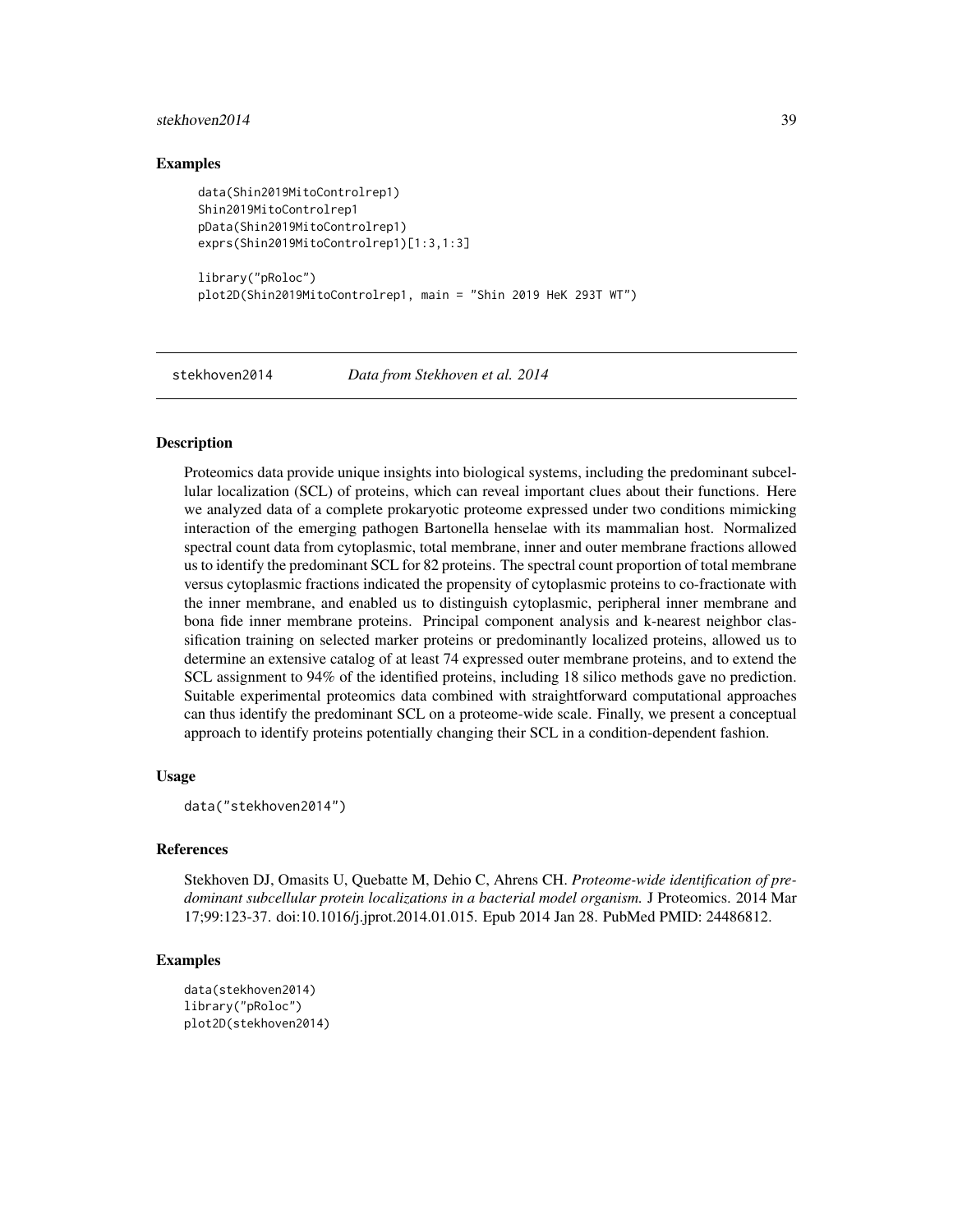### Examples

```
data(Shin2019MitoControlrep1)
Shin2019MitoControlrep1
pData(Shin2019MitoControlrep1)
exprs(Shin2019MitoControlrep1)[1:3,1:3]

library("pRoloc")
plot2D(Shin2019MitoControlrep1, main = "Shin 2019 HeK 293T WT")
```

---

## stekhoven2014 *Data from Stekhoven et al. 2014*

### Description

Proteomics data provide unique insights into biological systems, including the predominant subcellular localization (SCL) of proteins, which can reveal important clues about their functions. Here we analyzed data of a complete prokaryotic proteome expressed under two conditions mimicking interaction of the emerging pathogen Bartonella henselae with its mammalian host. Normalized spectral count data from cytoplasmic, total membrane, inner and outer membrane fractions allowed us to identify the predominant SCL for 82 proteins. The spectral count proportion of total membrane versus cytoplasmic fractions indicated the propensity of cytoplasmic proteins to co-fractionate with the inner membrane, and enabled us to distinguish cytoplasmic, peripheral inner membrane and bona fide inner membrane proteins. Principal component analysis and k-nearest neighbor classification training on selected marker proteins or predominantly localized proteins, allowed us to determine an extensive catalog of at least 74 expressed outer membrane proteins, and to extend the SCL assignment to 94% of the identified proteins, including 18 silico methods gave no prediction. Suitable experimental proteomics data combined with straightforward computational approaches can thus identify the predominant SCL on a proteome-wide scale. Finally, we present a conceptual approach to identify proteins potentially changing their SCL in a condition-dependent fashion.

### Usage

```
data("stekhoven2014")
```

### References

Stekhoven DJ, Omasits U, Quebatte M, Dehio C, Ahrens CH. *Proteome-wide identification of predominant subcellular protein localizations in a bacterial model organism.* J Proteomics. 2014 Mar 17;99:123-37. doi:10.1016/j.jprot.2014.01.015. Epub 2014 Jan 28. PubMed PMID: 24486812.

### Examples

```
data(stekhoven2014)
library("pRoloc")
plot2D(stekhoven2014)
```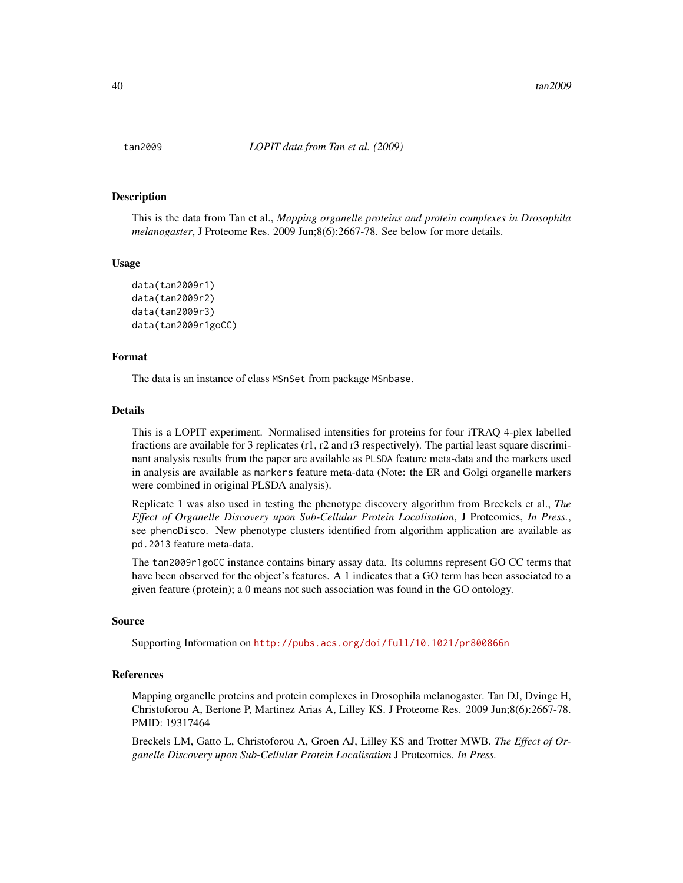# tan2009 — *LOPIT data from Tan et al. (2009)*

## Description

This is the data from Tan et al., *Mapping organelle proteins and protein complexes in Drosophila melanogaster*, J Proteome Res. 2009 Jun;8(6):2667-78. See below for more details.

## Usage

```
data(tan2009r1)
data(tan2009r2)
data(tan2009r3)
data(tan2009r1goCC)
```

## Format

The data is an instance of class `MSnSet` from package `MSnbase`.

## Details

This is a LOPIT experiment. Normalised intensities for proteins for four iTRAQ 4-plex labelled fractions are available for 3 replicates (r1, r2 and r3 respectively). The partial least square discriminant analysis results from the paper are available as `PLSDA` feature meta-data and the markers used in analysis are available as `markers` feature meta-data (Note: the ER and Golgi organelle markers were combined in original PLSDA analysis).

Replicate 1 was also used in testing the phenotype discovery algorithm from Breckels et al., *The Effect of Organelle Discovery upon Sub-Cellular Protein Localisation*, J Proteomics, *In Press.*, see `phenoDisco`. New phenotype clusters identified from algorithm application are available as `pd.2013` feature meta-data.

The `tan2009r1goCC` instance contains binary assay data. Its columns represent GO CC terms that have been observed for the object's features. A 1 indicates that a GO term has been associated to a given feature (protein); a 0 means not such association was found in the GO ontology.

## Source

Supporting Information on http://pubs.acs.org/doi/full/10.1021/pr800866n

## References

Mapping organelle proteins and protein complexes in Drosophila melanogaster. Tan DJ, Dvinge H, Christoforou A, Bertone P, Martinez Arias A, Lilley KS. J Proteome Res. 2009 Jun;8(6):2667-78. PMID: 19317464

Breckels LM, Gatto L, Christoforou A, Groen AJ, Lilley KS and Trotter MWB. *The Effect of Organelle Discovery upon Sub-Cellular Protein Localisation* J Proteomics. *In Press.*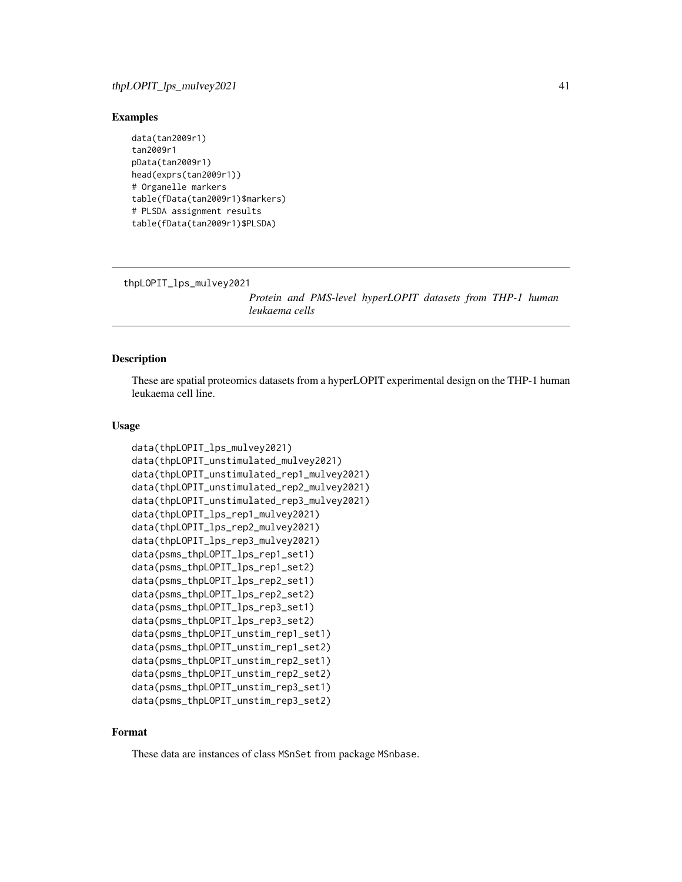## Examples

```
data(tan2009r1)
tan2009r1
pData(tan2009r1)
head(exprs(tan2009r1))
# Organelle markers
table(fData(tan2009r1)$markers)
# PLSDA assignment results
table(fData(tan2009r1)$PLSDA)
```

---

thpLOPIT_lps_mulvey2021 *Protein and PMS-level hyperLOPIT datasets from THP-1 human leukaema cells*

---

## Description

These are spatial proteomics datasets from a hyperLOPIT experimental design on the THP-1 human leukaema cell line.

## Usage

```
data(thpLOPIT_lps_mulvey2021)
data(thpLOPIT_unstimulated_mulvey2021)
data(thpLOPIT_unstimulated_rep1_mulvey2021)
data(thpLOPIT_unstimulated_rep2_mulvey2021)
data(thpLOPIT_unstimulated_rep3_mulvey2021)
data(thpLOPIT_lps_rep1_mulvey2021)
data(thpLOPIT_lps_rep2_mulvey2021)
data(thpLOPIT_lps_rep3_mulvey2021)
data(psms_thpLOPIT_lps_rep1_set1)
data(psms_thpLOPIT_lps_rep1_set2)
data(psms_thpLOPIT_lps_rep2_set1)
data(psms_thpLOPIT_lps_rep2_set2)
data(psms_thpLOPIT_lps_rep3_set1)
data(psms_thpLOPIT_lps_rep3_set2)
data(psms_thpLOPIT_unstim_rep1_set1)
data(psms_thpLOPIT_unstim_rep1_set2)
data(psms_thpLOPIT_unstim_rep2_set1)
data(psms_thpLOPIT_unstim_rep2_set2)
data(psms_thpLOPIT_unstim_rep3_set1)
data(psms_thpLOPIT_unstim_rep3_set2)
```

## Format

These data are instances of class MSnSet from package MSnbase.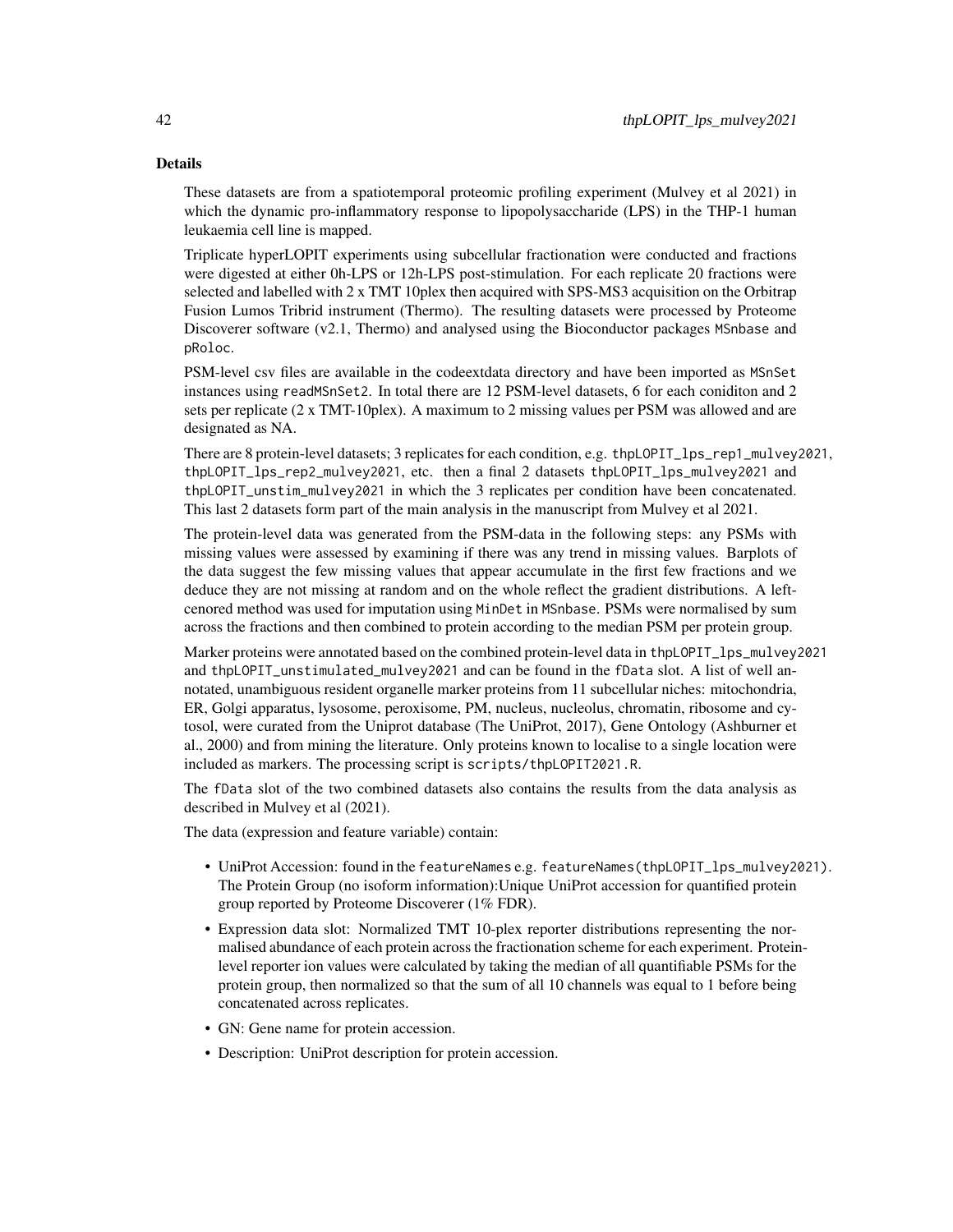## Details

These datasets are from a spatiotemporal proteomic profiling experiment (Mulvey et al 2021) in which the dynamic pro-inflammatory response to lipopolysaccharide (LPS) in the THP-1 human leukaemia cell line is mapped.

Triplicate hyperLOPIT experiments using subcellular fractionation were conducted and fractions were digested at either 0h-LPS or 12h-LPS post-stimulation. For each replicate 20 fractions were selected and labelled with 2 x TMT 10plex then acquired with SPS-MS3 acquisition on the Orbitrap Fusion Lumos Tribrid instrument (Thermo). The resulting datasets were processed by Proteome Discoverer software (v2.1, Thermo) and analysed using the Bioconductor packages `MSnbase` and `pRoloc`.

PSM-level csv files are available in the codeextdata directory and have been imported as `MSnSet` instances using `readMSnSet2`. In total there are 12 PSM-level datasets, 6 for each conidition and 2 sets per replicate (2 x TMT-10plex). A maximum to 2 missing values per PSM was allowed and are designated as NA.

There are 8 protein-level datasets; 3 replicates for each condition, e.g. `thpLOPIT_lps_rep1_mulvey2021`, `thpLOPIT_lps_rep2_mulvey2021`, etc. then a final 2 datasets `thpLOPIT_lps_mulvey2021` and `thpLOPIT_unstim_mulvey2021` in which the 3 replicates per condition have been concatenated. This last 2 datasets form part of the main analysis in the manuscript from Mulvey et al 2021.

The protein-level data was generated from the PSM-data in the following steps: any PSMs with missing values were assessed by examining if there was any trend in missing values. Barplots of the data suggest the few missing values that appear accumulate in the first few fractions and we deduce they are not missing at random and on the whole reflect the gradient distributions. A left-cenored method was used for imputation using `MinDet` in `MSnbase`. PSMs were normalised by sum across the fractions and then combined to protein according to the median PSM per protein group.

Marker proteins were annotated based on the combined protein-level data in `thpLOPIT_lps_mulvey2021` and `thpLOPIT_unstimulated_mulvey2021` and can be found in the `fData` slot. A list of well annotated, unambiguous resident organelle marker proteins from 11 subcellular niches: mitochondria, ER, Golgi apparatus, lysosome, peroxisome, PM, nucleus, nucleolus, chromatin, ribosome and cytosol, were curated from the Uniprot database (The UniProt, 2017), Gene Ontology (Ashburner et al., 2000) and from mining the literature. Only proteins known to localise to a single location were included as markers. The processing script is `scripts/thpLOPIT2021.R`.

The `fData` slot of the two combined datasets also contains the results from the data analysis as described in Mulvey et al (2021).

The data (expression and feature variable) contain:

- UniProt Accession: found in the `featureNames` e.g. `featureNames(thpLOPIT_lps_mulvey2021)`. The Protein Group (no isoform information):Unique UniProt accession for quantified protein group reported by Proteome Discoverer (1% FDR).
- Expression data slot: Normalized TMT 10-plex reporter distributions representing the normalised abundance of each protein across the fractionation scheme for each experiment. Protein-level reporter ion values were calculated by taking the median of all quantifiable PSMs for the protein group, then normalized so that the sum of all 10 channels was equal to 1 before being concatenated across replicates.
- GN: Gene name for protein accession.
- Description: UniProt description for protein accession.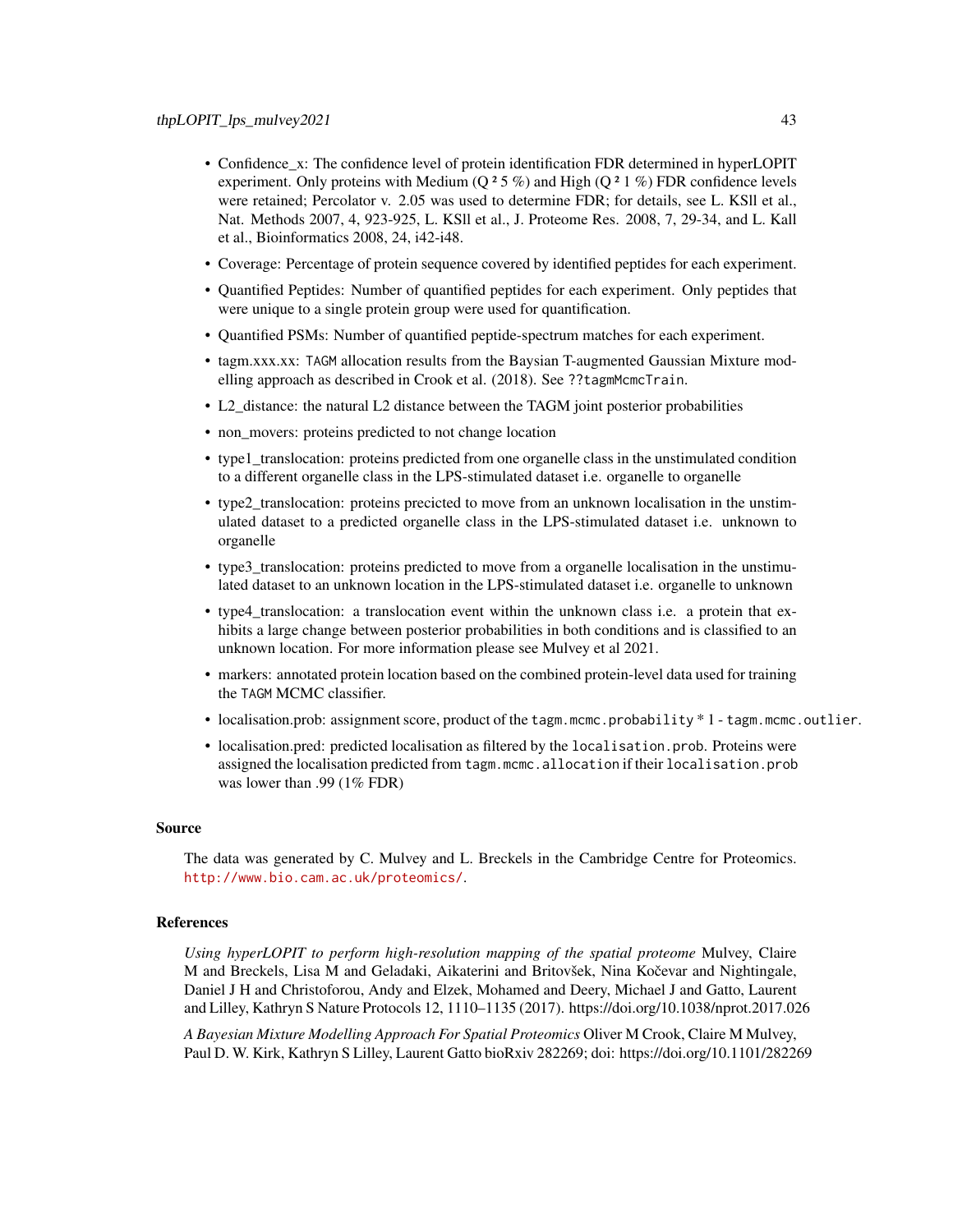- Confidence_x: The confidence level of protein identification FDR determined in hyperLOPIT experiment. Only proteins with Medium (Q ² 5 %) and High (Q ² 1 %) FDR confidence levels were retained; Percolator v. 2.05 was used to determine FDR; for details, see L. KSll et al., Nat. Methods 2007, 4, 923-925, L. KSll et al., J. Proteome Res. 2008, 7, 29-34, and L. Kall et al., Bioinformatics 2008, 24, i42-i48.
- Coverage: Percentage of protein sequence covered by identified peptides for each experiment.
- Quantified Peptides: Number of quantified peptides for each experiment. Only peptides that were unique to a single protein group were used for quantification.
- Quantified PSMs: Number of quantified peptide-spectrum matches for each experiment.
- tagm.xxx.xx: `TAGM` allocation results from the Baysian T-augmented Gaussian Mixture modelling approach as described in Crook et al. (2018). See `??tagmMcmcTrain`.
- L2_distance: the natural L2 distance between the TAGM joint posterior probabilities
- non_movers: proteins predicted to not change location
- type1_translocation: proteins predicted from one organelle class in the unstimulated condition to a different organelle class in the LPS-stimulated dataset i.e. organelle to organelle
- type2_translocation: proteins precicted to move from an unknown localisation in the unstimulated dataset to a predicted organelle class in the LPS-stimulated dataset i.e. unknown to organelle
- type3_translocation: proteins predicted to move from a organelle localisation in the unstimulated dataset to an unknown location in the LPS-stimulated dataset i.e. organelle to unknown
- type4_translocation: a translocation event within the unknown class i.e. a protein that exhibits a large change between posterior probabilities in both conditions and is classified to an unknown location. For more information please see Mulvey et al 2021.
- markers: annotated protein location based on the combined protein-level data used for training the `TAGM` MCMC classifier.
- localisation.prob: assignment score, product of the `tagm.mcmc.probability` * 1 - `tagm.mcmc.outlier`.
- localisation.pred: predicted localisation as filtered by the `localisation.prob`. Proteins were assigned the localisation predicted from `tagm.mcmc.allocation` if their `localisation.prob` was lower than .99 (1% FDR)

## Source

The data was generated by C. Mulvey and L. Breckels in the Cambridge Centre for Proteomics. http://www.bio.cam.ac.uk/proteomics/.

## References

*Using hyperLOPIT to perform high-resolution mapping of the spatial proteome* Mulvey, Claire M and Breckels, Lisa M and Geladaki, Aikaterini and Britovšek, Nina Kočevar and Nightingale, Daniel J H and Christoforou, Andy and Elzek, Mohamed and Deery, Michael J and Gatto, Laurent and Lilley, Kathryn S Nature Protocols 12, 1110–1135 (2017). https://doi.org/10.1038/nprot.2017.026

*A Bayesian Mixture Modelling Approach For Spatial Proteomics* Oliver M Crook, Claire M Mulvey, Paul D. W. Kirk, Kathryn S Lilley, Laurent Gatto bioRxiv 282269; doi: https://doi.org/10.1101/282269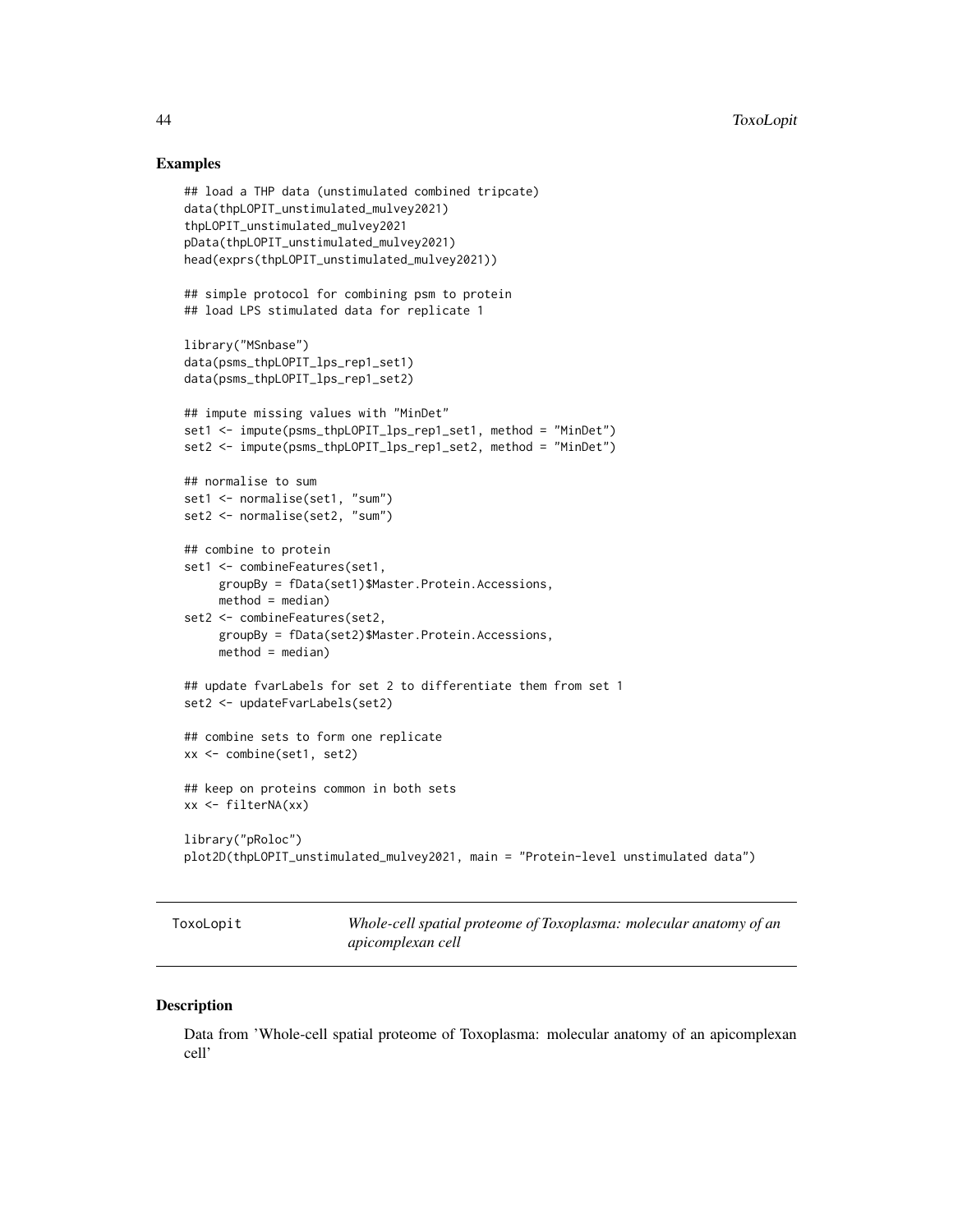## Examples

```
## load a THP data (unstimulated combined tripcate)
data(thpLOPIT_unstimulated_mulvey2021)
thpLOPIT_unstimulated_mulvey2021
pData(thpLOPIT_unstimulated_mulvey2021)
head(exprs(thpLOPIT_unstimulated_mulvey2021))

## simple protocol for combining psm to protein
## load LPS stimulated data for replicate 1

library("MSnbase")
data(psms_thpLOPIT_lps_rep1_set1)
data(psms_thpLOPIT_lps_rep1_set2)

## impute missing values with "MinDet"
set1 <- impute(psms_thpLOPIT_lps_rep1_set1, method = "MinDet")
set2 <- impute(psms_thpLOPIT_lps_rep1_set2, method = "MinDet")

## normalise to sum
set1 <- normalise(set1, "sum")
set2 <- normalise(set2, "sum")

## combine to protein
set1 <- combineFeatures(set1,
     groupBy = fData(set1)$Master.Protein.Accessions,
     method = median)
set2 <- combineFeatures(set2,
     groupBy = fData(set2)$Master.Protein.Accessions,
     method = median)

## update fvarLabels for set 2 to differentiate them from set 1
set2 <- updateFvarLabels(set2)

## combine sets to form one replicate
xx <- combine(set1, set2)

## keep on proteins common in both sets
xx <- filterNA(xx)

library("pRoloc")
plot2D(thpLOPIT_unstimulated_mulvey2021, main = "Protein-level unstimulated data")
```

---

ToxoLopit — *Whole-cell spatial proteome of Toxoplasma: molecular anatomy of an apicomplexan cell*

---

## Description

Data from 'Whole-cell spatial proteome of Toxoplasma: molecular anatomy of an apicomplexan cell'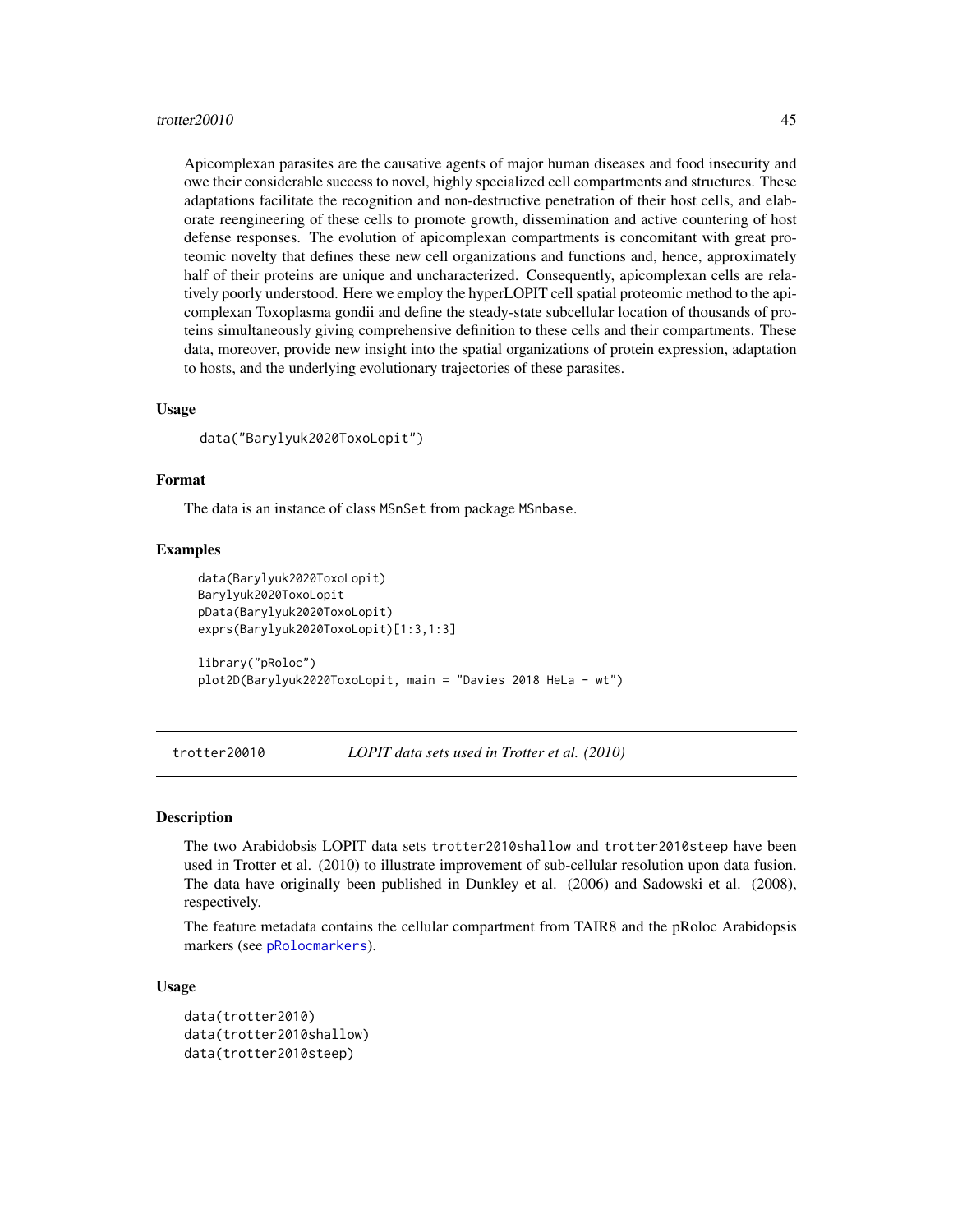Apicomplexan parasites are the causative agents of major human diseases and food insecurity and owe their considerable success to novel, highly specialized cell compartments and structures. These adaptations facilitate the recognition and non-destructive penetration of their host cells, and elaborate reengineering of these cells to promote growth, dissemination and active countering of host defense responses. The evolution of apicomplexan compartments is concomitant with great proteomic novelty that defines these new cell organizations and functions and, hence, approximately half of their proteins are unique and uncharacterized. Consequently, apicomplexan cells are relatively poorly understood. Here we employ the hyperLOPIT cell spatial proteomic method to the apicomplexan Toxoplasma gondii and define the steady-state subcellular location of thousands of proteins simultaneously giving comprehensive definition to these cells and their compartments. These data, moreover, provide new insight into the spatial organizations of protein expression, adaptation to hosts, and the underlying evolutionary trajectories of these parasites.

### Usage

```
data("Barylyuk2020ToxoLopit")
```

### Format

The data is an instance of class `MSnSet` from package `MSnbase`.

### Examples

```
data(Barylyuk2020ToxoLopit)
Barylyuk2020ToxoLopit
pData(Barylyuk2020ToxoLopit)
exprs(Barylyuk2020ToxoLopit)[1:3,1:3]

library("pRoloc")
plot2D(Barylyuk2020ToxoLopit, main = "Davies 2018 HeLa - wt")
```

---

## trotter20010 — *LOPIT data sets used in Trotter et al. (2010)*

### Description

The two Arabidobsis LOPIT data sets `trotter2010shallow` and `trotter2010steep` have been used in Trotter et al. (2010) to illustrate improvement of sub-cellular resolution upon data fusion. The data have originally been published in Dunkley et al. (2006) and Sadowski et al. (2008), respectively.

The feature metadata contains the cellular compartment from TAIR8 and the pRoloc Arabidopsis markers (see `pRolocmarkers`).

### Usage

```
data(trotter2010)
data(trotter2010shallow)
data(trotter2010steep)
```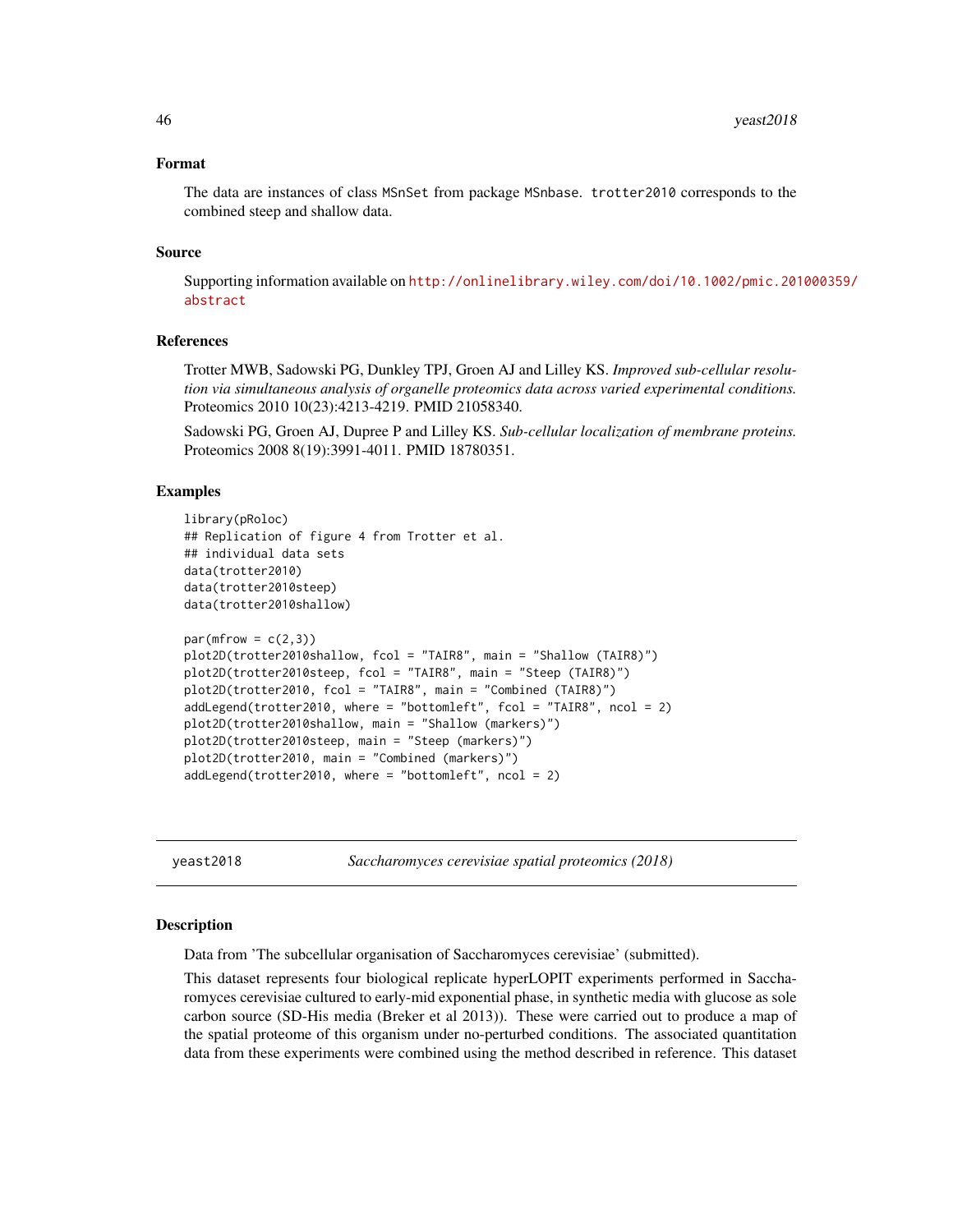### Format

The data are instances of class `MSnSet` from package `MSnbase`. `trotter2010` corresponds to the combined steep and shallow data.

### Source

Supporting information available on http://onlinelibrary.wiley.com/doi/10.1002/pmic.201000359/abstract

### References

Trotter MWB, Sadowski PG, Dunkley TPJ, Groen AJ and Lilley KS. *Improved sub-cellular resolution via simultaneous analysis of organelle proteomics data across varied experimental conditions.* Proteomics 2010 10(23):4213-4219. PMID 21058340.

Sadowski PG, Groen AJ, Dupree P and Lilley KS. *Sub-cellular localization of membrane proteins.* Proteomics 2008 8(19):3991-4011. PMID 18780351.

### Examples

```
library(pRoloc)
## Replication of figure 4 from Trotter et al.
## individual data sets
data(trotter2010)
data(trotter2010steep)
data(trotter2010shallow)

par(mfrow = c(2,3))
plot2D(trotter2010shallow, fcol = "TAIR8", main = "Shallow (TAIR8)")
plot2D(trotter2010steep, fcol = "TAIR8", main = "Steep (TAIR8)")
plot2D(trotter2010, fcol = "TAIR8", main = "Combined (TAIR8)")
addLegend(trotter2010, where = "bottomleft", fcol = "TAIR8", ncol = 2)
plot2D(trotter2010shallow, main = "Shallow (markers)")
plot2D(trotter2010steep, main = "Steep (markers)")
plot2D(trotter2010, main = "Combined (markers)")
addLegend(trotter2010, where = "bottomleft", ncol = 2)
```

---

## yeast2018 — *Saccharomyces cerevisiae spatial proteomics (2018)*

---

### Description

Data from 'The subcellular organisation of Saccharomyces cerevisiae' (submitted).

This dataset represents four biological replicate hyperLOPIT experiments performed in Saccharomyces cerevisiae cultured to early-mid exponential phase, in synthetic media with glucose as sole carbon source (SD-His media (Breker et al 2013)). These were carried out to produce a map of the spatial proteome of this organism under no-perturbed conditions. The associated quantitation data from these experiments were combined using the method described in reference. This dataset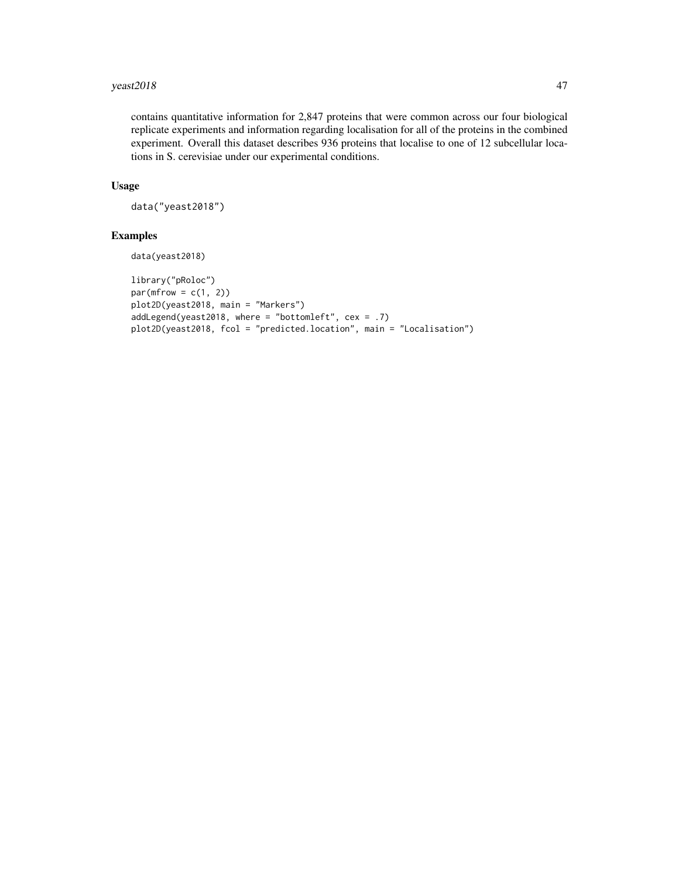contains quantitative information for 2,847 proteins that were common across our four biological replicate experiments and information regarding localisation for all of the proteins in the combined experiment. Overall this dataset describes 936 proteins that localise to one of 12 subcellular locations in S. cerevisiae under our experimental conditions.

## Usage

```
data("yeast2018")
```

## Examples

```
data(yeast2018)

library("pRoloc")
par(mfrow = c(1, 2))
plot2D(yeast2018, main = "Markers")
addLegend(yeast2018, where = "bottomleft", cex = .7)
plot2D(yeast2018, fcol = "predicted.location", main = "Localisation")
```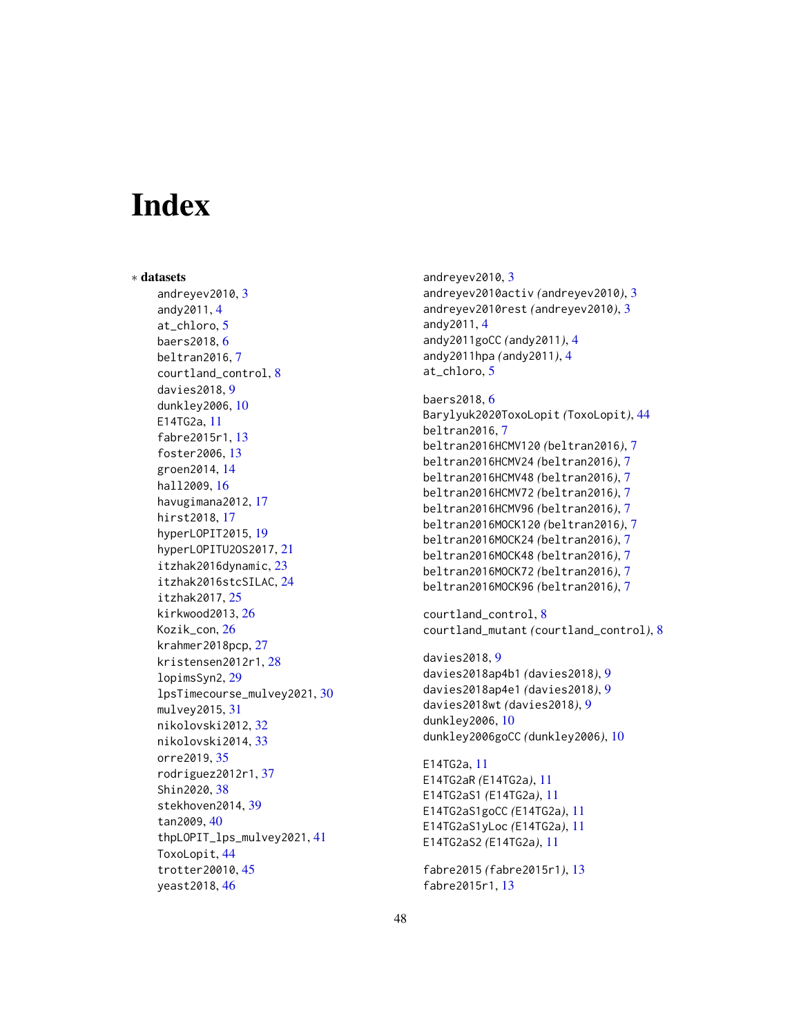# Index

∗ **datasets**

andreyev2010, 3
andy2011, 4
at_chloro, 5
baers2018, 6
beltran2016, 7
courtland_control, 8
davies2018, 9
dunkley2006, 10
E14TG2a, 11
fabre2015r1, 13
foster2006, 13
groen2014, 14
hall2009, 16
havugimana2012, 17
hirst2018, 17
hyperLOPIT2015, 19
hyperLOPITU2OS2017, 21
itzhak2016dynamic, 23
itzhak2016stcSILAC, 24
itzhak2017, 25
kirkwood2013, 26
Kozik_con, 26
krahmer2018pcp, 27
kristensen2012r1, 28
lopimsSyn2, 29
lpsTimecourse_mulvey2021, 30
mulvey2015, 31
nikolovski2012, 32
nikolovski2014, 33
orre2019, 35
rodriguez2012r1, 37
Shin2020, 38
stekhoven2014, 39
tan2009, 40
thpLOPIT_lps_mulvey2021, 41
ToxoLopit, 44
trotter20010, 45
yeast2018, 46

andreyev2010, 3
andreyev2010activ *(andreyev2010)*, 3
andreyev2010rest *(andreyev2010)*, 3
andy2011, 4
andy2011goCC *(andy2011)*, 4
andy2011hpa *(andy2011)*, 4
at_chloro, 5

baers2018, 6
Barylyuk2020ToxoLopit *(ToxoLopit)*, 44
beltran2016, 7
beltran2016HCMV120 *(beltran2016)*, 7
beltran2016HCMV24 *(beltran2016)*, 7
beltran2016HCMV48 *(beltran2016)*, 7
beltran2016HCMV72 *(beltran2016)*, 7
beltran2016HCMV96 *(beltran2016)*, 7
beltran2016MOCK120 *(beltran2016)*, 7
beltran2016MOCK24 *(beltran2016)*, 7
beltran2016MOCK48 *(beltran2016)*, 7
beltran2016MOCK72 *(beltran2016)*, 7
beltran2016MOCK96 *(beltran2016)*, 7

courtland_control, 8
courtland_mutant *(courtland_control)*, 8

davies2018, 9
davies2018ap4b1 *(davies2018)*, 9
davies2018ap4e1 *(davies2018)*, 9
davies2018wt *(davies2018)*, 9
dunkley2006, 10
dunkley2006goCC *(dunkley2006)*, 10

E14TG2a, 11
E14TG2aR *(E14TG2a)*, 11
E14TG2aS1 *(E14TG2a)*, 11
E14TG2aS1goCC *(E14TG2a)*, 11
E14TG2aS1yLoc *(E14TG2a)*, 11
E14TG2aS2 *(E14TG2a)*, 11

fabre2015 *(fabre2015r1)*, 13
fabre2015r1, 13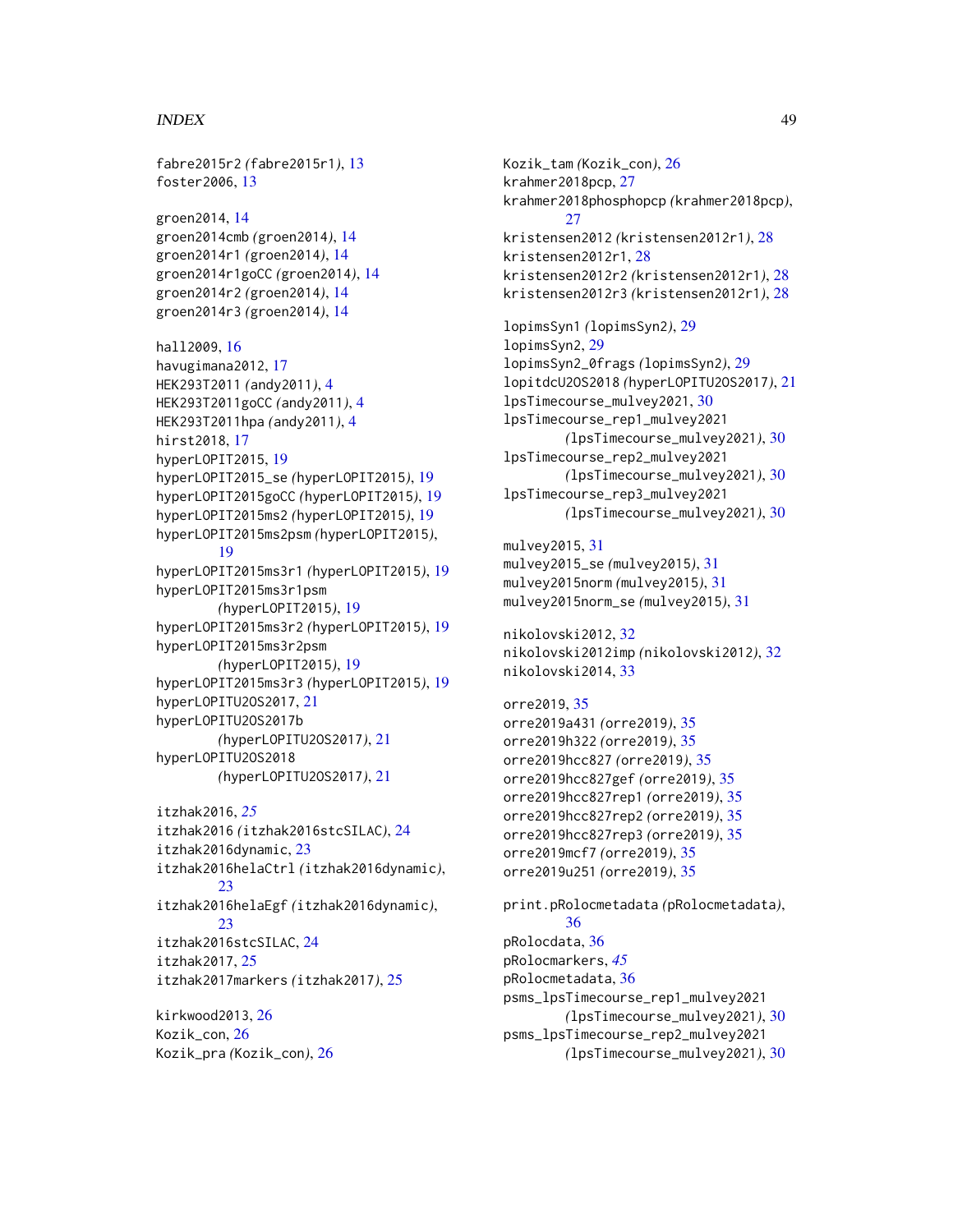fabre2015r2 *(fabre2015r1)*, 13
foster2006, 13

groen2014, 14
groen2014cmb *(groen2014)*, 14
groen2014r1 *(groen2014)*, 14
groen2014r1goCC *(groen2014)*, 14
groen2014r2 *(groen2014)*, 14
groen2014r3 *(groen2014)*, 14

hall2009, 16
havugimana2012, 17
HEK293T2011 *(andy2011)*, 4
HEK293T2011goCC *(andy2011)*, 4
HEK293T2011hpa *(andy2011)*, 4
hirst2018, 17
hyperLOPIT2015, 19
hyperLOPIT2015_se *(hyperLOPIT2015)*, 19
hyperLOPIT2015goCC *(hyperLOPIT2015)*, 19
hyperLOPIT2015ms2 *(hyperLOPIT2015)*, 19
hyperLOPIT2015ms2psm *(hyperLOPIT2015)*, 19
hyperLOPIT2015ms3r1 *(hyperLOPIT2015)*, 19
hyperLOPIT2015ms3r1psm *(hyperLOPIT2015)*, 19
hyperLOPIT2015ms3r2 *(hyperLOPIT2015)*, 19
hyperLOPIT2015ms3r2psm *(hyperLOPIT2015)*, 19
hyperLOPIT2015ms3r3 *(hyperLOPIT2015)*, 19
hyperLOPITU2OS2017, 21
hyperLOPITU2OS2017b *(hyperLOPITU2OS2017)*, 21
hyperLOPITU2OS2018 *(hyperLOPITU2OS2017)*, 21

itzhak2016, *25*
itzhak2016 *(itzhak2016stcSILAC)*, 24
itzhak2016dynamic, 23
itzhak2016helaCtrl *(itzhak2016dynamic)*, 23
itzhak2016helaEgf *(itzhak2016dynamic)*, 23
itzhak2016stcSILAC, 24
itzhak2017, 25
itzhak2017markers *(itzhak2017)*, 25

kirkwood2013, 26
Kozik_con, 26
Kozik_pra *(Kozik_con)*, 26
Kozik_tam *(Kozik_con)*, 26
krahmer2018pcp, 27
krahmer2018phosphopcp *(krahmer2018pcp)*, 27
kristensen2012 *(kristensen2012r1)*, 28
kristensen2012r1, 28
kristensen2012r2 *(kristensen2012r1)*, 28
kristensen2012r3 *(kristensen2012r1)*, 28

lopimsSyn1 *(lopimsSyn2)*, 29
lopimsSyn2, 29
lopimsSyn2_0frags *(lopimsSyn2)*, 29
lopitdcU2OS2018 *(hyperLOPITU2OS2017)*, 21
lpsTimecourse_mulvey2021, 30
lpsTimecourse_rep1_mulvey2021 *(lpsTimecourse_mulvey2021)*, 30
lpsTimecourse_rep2_mulvey2021 *(lpsTimecourse_mulvey2021)*, 30
lpsTimecourse_rep3_mulvey2021 *(lpsTimecourse_mulvey2021)*, 30

mulvey2015, 31
mulvey2015_se *(mulvey2015)*, 31
mulvey2015norm *(mulvey2015)*, 31
mulvey2015norm_se *(mulvey2015)*, 31

nikolovski2012, 32
nikolovski2012imp *(nikolovski2012)*, 32
nikolovski2014, 33

orre2019, 35
orre2019a431 *(orre2019)*, 35
orre2019h322 *(orre2019)*, 35
orre2019hcc827 *(orre2019)*, 35
orre2019hcc827gef *(orre2019)*, 35
orre2019hcc827rep1 *(orre2019)*, 35
orre2019hcc827rep2 *(orre2019)*, 35
orre2019hcc827rep3 *(orre2019)*, 35
orre2019mcf7 *(orre2019)*, 35
orre2019u251 *(orre2019)*, 35

print.pRolocmetadata *(pRolocmetadata)*, 36
pRolocdata, 36
pRolocmarkers, *45*
pRolocmetadata, 36
psms_lpsTimecourse_rep1_mulvey2021 *(lpsTimecourse_mulvey2021)*, 30
psms_lpsTimecourse_rep2_mulvey2021 *(lpsTimecourse_mulvey2021)*, 30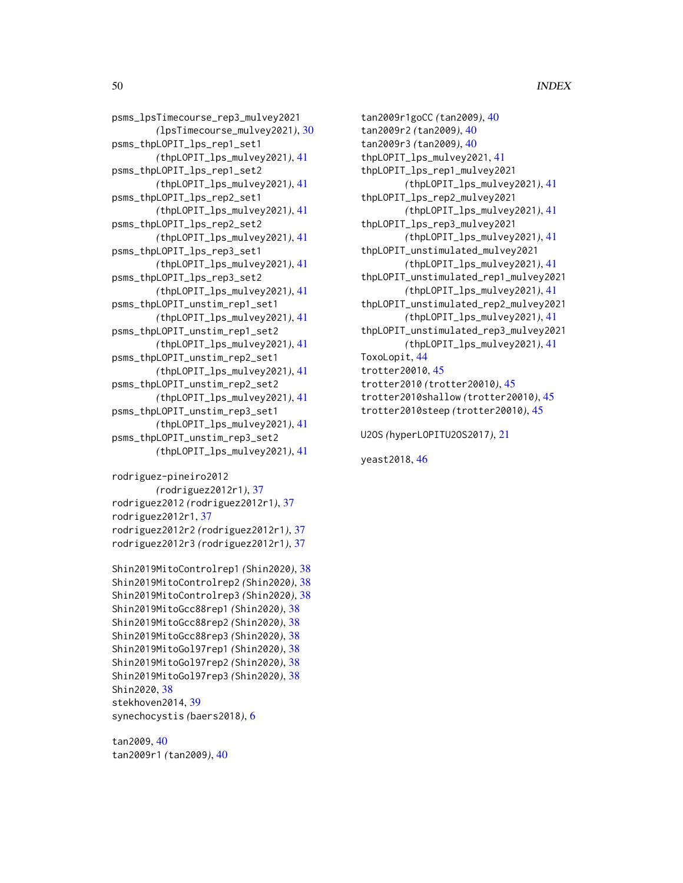psms_lpsTimecourse_rep3_mulvey2021 *(lpsTimecourse_mulvey2021)*, 30
psms_thpLOPIT_lps_rep1_set1 *(thpLOPIT_lps_mulvey2021)*, 41
psms_thpLOPIT_lps_rep1_set2 *(thpLOPIT_lps_mulvey2021)*, 41
psms_thpLOPIT_lps_rep2_set1 *(thpLOPIT_lps_mulvey2021)*, 41
psms_thpLOPIT_lps_rep2_set2 *(thpLOPIT_lps_mulvey2021)*, 41
psms_thpLOPIT_lps_rep3_set1 *(thpLOPIT_lps_mulvey2021)*, 41
psms_thpLOPIT_lps_rep3_set2 *(thpLOPIT_lps_mulvey2021)*, 41
psms_thpLOPIT_unstim_rep1_set1 *(thpLOPIT_lps_mulvey2021)*, 41
psms_thpLOPIT_unstim_rep1_set2 *(thpLOPIT_lps_mulvey2021)*, 41
psms_thpLOPIT_unstim_rep2_set1 *(thpLOPIT_lps_mulvey2021)*, 41
psms_thpLOPIT_unstim_rep2_set2 *(thpLOPIT_lps_mulvey2021)*, 41
psms_thpLOPIT_unstim_rep3_set1 *(thpLOPIT_lps_mulvey2021)*, 41
psms_thpLOPIT_unstim_rep3_set2 *(thpLOPIT_lps_mulvey2021)*, 41

rodriguez-pineiro2012 *(rodriguez2012r1)*, 37
rodriguez2012 *(rodriguez2012r1)*, 37
rodriguez2012r1, 37
rodriguez2012r2 *(rodriguez2012r1)*, 37
rodriguez2012r3 *(rodriguez2012r1)*, 37

Shin2019MitoControlrep1 *(Shin2020)*, 38
Shin2019MitoControlrep2 *(Shin2020)*, 38
Shin2019MitoControlrep3 *(Shin2020)*, 38
Shin2019MitoGcc88rep1 *(Shin2020)*, 38
Shin2019MitoGcc88rep2 *(Shin2020)*, 38
Shin2019MitoGcc88rep3 *(Shin2020)*, 38
Shin2019MitoGol97rep1 *(Shin2020)*, 38
Shin2019MitoGol97rep2 *(Shin2020)*, 38
Shin2019MitoGol97rep3 *(Shin2020)*, 38
Shin2020, 38
stekhoven2014, 39
synechocystis *(baers2018)*, 6

tan2009, 40
tan2009r1 *(tan2009)*, 40
tan2009r1goCC *(tan2009)*, 40
tan2009r2 *(tan2009)*, 40
tan2009r3 *(tan2009)*, 40
thpLOPIT_lps_mulvey2021, 41
thpLOPIT_lps_rep1_mulvey2021 *(thpLOPIT_lps_mulvey2021)*, 41
thpLOPIT_lps_rep2_mulvey2021 *(thpLOPIT_lps_mulvey2021)*, 41
thpLOPIT_lps_rep3_mulvey2021 *(thpLOPIT_lps_mulvey2021)*, 41
thpLOPIT_unstimulated_mulvey2021 *(thpLOPIT_lps_mulvey2021)*, 41
thpLOPIT_unstimulated_rep1_mulvey2021 *(thpLOPIT_lps_mulvey2021)*, 41
thpLOPIT_unstimulated_rep2_mulvey2021 *(thpLOPIT_lps_mulvey2021)*, 41
thpLOPIT_unstimulated_rep3_mulvey2021 *(thpLOPIT_lps_mulvey2021)*, 41
ToxoLopit, 44
trotter20010, 45
trotter2010 *(trotter20010)*, 45
trotter2010shallow *(trotter20010)*, 45
trotter2010steep *(trotter20010)*, 45

U2OS *(hyperLOPITU2OS2017)*, 21

yeast2018, 46